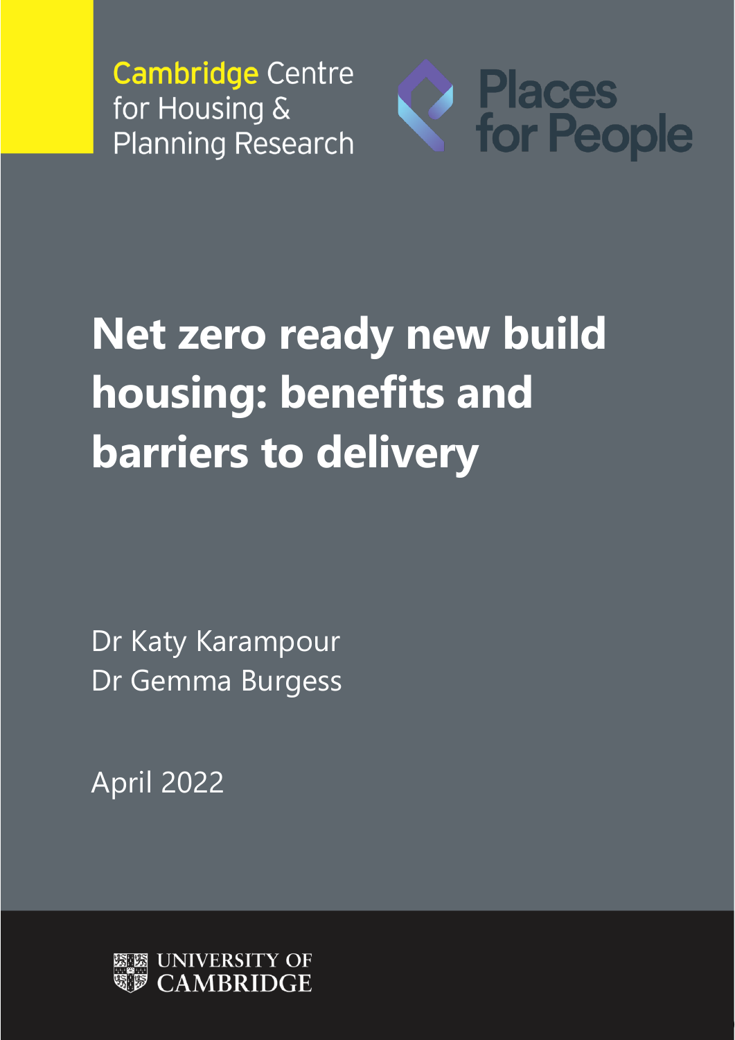Cambridge Centre for Housing & Planning Research

Places for People

# Net zero ready new build housing: benefits and barriers to delivery

Dr Katy Karampour

Dr Gemma Burgess

April 2022

UNIVERSITY OF CAMBRIDGE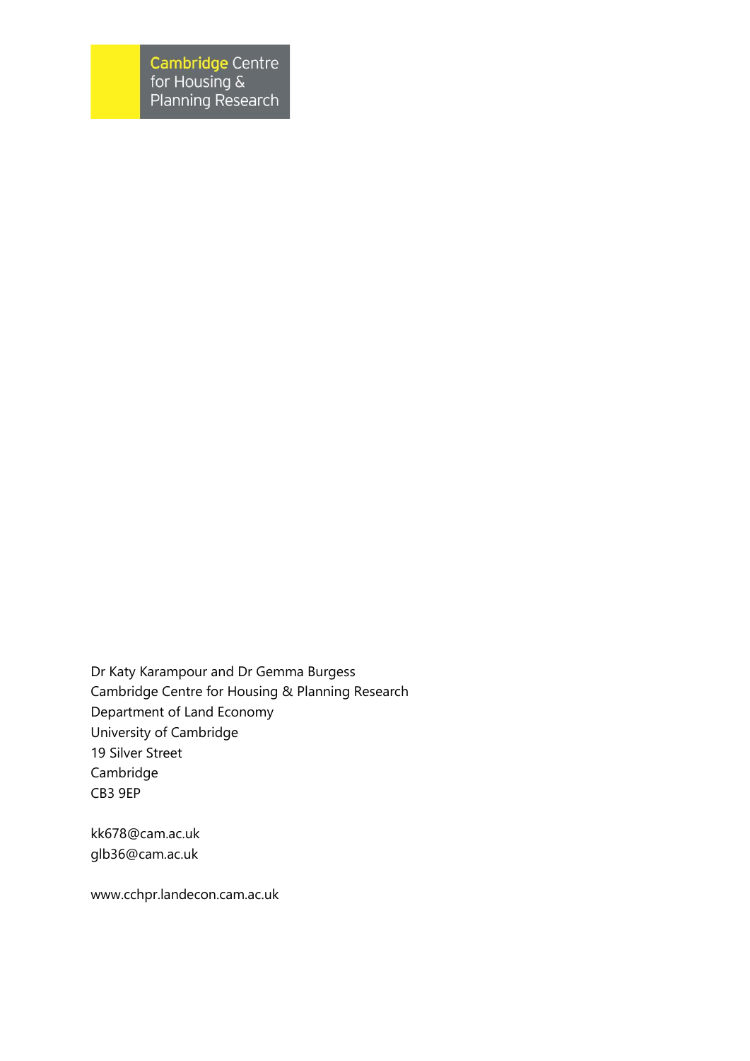Cambridge Centre for Housing & Planning Research

Dr Katy Karampour and Dr Gemma Burgess
Cambridge Centre for Housing & Planning Research
Department of Land Economy
University of Cambridge
19 Silver Street
Cambridge
CB3 9EP

kk678@cam.ac.uk
glb36@cam.ac.uk

www.cchpr.landecon.cam.ac.uk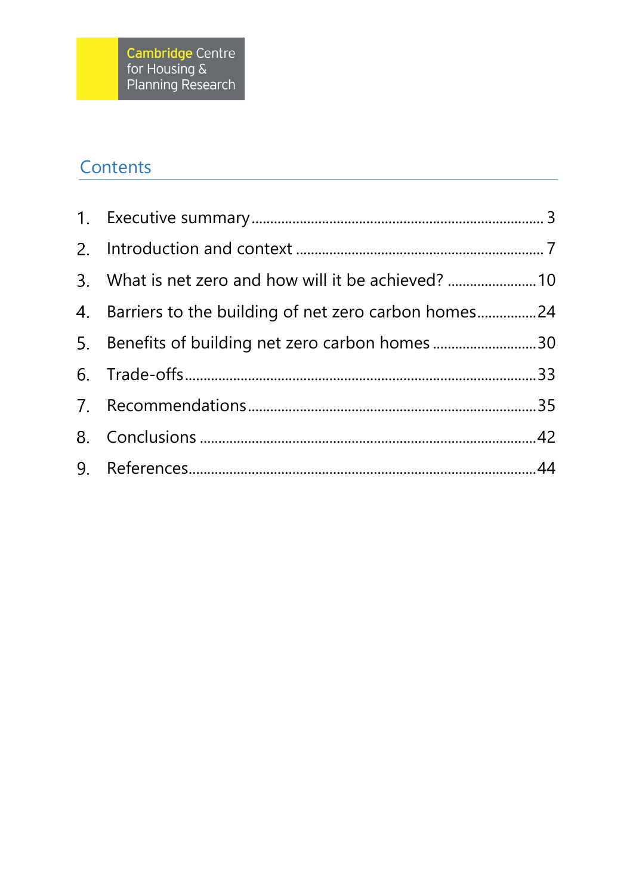Cambridge Centre for Housing & Planning Research

## Contents

1. Executive summary ... 3
2. Introduction and context ... 7
3. What is net zero and how will it be achieved? ... 10
4. Barriers to the building of net zero carbon homes ... 24
5. Benefits of building net zero carbon homes ... 30
6. Trade-offs ... 33
7. Recommendations ... 35
8. Conclusions ... 42
9. References ... 44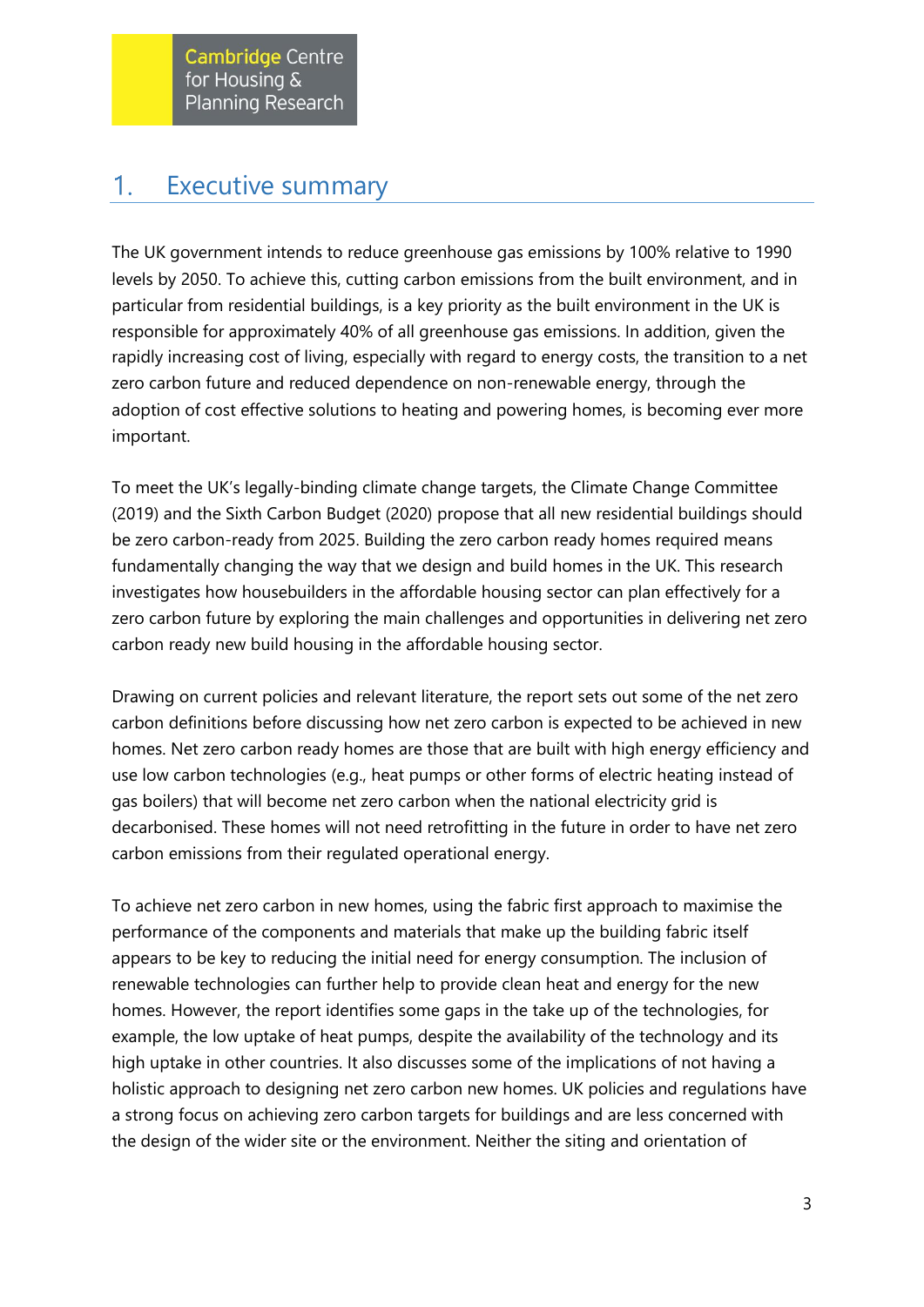# 1. Executive summary

The UK government intends to reduce greenhouse gas emissions by 100% relative to 1990 levels by 2050. To achieve this, cutting carbon emissions from the built environment, and in particular from residential buildings, is a key priority as the built environment in the UK is responsible for approximately 40% of all greenhouse gas emissions. In addition, given the rapidly increasing cost of living, especially with regard to energy costs, the transition to a net zero carbon future and reduced dependence on non-renewable energy, through the adoption of cost effective solutions to heating and powering homes, is becoming ever more important.

To meet the UK's legally-binding climate change targets, the Climate Change Committee (2019) and the Sixth Carbon Budget (2020) propose that all new residential buildings should be zero carbon-ready from 2025. Building the zero carbon ready homes required means fundamentally changing the way that we design and build homes in the UK. This research investigates how housebuilders in the affordable housing sector can plan effectively for a zero carbon future by exploring the main challenges and opportunities in delivering net zero carbon ready new build housing in the affordable housing sector.

Drawing on current policies and relevant literature, the report sets out some of the net zero carbon definitions before discussing how net zero carbon is expected to be achieved in new homes. Net zero carbon ready homes are those that are built with high energy efficiency and use low carbon technologies (e.g., heat pumps or other forms of electric heating instead of gas boilers) that will become net zero carbon when the national electricity grid is decarbonised. These homes will not need retrofitting in the future in order to have net zero carbon emissions from their regulated operational energy.

To achieve net zero carbon in new homes, using the fabric first approach to maximise the performance of the components and materials that make up the building fabric itself appears to be key to reducing the initial need for energy consumption. The inclusion of renewable technologies can further help to provide clean heat and energy for the new homes. However, the report identifies some gaps in the take up of the technologies, for example, the low uptake of heat pumps, despite the availability of the technology and its high uptake in other countries. It also discusses some of the implications of not having a holistic approach to designing net zero carbon new homes. UK policies and regulations have a strong focus on achieving zero carbon targets for buildings and are less concerned with the design of the wider site or the environment. Neither the siting and orientation of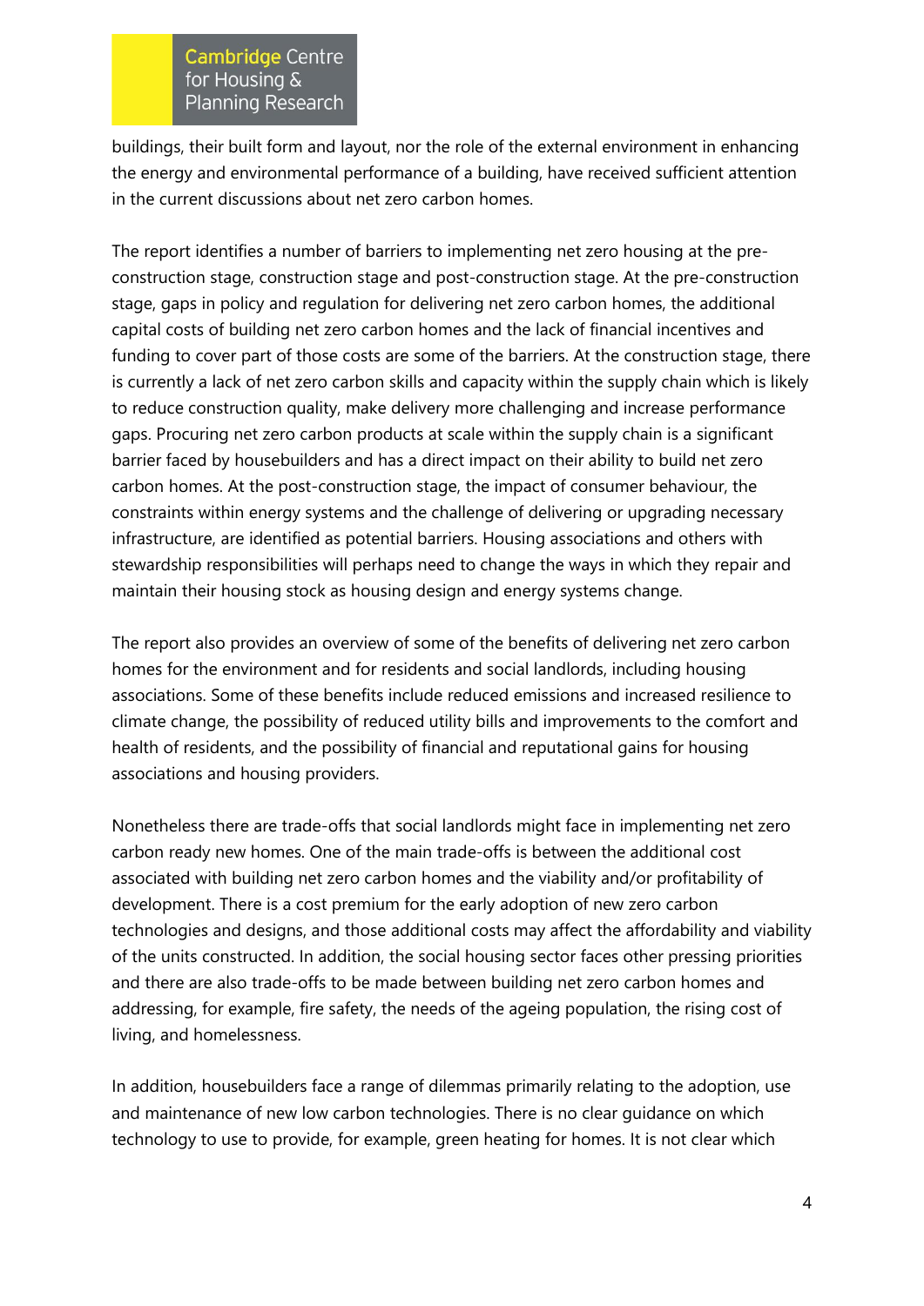buildings, their built form and layout, nor the role of the external environment in enhancing the energy and environmental performance of a building, have received sufficient attention in the current discussions about net zero carbon homes.

The report identifies a number of barriers to implementing net zero housing at the pre-construction stage, construction stage and post-construction stage. At the pre-construction stage, gaps in policy and regulation for delivering net zero carbon homes, the additional capital costs of building net zero carbon homes and the lack of financial incentives and funding to cover part of those costs are some of the barriers. At the construction stage, there is currently a lack of net zero carbon skills and capacity within the supply chain which is likely to reduce construction quality, make delivery more challenging and increase performance gaps. Procuring net zero carbon products at scale within the supply chain is a significant barrier faced by housebuilders and has a direct impact on their ability to build net zero carbon homes. At the post-construction stage, the impact of consumer behaviour, the constraints within energy systems and the challenge of delivering or upgrading necessary infrastructure, are identified as potential barriers. Housing associations and others with stewardship responsibilities will perhaps need to change the ways in which they repair and maintain their housing stock as housing design and energy systems change.

The report also provides an overview of some of the benefits of delivering net zero carbon homes for the environment and for residents and social landlords, including housing associations. Some of these benefits include reduced emissions and increased resilience to climate change, the possibility of reduced utility bills and improvements to the comfort and health of residents, and the possibility of financial and reputational gains for housing associations and housing providers.

Nonetheless there are trade-offs that social landlords might face in implementing net zero carbon ready new homes. One of the main trade-offs is between the additional cost associated with building net zero carbon homes and the viability and/or profitability of development. There is a cost premium for the early adoption of new zero carbon technologies and designs, and those additional costs may affect the affordability and viability of the units constructed. In addition, the social housing sector faces other pressing priorities and there are also trade-offs to be made between building net zero carbon homes and addressing, for example, fire safety, the needs of the ageing population, the rising cost of living, and homelessness.

In addition, housebuilders face a range of dilemmas primarily relating to the adoption, use and maintenance of new low carbon technologies. There is no clear guidance on which technology to use to provide, for example, green heating for homes. It is not clear which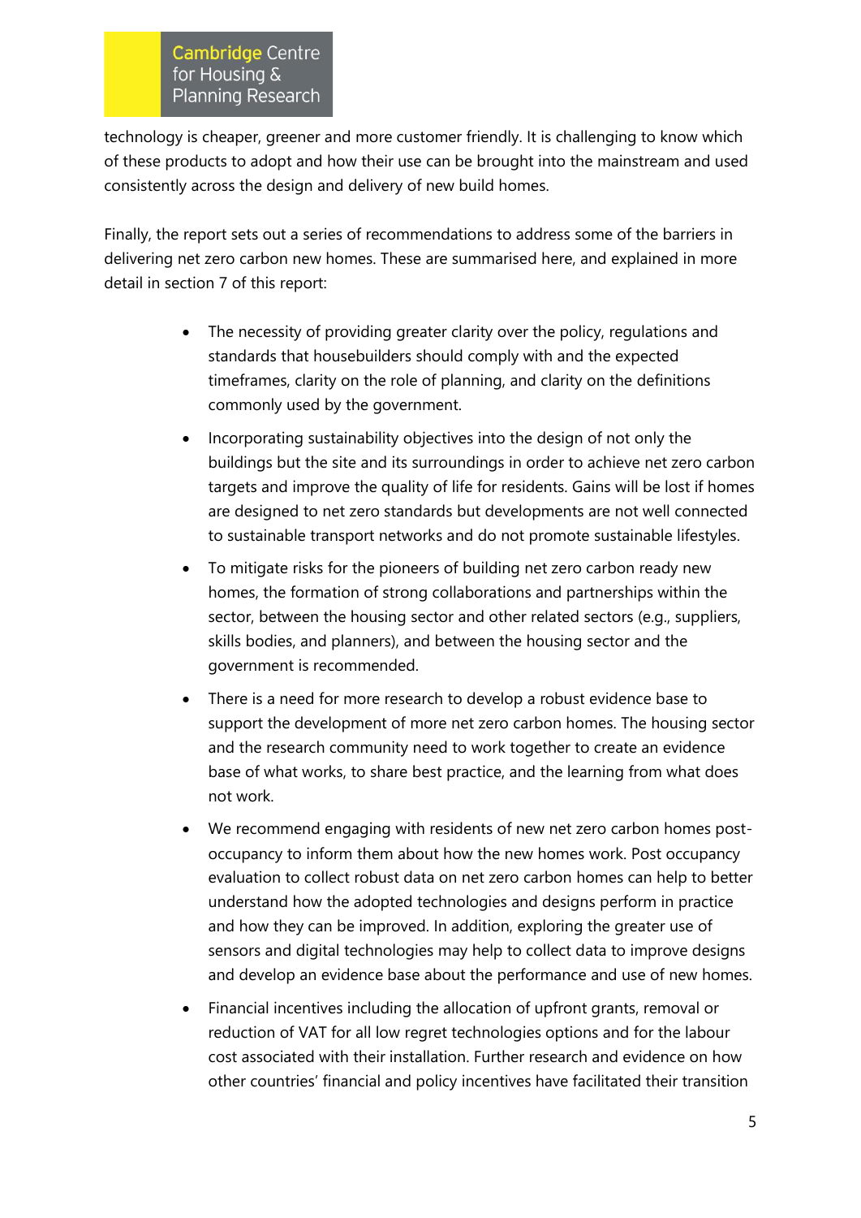technology is cheaper, greener and more customer friendly. It is challenging to know which of these products to adopt and how their use can be brought into the mainstream and used consistently across the design and delivery of new build homes.

Finally, the report sets out a series of recommendations to address some of the barriers in delivering net zero carbon new homes. These are summarised here, and explained in more detail in section 7 of this report:

- The necessity of providing greater clarity over the policy, regulations and standards that housebuilders should comply with and the expected timeframes, clarity on the role of planning, and clarity on the definitions commonly used by the government.
- Incorporating sustainability objectives into the design of not only the buildings but the site and its surroundings in order to achieve net zero carbon targets and improve the quality of life for residents. Gains will be lost if homes are designed to net zero standards but developments are not well connected to sustainable transport networks and do not promote sustainable lifestyles.
- To mitigate risks for the pioneers of building net zero carbon ready new homes, the formation of strong collaborations and partnerships within the sector, between the housing sector and other related sectors (e.g., suppliers, skills bodies, and planners), and between the housing sector and the government is recommended.
- There is a need for more research to develop a robust evidence base to support the development of more net zero carbon homes. The housing sector and the research community need to work together to create an evidence base of what works, to share best practice, and the learning from what does not work.
- We recommend engaging with residents of new net zero carbon homes post-occupancy to inform them about how the new homes work. Post occupancy evaluation to collect robust data on net zero carbon homes can help to better understand how the adopted technologies and designs perform in practice and how they can be improved. In addition, exploring the greater use of sensors and digital technologies may help to collect data to improve designs and develop an evidence base about the performance and use of new homes.
- Financial incentives including the allocation of upfront grants, removal or reduction of VAT for all low regret technologies options and for the labour cost associated with their installation. Further research and evidence on how other countries' financial and policy incentives have facilitated their transition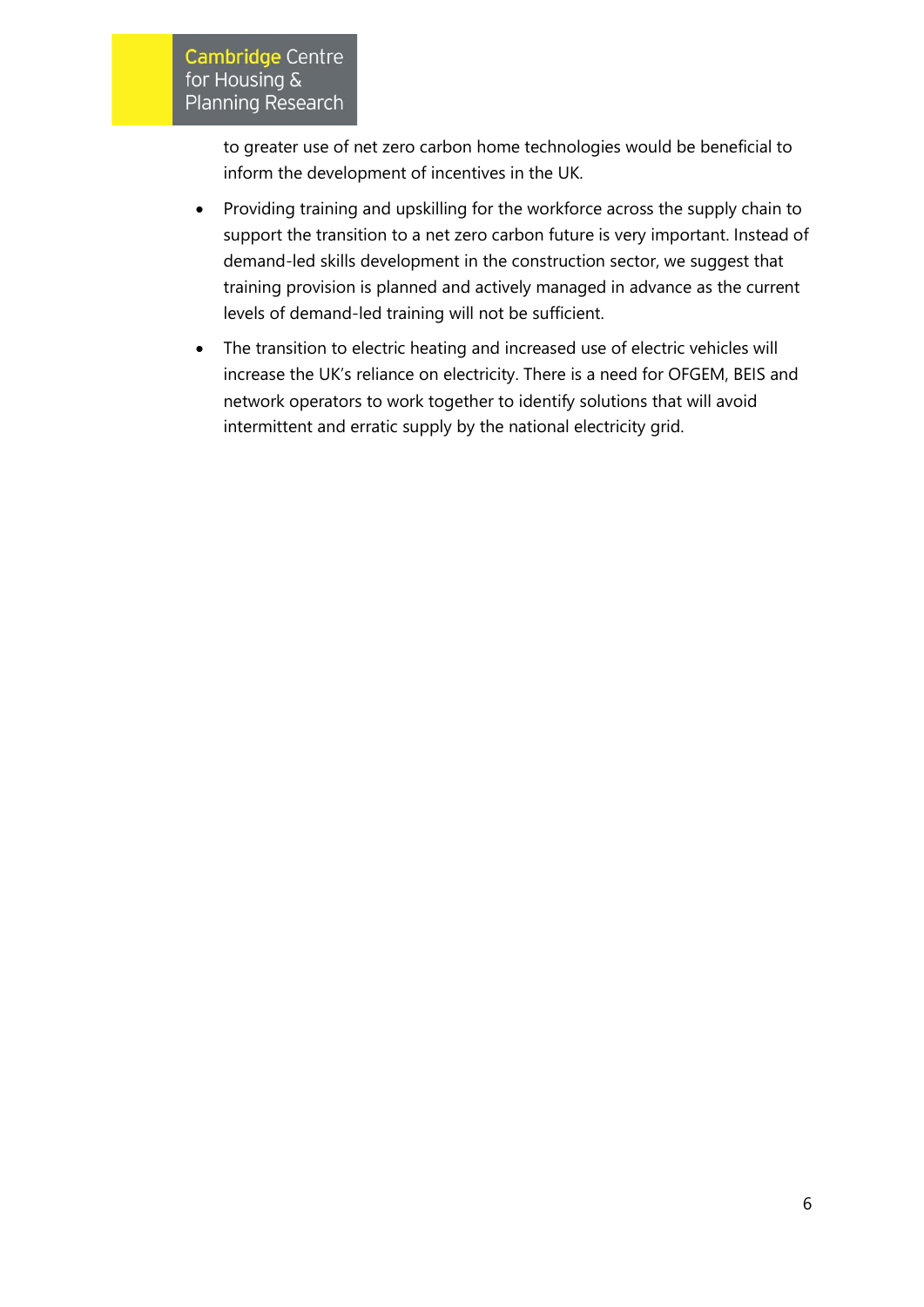to greater use of net zero carbon home technologies would be beneficial to inform the development of incentives in the UK.

- Providing training and upskilling for the workforce across the supply chain to support the transition to a net zero carbon future is very important. Instead of demand-led skills development in the construction sector, we suggest that training provision is planned and actively managed in advance as the current levels of demand-led training will not be sufficient.
- The transition to electric heating and increased use of electric vehicles will increase the UK's reliance on electricity. There is a need for OFGEM, BEIS and network operators to work together to identify solutions that will avoid intermittent and erratic supply by the national electricity grid.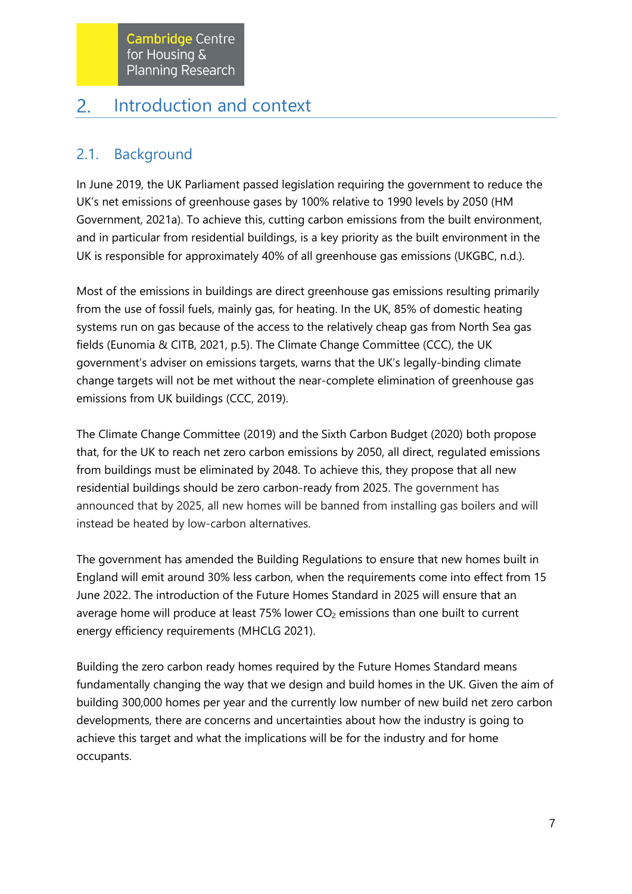## 2. Introduction and context

### 2.1. Background

In June 2019, the UK Parliament passed legislation requiring the government to reduce the UK's net emissions of greenhouse gases by 100% relative to 1990 levels by 2050 (HM Government, 2021a). To achieve this, cutting carbon emissions from the built environment, and in particular from residential buildings, is a key priority as the built environment in the UK is responsible for approximately 40% of all greenhouse gas emissions (UKGBC, n.d.).

Most of the emissions in buildings are direct greenhouse gas emissions resulting primarily from the use of fossil fuels, mainly gas, for heating. In the UK, 85% of domestic heating systems run on gas because of the access to the relatively cheap gas from North Sea gas fields (Eunomia & CITB, 2021, p.5). The Climate Change Committee (CCC), the UK government's adviser on emissions targets, warns that the UK's legally-binding climate change targets will not be met without the near-complete elimination of greenhouse gas emissions from UK buildings (CCC, 2019).

The Climate Change Committee (2019) and the Sixth Carbon Budget (2020) both propose that, for the UK to reach net zero carbon emissions by 2050, all direct, regulated emissions from buildings must be eliminated by 2048. To achieve this, they propose that all new residential buildings should be zero carbon-ready from 2025. The government has announced that by 2025, all new homes will be banned from installing gas boilers and will instead be heated by low-carbon alternatives.

The government has amended the Building Regulations to ensure that new homes built in England will emit around 30% less carbon, when the requirements come into effect from 15 June 2022. The introduction of the Future Homes Standard in 2025 will ensure that an average home will produce at least 75% lower $CO_2$ emissions than one built to current energy efficiency requirements (MHCLG 2021).

Building the zero carbon ready homes required by the Future Homes Standard means fundamentally changing the way that we design and build homes in the UK. Given the aim of building 300,000 homes per year and the currently low number of new build net zero carbon developments, there are concerns and uncertainties about how the industry is going to achieve this target and what the implications will be for the industry and for home occupants.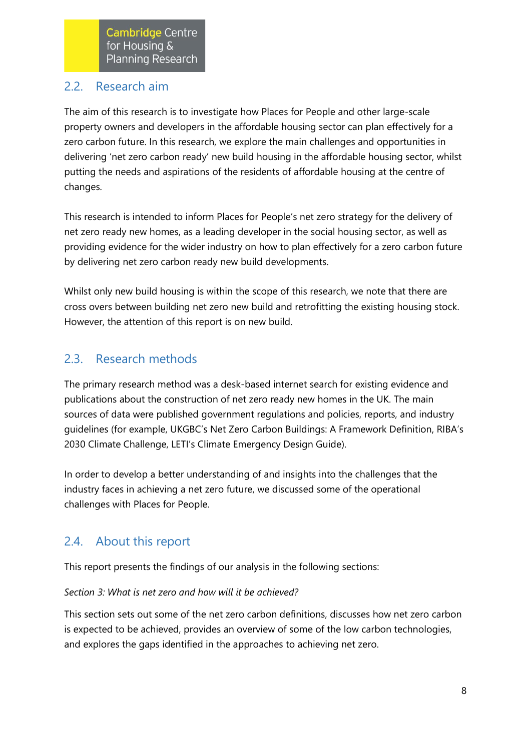## 2.2. Research aim

The aim of this research is to investigate how Places for People and other large-scale property owners and developers in the affordable housing sector can plan effectively for a zero carbon future. In this research, we explore the main challenges and opportunities in delivering 'net zero carbon ready' new build housing in the affordable housing sector, whilst putting the needs and aspirations of the residents of affordable housing at the centre of changes.

This research is intended to inform Places for People's net zero strategy for the delivery of net zero ready new homes, as a leading developer in the social housing sector, as well as providing evidence for the wider industry on how to plan effectively for a zero carbon future by delivering net zero carbon ready new build developments.

Whilst only new build housing is within the scope of this research, we note that there are cross overs between building net zero new build and retrofitting the existing housing stock. However, the attention of this report is on new build.

## 2.3. Research methods

The primary research method was a desk-based internet search for existing evidence and publications about the construction of net zero ready new homes in the UK. The main sources of data were published government regulations and policies, reports, and industry guidelines (for example, UKGBC's Net Zero Carbon Buildings: A Framework Definition, RIBA's 2030 Climate Challenge, LETI's Climate Emergency Design Guide).

In order to develop a better understanding of and insights into the challenges that the industry faces in achieving a net zero future, we discussed some of the operational challenges with Places for People.

## 2.4. About this report

This report presents the findings of our analysis in the following sections:

*Section 3: What is net zero and how will it be achieved?*

This section sets out some of the net zero carbon definitions, discusses how net zero carbon is expected to be achieved, provides an overview of some of the low carbon technologies, and explores the gaps identified in the approaches to achieving net zero.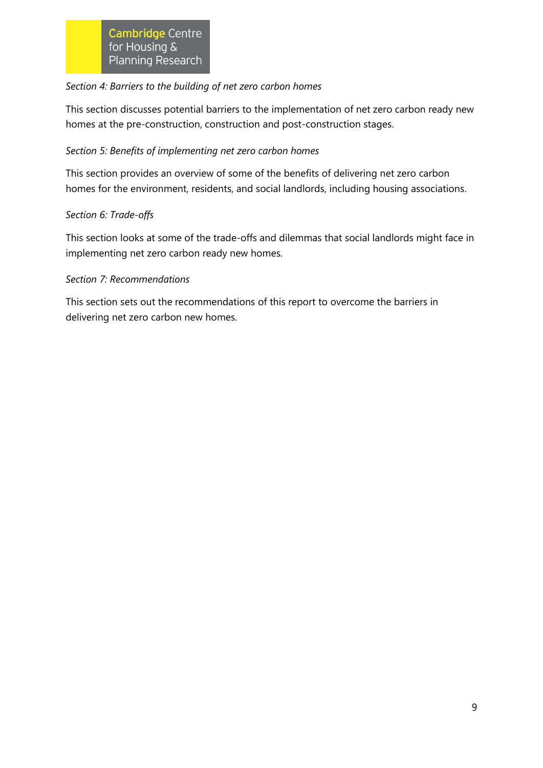*Section 4: Barriers to the building of net zero carbon homes*

This section discusses potential barriers to the implementation of net zero carbon ready new homes at the pre-construction, construction and post-construction stages.

*Section 5: Benefits of implementing net zero carbon homes*

This section provides an overview of some of the benefits of delivering net zero carbon homes for the environment, residents, and social landlords, including housing associations.

*Section 6: Trade-offs*

This section looks at some of the trade-offs and dilemmas that social landlords might face in implementing net zero carbon ready new homes.

*Section 7: Recommendations*

This section sets out the recommendations of this report to overcome the barriers in delivering net zero carbon new homes.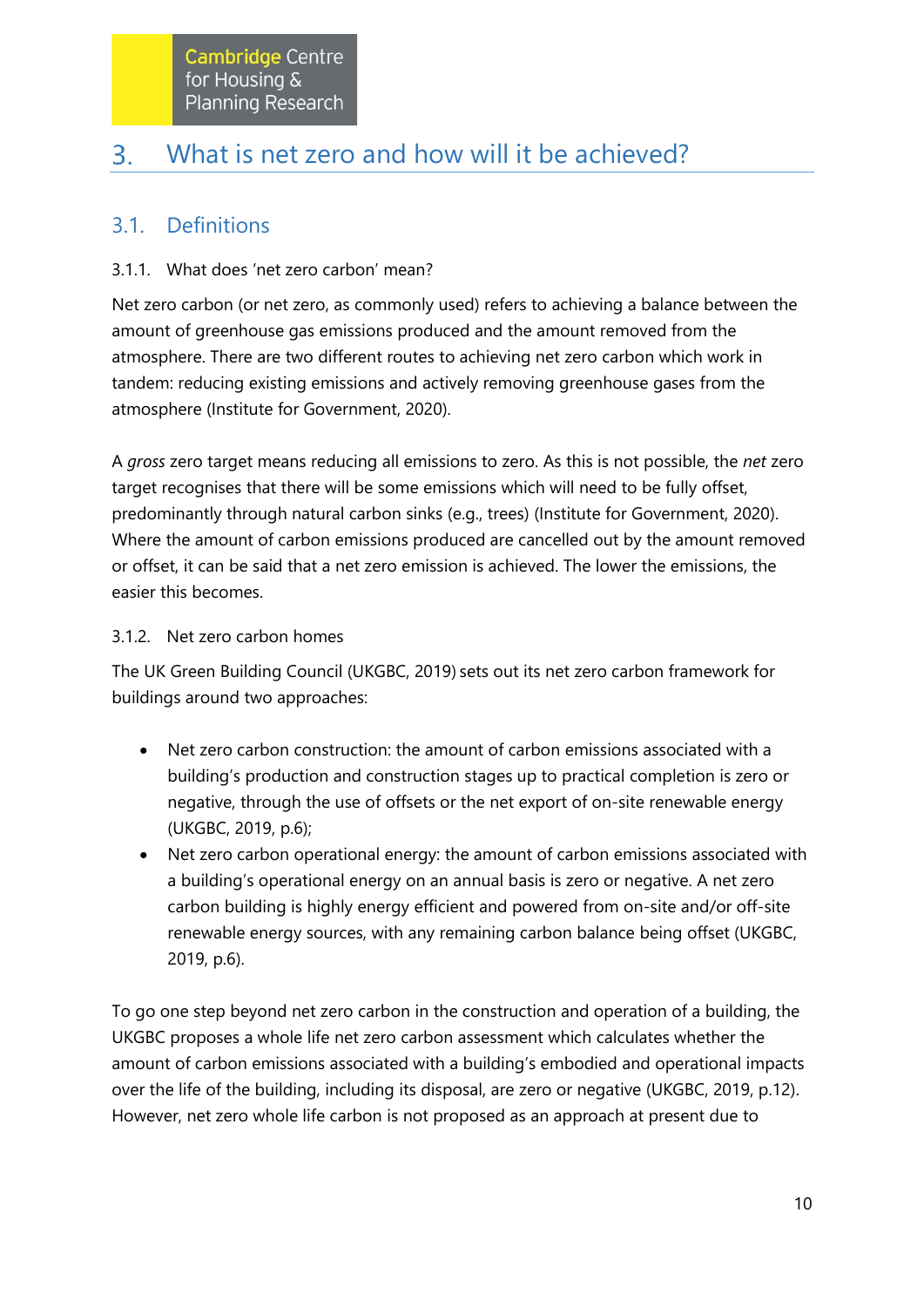## 3. What is net zero and how will it be achieved?

### 3.1. Definitions

#### 3.1.1. What does 'net zero carbon' mean?

Net zero carbon (or net zero, as commonly used) refers to achieving a balance between the amount of greenhouse gas emissions produced and the amount removed from the atmosphere. There are two different routes to achieving net zero carbon which work in tandem: reducing existing emissions and actively removing greenhouse gases from the atmosphere (Institute for Government, 2020).

A *gross* zero target means reducing all emissions to zero. As this is not possible, the *net* zero target recognises that there will be some emissions which will need to be fully offset, predominantly through natural carbon sinks (e.g., trees) (Institute for Government, 2020). Where the amount of carbon emissions produced are cancelled out by the amount removed or offset, it can be said that a net zero emission is achieved. The lower the emissions, the easier this becomes.

#### 3.1.2. Net zero carbon homes

The UK Green Building Council (UKGBC, 2019) sets out its net zero carbon framework for buildings around two approaches:

- Net zero carbon construction: the amount of carbon emissions associated with a building's production and construction stages up to practical completion is zero or negative, through the use of offsets or the net export of on-site renewable energy (UKGBC, 2019, p.6);
- Net zero carbon operational energy: the amount of carbon emissions associated with a building's operational energy on an annual basis is zero or negative. A net zero carbon building is highly energy efficient and powered from on-site and/or off-site renewable energy sources, with any remaining carbon balance being offset (UKGBC, 2019, p.6).

To go one step beyond net zero carbon in the construction and operation of a building, the UKGBC proposes a whole life net zero carbon assessment which calculates whether the amount of carbon emissions associated with a building's embodied and operational impacts over the life of the building, including its disposal, are zero or negative (UKGBC, 2019, p.12). However, net zero whole life carbon is not proposed as an approach at present due to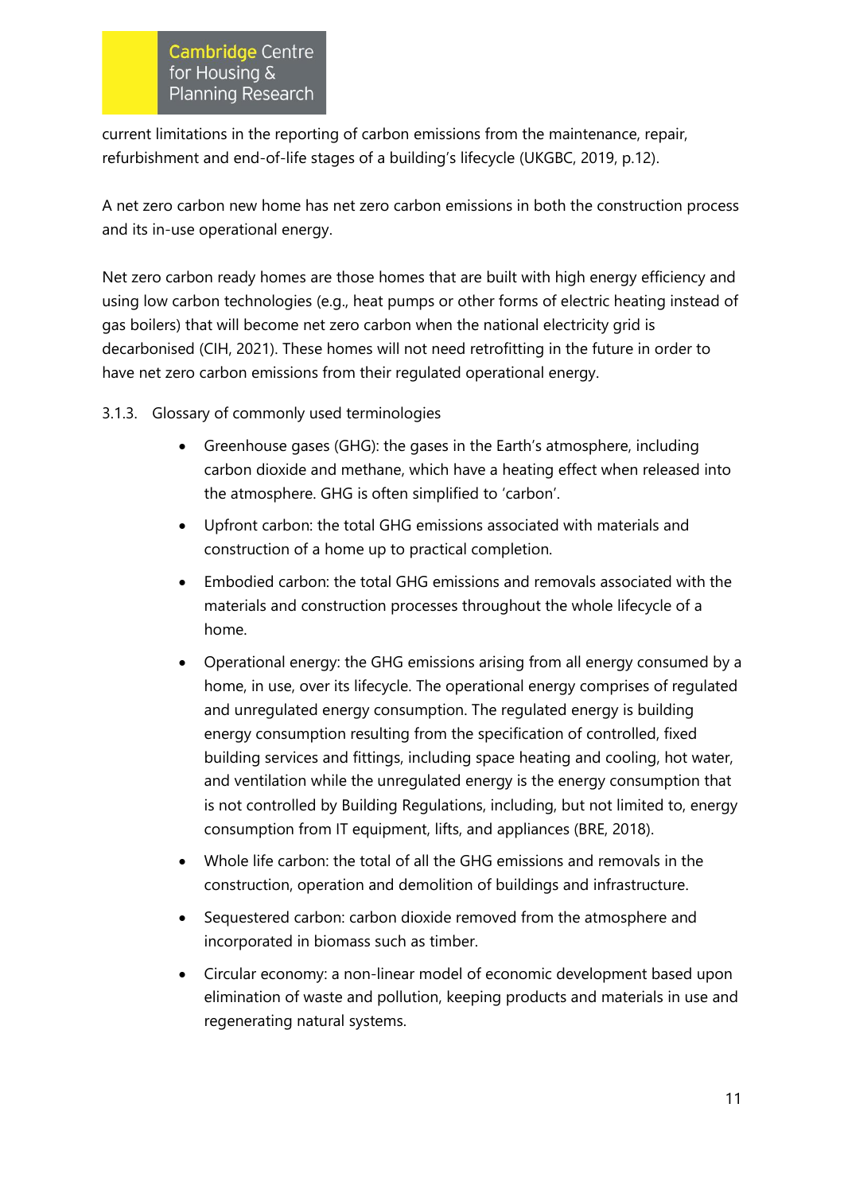current limitations in the reporting of carbon emissions from the maintenance, repair, refurbishment and end-of-life stages of a building's lifecycle (UKGBC, 2019, p.12).

A net zero carbon new home has net zero carbon emissions in both the construction process and its in-use operational energy.

Net zero carbon ready homes are those homes that are built with high energy efficiency and using low carbon technologies (e.g., heat pumps or other forms of electric heating instead of gas boilers) that will become net zero carbon when the national electricity grid is decarbonised (CIH, 2021). These homes will not need retrofitting in the future in order to have net zero carbon emissions from their regulated operational energy.

### 3.1.3. Glossary of commonly used terminologies

- Greenhouse gases (GHG): the gases in the Earth's atmosphere, including carbon dioxide and methane, which have a heating effect when released into the atmosphere. GHG is often simplified to 'carbon'.
- Upfront carbon: the total GHG emissions associated with materials and construction of a home up to practical completion.
- Embodied carbon: the total GHG emissions and removals associated with the materials and construction processes throughout the whole lifecycle of a home.
- Operational energy: the GHG emissions arising from all energy consumed by a home, in use, over its lifecycle. The operational energy comprises of regulated and unregulated energy consumption. The regulated energy is building energy consumption resulting from the specification of controlled, fixed building services and fittings, including space heating and cooling, hot water, and ventilation while the unregulated energy is the energy consumption that is not controlled by Building Regulations, including, but not limited to, energy consumption from IT equipment, lifts, and appliances (BRE, 2018).
- Whole life carbon: the total of all the GHG emissions and removals in the construction, operation and demolition of buildings and infrastructure.
- Sequestered carbon: carbon dioxide removed from the atmosphere and incorporated in biomass such as timber.
- Circular economy: a non-linear model of economic development based upon elimination of waste and pollution, keeping products and materials in use and regenerating natural systems.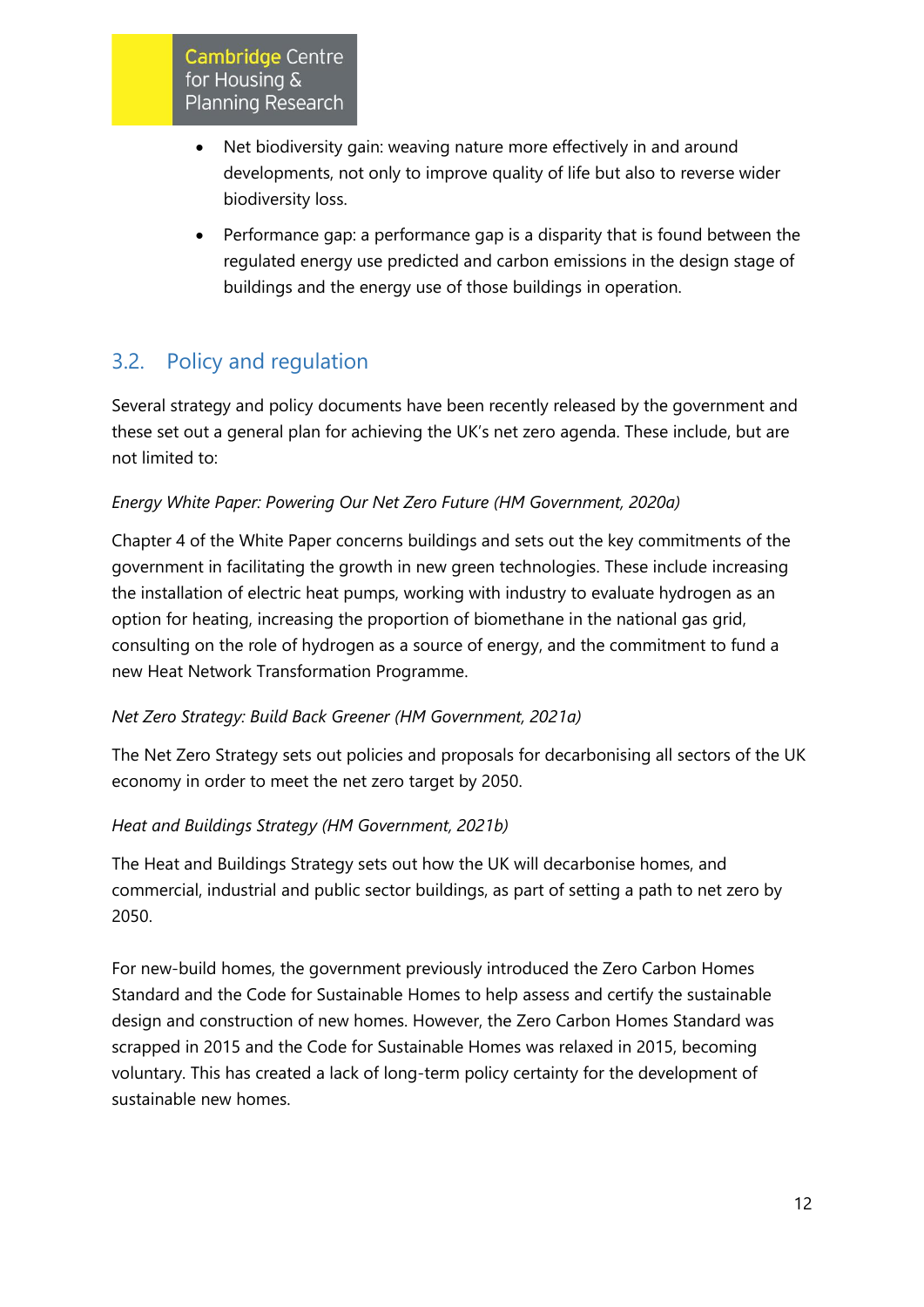- Net biodiversity gain: weaving nature more effectively in and around developments, not only to improve quality of life but also to reverse wider biodiversity loss.
- Performance gap: a performance gap is a disparity that is found between the regulated energy use predicted and carbon emissions in the design stage of buildings and the energy use of those buildings in operation.

## 3.2. Policy and regulation

Several strategy and policy documents have been recently released by the government and these set out a general plan for achieving the UK's net zero agenda. These include, but are not limited to:

*Energy White Paper: Powering Our Net Zero Future (HM Government, 2020a)*

Chapter 4 of the White Paper concerns buildings and sets out the key commitments of the government in facilitating the growth in new green technologies. These include increasing the installation of electric heat pumps, working with industry to evaluate hydrogen as an option for heating, increasing the proportion of biomethane in the national gas grid, consulting on the role of hydrogen as a source of energy, and the commitment to fund a new Heat Network Transformation Programme.

*Net Zero Strategy: Build Back Greener (HM Government, 2021a)*

The Net Zero Strategy sets out policies and proposals for decarbonising all sectors of the UK economy in order to meet the net zero target by 2050.

*Heat and Buildings Strategy (HM Government, 2021b)*

The Heat and Buildings Strategy sets out how the UK will decarbonise homes, and commercial, industrial and public sector buildings, as part of setting a path to net zero by 2050.

For new-build homes, the government previously introduced the Zero Carbon Homes Standard and the Code for Sustainable Homes to help assess and certify the sustainable design and construction of new homes. However, the Zero Carbon Homes Standard was scrapped in 2015 and the Code for Sustainable Homes was relaxed in 2015, becoming voluntary. This has created a lack of long-term policy certainty for the development of sustainable new homes.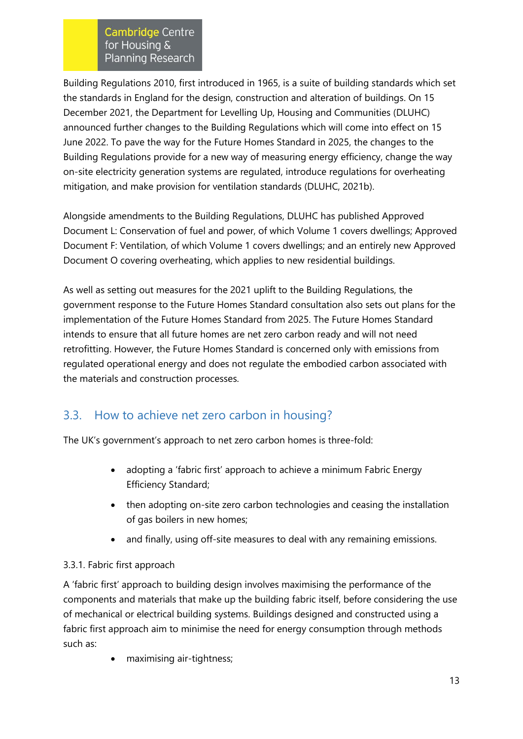Building Regulations 2010, first introduced in 1965, is a suite of building standards which set the standards in England for the design, construction and alteration of buildings. On 15 December 2021, the Department for Levelling Up, Housing and Communities (DLUHC) announced further changes to the Building Regulations which will come into effect on 15 June 2022. To pave the way for the Future Homes Standard in 2025, the changes to the Building Regulations provide for a new way of measuring energy efficiency, change the way on-site electricity generation systems are regulated, introduce regulations for overheating mitigation, and make provision for ventilation standards (DLUHC, 2021b).

Alongside amendments to the Building Regulations, DLUHC has published Approved Document L: Conservation of fuel and power, of which Volume 1 covers dwellings; Approved Document F: Ventilation, of which Volume 1 covers dwellings; and an entirely new Approved Document O covering overheating, which applies to new residential buildings.

As well as setting out measures for the 2021 uplift to the Building Regulations, the government response to the Future Homes Standard consultation also sets out plans for the implementation of the Future Homes Standard from 2025. The Future Homes Standard intends to ensure that all future homes are net zero carbon ready and will not need retrofitting. However, the Future Homes Standard is concerned only with emissions from regulated operational energy and does not regulate the embodied carbon associated with the materials and construction processes.

## 3.3. How to achieve net zero carbon in housing?

The UK's government's approach to net zero carbon homes is three-fold:

- adopting a 'fabric first' approach to achieve a minimum Fabric Energy Efficiency Standard;
- then adopting on-site zero carbon technologies and ceasing the installation of gas boilers in new homes;
- and finally, using off-site measures to deal with any remaining emissions.

### 3.3.1. Fabric first approach

A 'fabric first' approach to building design involves maximising the performance of the components and materials that make up the building fabric itself, before considering the use of mechanical or electrical building systems. Buildings designed and constructed using a fabric first approach aim to minimise the need for energy consumption through methods such as:

- maximising air-tightness;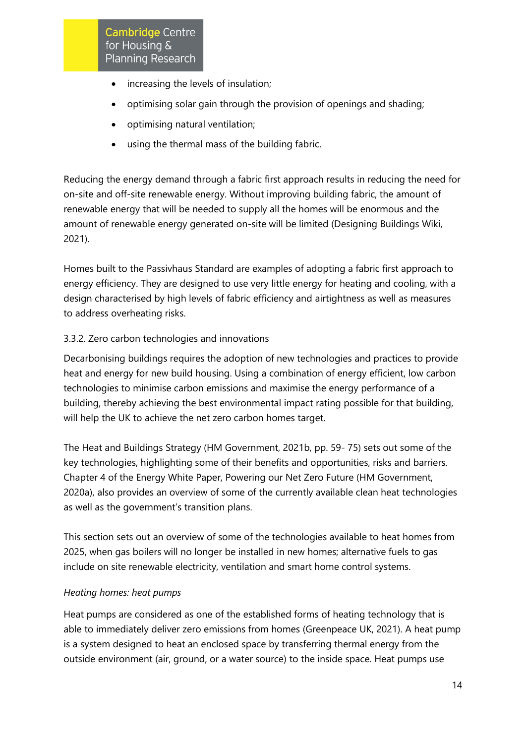- increasing the levels of insulation;
- optimising solar gain through the provision of openings and shading;
- optimising natural ventilation;
- using the thermal mass of the building fabric.

Reducing the energy demand through a fabric first approach results in reducing the need for on-site and off-site renewable energy. Without improving building fabric, the amount of renewable energy that will be needed to supply all the homes will be enormous and the amount of renewable energy generated on-site will be limited (Designing Buildings Wiki, 2021).

Homes built to the Passivhaus Standard are examples of adopting a fabric first approach to energy efficiency. They are designed to use very little energy for heating and cooling, with a design characterised by high levels of fabric efficiency and airtightness as well as measures to address overheating risks.

### 3.3.2. Zero carbon technologies and innovations

Decarbonising buildings requires the adoption of new technologies and practices to provide heat and energy for new build housing. Using a combination of energy efficient, low carbon technologies to minimise carbon emissions and maximise the energy performance of a building, thereby achieving the best environmental impact rating possible for that building, will help the UK to achieve the net zero carbon homes target.

The Heat and Buildings Strategy (HM Government, 2021b, pp. 59- 75) sets out some of the key technologies, highlighting some of their benefits and opportunities, risks and barriers. Chapter 4 of the Energy White Paper, Powering our Net Zero Future (HM Government, 2020a), also provides an overview of some of the currently available clean heat technologies as well as the government's transition plans.

This section sets out an overview of some of the technologies available to heat homes from 2025, when gas boilers will no longer be installed in new homes; alternative fuels to gas include on site renewable electricity, ventilation and smart home control systems.

*Heating homes: heat pumps*

Heat pumps are considered as one of the established forms of heating technology that is able to immediately deliver zero emissions from homes (Greenpeace UK, 2021). A heat pump is a system designed to heat an enclosed space by transferring thermal energy from the outside environment (air, ground, or a water source) to the inside space. Heat pumps use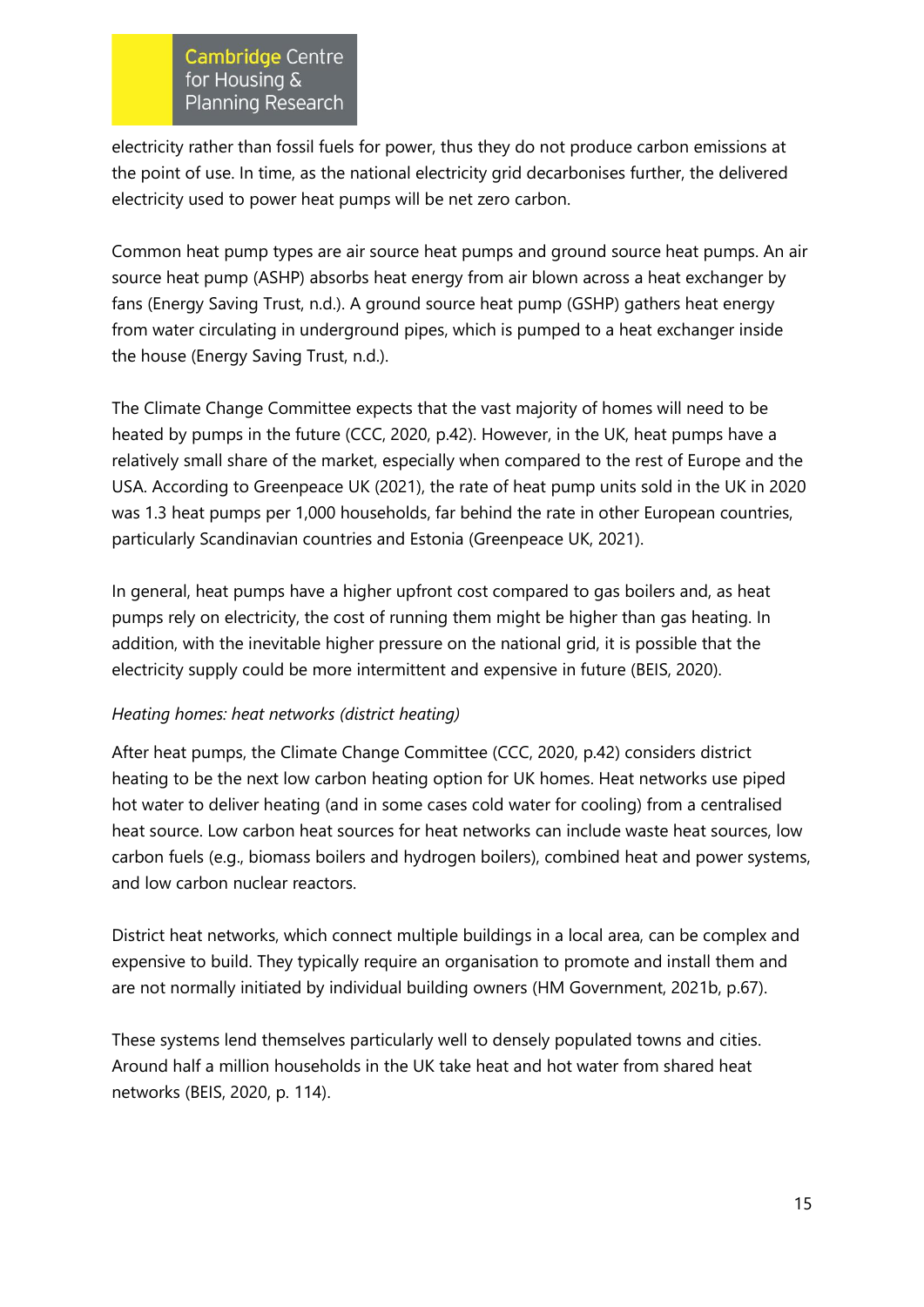electricity rather than fossil fuels for power, thus they do not produce carbon emissions at the point of use. In time, as the national electricity grid decarbonises further, the delivered electricity used to power heat pumps will be net zero carbon.

Common heat pump types are air source heat pumps and ground source heat pumps. An air source heat pump (ASHP) absorbs heat energy from air blown across a heat exchanger by fans (Energy Saving Trust, n.d.). A ground source heat pump (GSHP) gathers heat energy from water circulating in underground pipes, which is pumped to a heat exchanger inside the house (Energy Saving Trust, n.d.).

The Climate Change Committee expects that the vast majority of homes will need to be heated by pumps in the future (CCC, 2020, p.42). However, in the UK, heat pumps have a relatively small share of the market, especially when compared to the rest of Europe and the USA. According to Greenpeace UK (2021), the rate of heat pump units sold in the UK in 2020 was 1.3 heat pumps per 1,000 households, far behind the rate in other European countries, particularly Scandinavian countries and Estonia (Greenpeace UK, 2021).

In general, heat pumps have a higher upfront cost compared to gas boilers and, as heat pumps rely on electricity, the cost of running them might be higher than gas heating. In addition, with the inevitable higher pressure on the national grid, it is possible that the electricity supply could be more intermittent and expensive in future (BEIS, 2020).

*Heating homes: heat networks (district heating)*

After heat pumps, the Climate Change Committee (CCC, 2020, p.42) considers district heating to be the next low carbon heating option for UK homes. Heat networks use piped hot water to deliver heating (and in some cases cold water for cooling) from a centralised heat source. Low carbon heat sources for heat networks can include waste heat sources, low carbon fuels (e.g., biomass boilers and hydrogen boilers), combined heat and power systems, and low carbon nuclear reactors.

District heat networks, which connect multiple buildings in a local area, can be complex and expensive to build. They typically require an organisation to promote and install them and are not normally initiated by individual building owners (HM Government, 2021b, p.67).

These systems lend themselves particularly well to densely populated towns and cities. Around half a million households in the UK take heat and hot water from shared heat networks (BEIS, 2020, p. 114).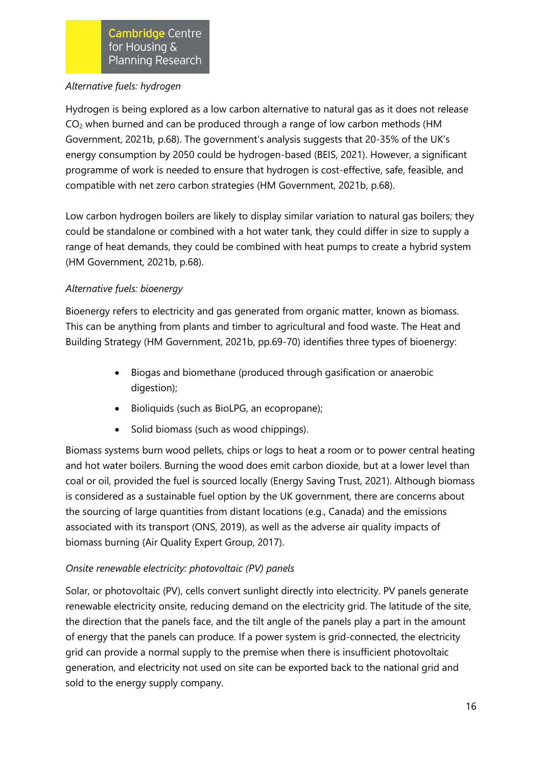*Alternative fuels: hydrogen*

Hydrogen is being explored as a low carbon alternative to natural gas as it does not release $CO_2$ when burned and can be produced through a range of low carbon methods (HM Government, 2021b, p.68). The government's analysis suggests that 20-35% of the UK's energy consumption by 2050 could be hydrogen-based (BEIS, 2021). However, a significant programme of work is needed to ensure that hydrogen is cost-effective, safe, feasible, and compatible with net zero carbon strategies (HM Government, 2021b, p.68).

Low carbon hydrogen boilers are likely to display similar variation to natural gas boilers; they could be standalone or combined with a hot water tank, they could differ in size to supply a range of heat demands, they could be combined with heat pumps to create a hybrid system (HM Government, 2021b, p.68).

*Alternative fuels: bioenergy*

Bioenergy refers to electricity and gas generated from organic matter, known as biomass. This can be anything from plants and timber to agricultural and food waste. The Heat and Building Strategy (HM Government, 2021b, pp.69-70) identifies three types of bioenergy:

- Biogas and biomethane (produced through gasification or anaerobic digestion);
- Bioliquids (such as BioLPG, an ecopropane);
- Solid biomass (such as wood chippings).

Biomass systems burn wood pellets, chips or logs to heat a room or to power central heating and hot water boilers. Burning the wood does emit carbon dioxide, but at a lower level than coal or oil, provided the fuel is sourced locally (Energy Saving Trust, 2021). Although biomass is considered as a sustainable fuel option by the UK government, there are concerns about the sourcing of large quantities from distant locations (e.g., Canada) and the emissions associated with its transport (ONS, 2019), as well as the adverse air quality impacts of biomass burning (Air Quality Expert Group, 2017).

*Onsite renewable electricity: photovoltaic (PV) panels*

Solar, or photovoltaic (PV), cells convert sunlight directly into electricity. PV panels generate renewable electricity onsite, reducing demand on the electricity grid. The latitude of the site, the direction that the panels face, and the tilt angle of the panels play a part in the amount of energy that the panels can produce. If a power system is grid-connected, the electricity grid can provide a normal supply to the premise when there is insufficient photovoltaic generation, and electricity not used on site can be exported back to the national grid and sold to the energy supply company.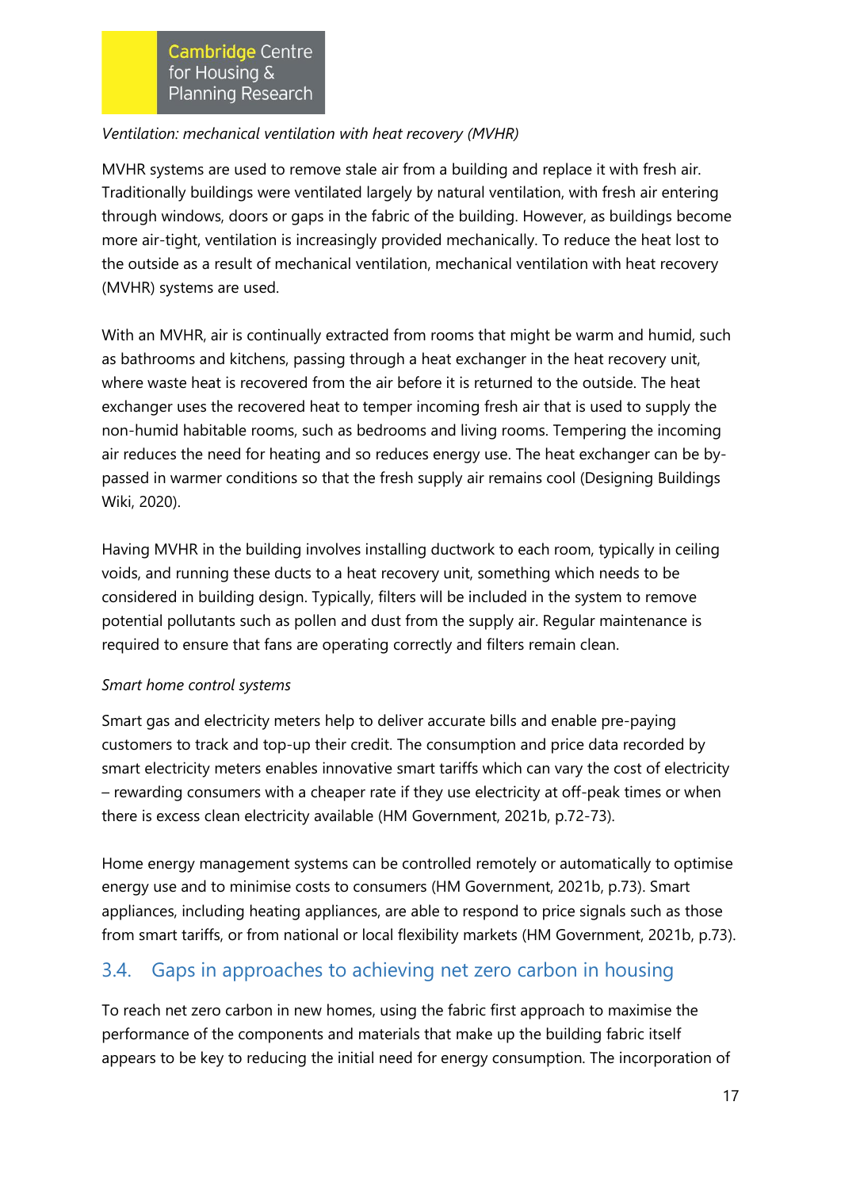*Ventilation: mechanical ventilation with heat recovery (MVHR)*

MVHR systems are used to remove stale air from a building and replace it with fresh air. Traditionally buildings were ventilated largely by natural ventilation, with fresh air entering through windows, doors or gaps in the fabric of the building. However, as buildings become more air-tight, ventilation is increasingly provided mechanically. To reduce the heat lost to the outside as a result of mechanical ventilation, mechanical ventilation with heat recovery (MVHR) systems are used.

With an MVHR, air is continually extracted from rooms that might be warm and humid, such as bathrooms and kitchens, passing through a heat exchanger in the heat recovery unit, where waste heat is recovered from the air before it is returned to the outside. The heat exchanger uses the recovered heat to temper incoming fresh air that is used to supply the non-humid habitable rooms, such as bedrooms and living rooms. Tempering the incoming air reduces the need for heating and so reduces energy use. The heat exchanger can be by-passed in warmer conditions so that the fresh supply air remains cool (Designing Buildings Wiki, 2020).

Having MVHR in the building involves installing ductwork to each room, typically in ceiling voids, and running these ducts to a heat recovery unit, something which needs to be considered in building design. Typically, filters will be included in the system to remove potential pollutants such as pollen and dust from the supply air. Regular maintenance is required to ensure that fans are operating correctly and filters remain clean.

*Smart home control systems*

Smart gas and electricity meters help to deliver accurate bills and enable pre-paying customers to track and top-up their credit. The consumption and price data recorded by smart electricity meters enables innovative smart tariffs which can vary the cost of electricity – rewarding consumers with a cheaper rate if they use electricity at off-peak times or when there is excess clean electricity available (HM Government, 2021b, p.72-73).

Home energy management systems can be controlled remotely or automatically to optimise energy use and to minimise costs to consumers (HM Government, 2021b, p.73). Smart appliances, including heating appliances, are able to respond to price signals such as those from smart tariffs, or from national or local flexibility markets (HM Government, 2021b, p.73).

## 3.4. Gaps in approaches to achieving net zero carbon in housing

To reach net zero carbon in new homes, using the fabric first approach to maximise the performance of the components and materials that make up the building fabric itself appears to be key to reducing the initial need for energy consumption. The incorporation of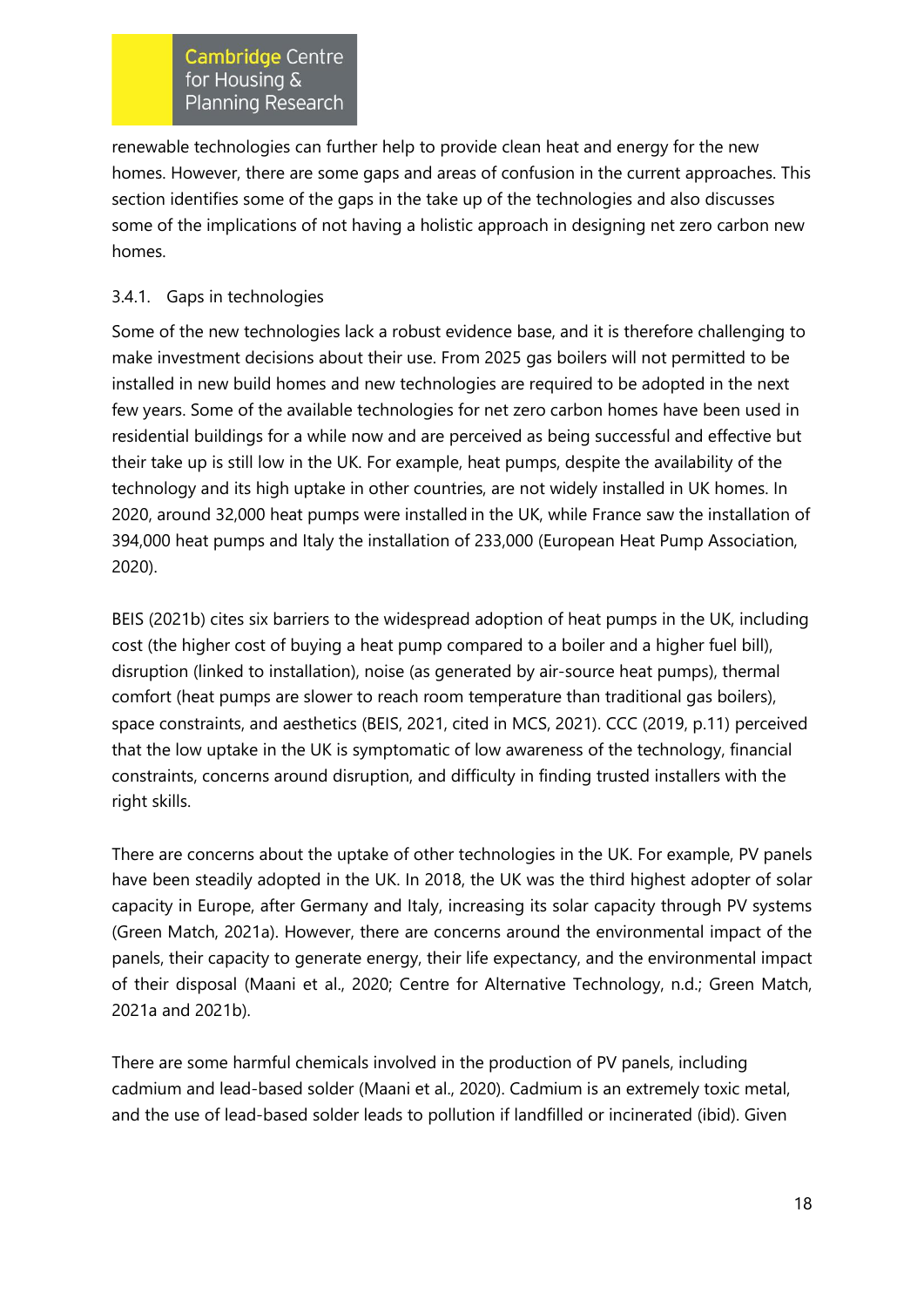renewable technologies can further help to provide clean heat and energy for the new homes. However, there are some gaps and areas of confusion in the current approaches. This section identifies some of the gaps in the take up of the technologies and also discusses some of the implications of not having a holistic approach in designing net zero carbon new homes.

### 3.4.1. Gaps in technologies

Some of the new technologies lack a robust evidence base, and it is therefore challenging to make investment decisions about their use. From 2025 gas boilers will not permitted to be installed in new build homes and new technologies are required to be adopted in the next few years. Some of the available technologies for net zero carbon homes have been used in residential buildings for a while now and are perceived as being successful and effective but their take up is still low in the UK. For example, heat pumps, despite the availability of the technology and its high uptake in other countries, are not widely installed in UK homes. In 2020, around 32,000 heat pumps were installed in the UK, while France saw the installation of 394,000 heat pumps and Italy the installation of 233,000 (European Heat Pump Association, 2020).

BEIS (2021b) cites six barriers to the widespread adoption of heat pumps in the UK, including cost (the higher cost of buying a heat pump compared to a boiler and a higher fuel bill), disruption (linked to installation), noise (as generated by air-source heat pumps), thermal comfort (heat pumps are slower to reach room temperature than traditional gas boilers), space constraints, and aesthetics (BEIS, 2021, cited in MCS, 2021). CCC (2019, p.11) perceived that the low uptake in the UK is symptomatic of low awareness of the technology, financial constraints, concerns around disruption, and difficulty in finding trusted installers with the right skills.

There are concerns about the uptake of other technologies in the UK. For example, PV panels have been steadily adopted in the UK. In 2018, the UK was the third highest adopter of solar capacity in Europe, after Germany and Italy, increasing its solar capacity through PV systems (Green Match, 2021a). However, there are concerns around the environmental impact of the panels, their capacity to generate energy, their life expectancy, and the environmental impact of their disposal (Maani et al., 2020; Centre for Alternative Technology, n.d.; Green Match, 2021a and 2021b).

There are some harmful chemicals involved in the production of PV panels, including cadmium and lead-based solder (Maani et al., 2020). Cadmium is an extremely toxic metal, and the use of lead-based solder leads to pollution if landfilled or incinerated (ibid). Given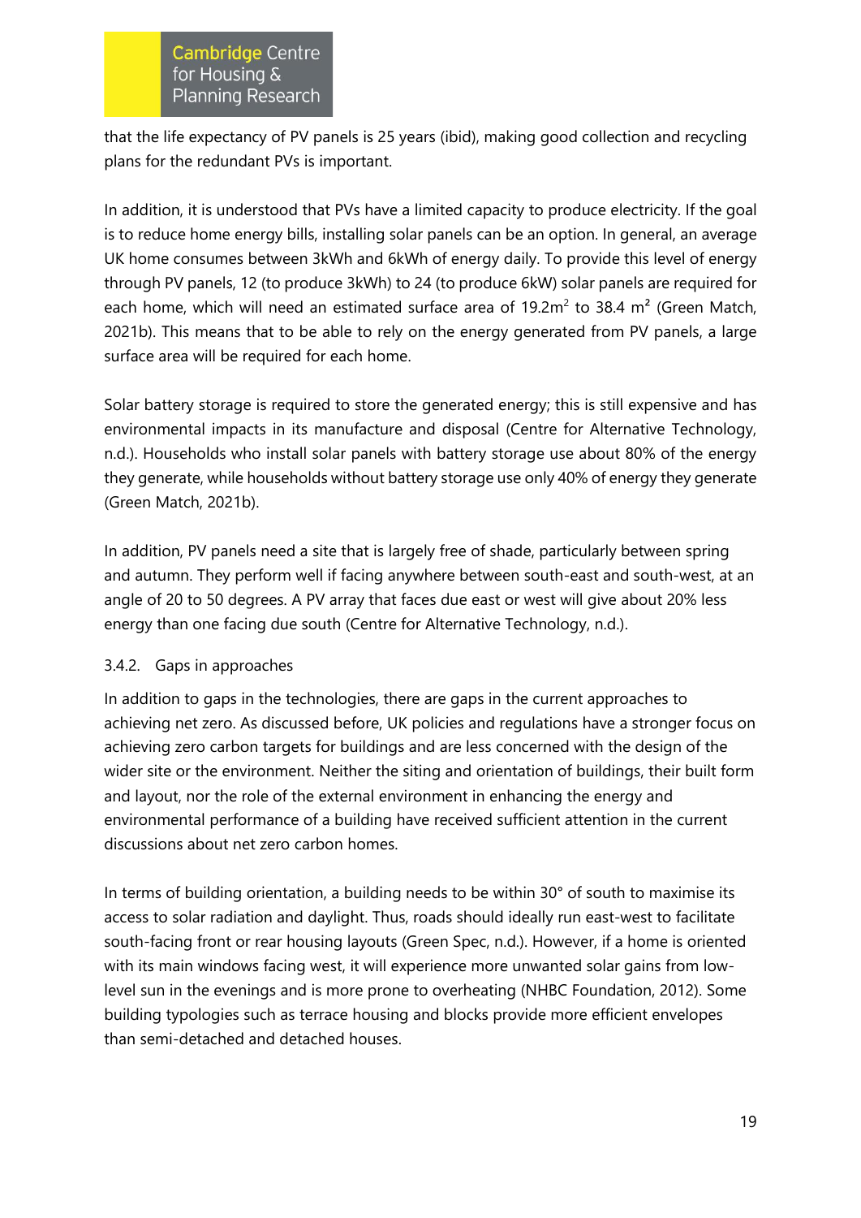that the life expectancy of PV panels is 25 years (ibid), making good collection and recycling plans for the redundant PVs is important.

In addition, it is understood that PVs have a limited capacity to produce electricity. If the goal is to reduce home energy bills, installing solar panels can be an option. In general, an average UK home consumes between 3kWh and 6kWh of energy daily. To provide this level of energy through PV panels, 12 (to produce 3kWh) to 24 (to produce 6kW) solar panels are required for each home, which will need an estimated surface area of 19.2m$^2$ to 38.4 m$^2$ (Green Match, 2021b). This means that to be able to rely on the energy generated from PV panels, a large surface area will be required for each home.

Solar battery storage is required to store the generated energy; this is still expensive and has environmental impacts in its manufacture and disposal (Centre for Alternative Technology, n.d.). Households who install solar panels with battery storage use about 80% of the energy they generate, while households without battery storage use only 40% of energy they generate (Green Match, 2021b).

In addition, PV panels need a site that is largely free of shade, particularly between spring and autumn. They perform well if facing anywhere between south-east and south-west, at an angle of 20 to 50 degrees. A PV array that faces due east or west will give about 20% less energy than one facing due south (Centre for Alternative Technology, n.d.).

#### 3.4.2. Gaps in approaches

In addition to gaps in the technologies, there are gaps in the current approaches to achieving net zero. As discussed before, UK policies and regulations have a stronger focus on achieving zero carbon targets for buildings and are less concerned with the design of the wider site or the environment. Neither the siting and orientation of buildings, their built form and layout, nor the role of the external environment in enhancing the energy and environmental performance of a building have received sufficient attention in the current discussions about net zero carbon homes.

In terms of building orientation, a building needs to be within 30° of south to maximise its access to solar radiation and daylight. Thus, roads should ideally run east-west to facilitate south-facing front or rear housing layouts (Green Spec, n.d.). However, if a home is oriented with its main windows facing west, it will experience more unwanted solar gains from low-level sun in the evenings and is more prone to overheating (NHBC Foundation, 2012). Some building typologies such as terrace housing and blocks provide more efficient envelopes than semi-detached and detached houses.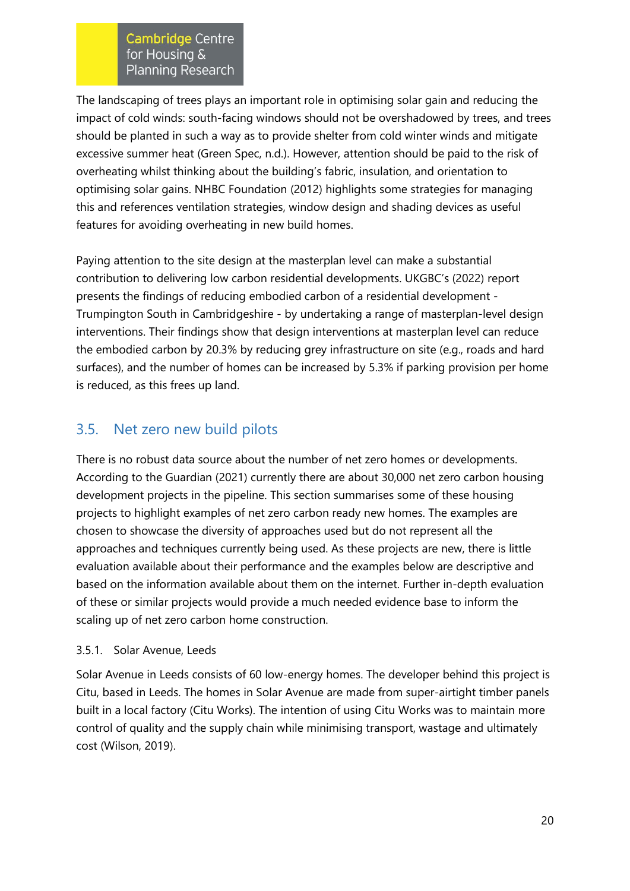The landscaping of trees plays an important role in optimising solar gain and reducing the impact of cold winds: south-facing windows should not be overshadowed by trees, and trees should be planted in such a way as to provide shelter from cold winter winds and mitigate excessive summer heat (Green Spec, n.d.). However, attention should be paid to the risk of overheating whilst thinking about the building's fabric, insulation, and orientation to optimising solar gains. NHBC Foundation (2012) highlights some strategies for managing this and references ventilation strategies, window design and shading devices as useful features for avoiding overheating in new build homes.

Paying attention to the site design at the masterplan level can make a substantial contribution to delivering low carbon residential developments. UKGBC's (2022) report presents the findings of reducing embodied carbon of a residential development - Trumpington South in Cambridgeshire - by undertaking a range of masterplan-level design interventions. Their findings show that design interventions at masterplan level can reduce the embodied carbon by 20.3% by reducing grey infrastructure on site (e.g., roads and hard surfaces), and the number of homes can be increased by 5.3% if parking provision per home is reduced, as this frees up land.

## 3.5. Net zero new build pilots

There is no robust data source about the number of net zero homes or developments. According to the Guardian (2021) currently there are about 30,000 net zero carbon housing development projects in the pipeline. This section summarises some of these housing projects to highlight examples of net zero carbon ready new homes. The examples are chosen to showcase the diversity of approaches used but do not represent all the approaches and techniques currently being used. As these projects are new, there is little evaluation available about their performance and the examples below are descriptive and based on the information available about them on the internet. Further in-depth evaluation of these or similar projects would provide a much needed evidence base to inform the scaling up of net zero carbon home construction.

### 3.5.1. Solar Avenue, Leeds

Solar Avenue in Leeds consists of 60 low-energy homes. The developer behind this project is Citu, based in Leeds. The homes in Solar Avenue are made from super-airtight timber panels built in a local factory (Citu Works). The intention of using Citu Works was to maintain more control of quality and the supply chain while minimising transport, wastage and ultimately cost (Wilson, 2019).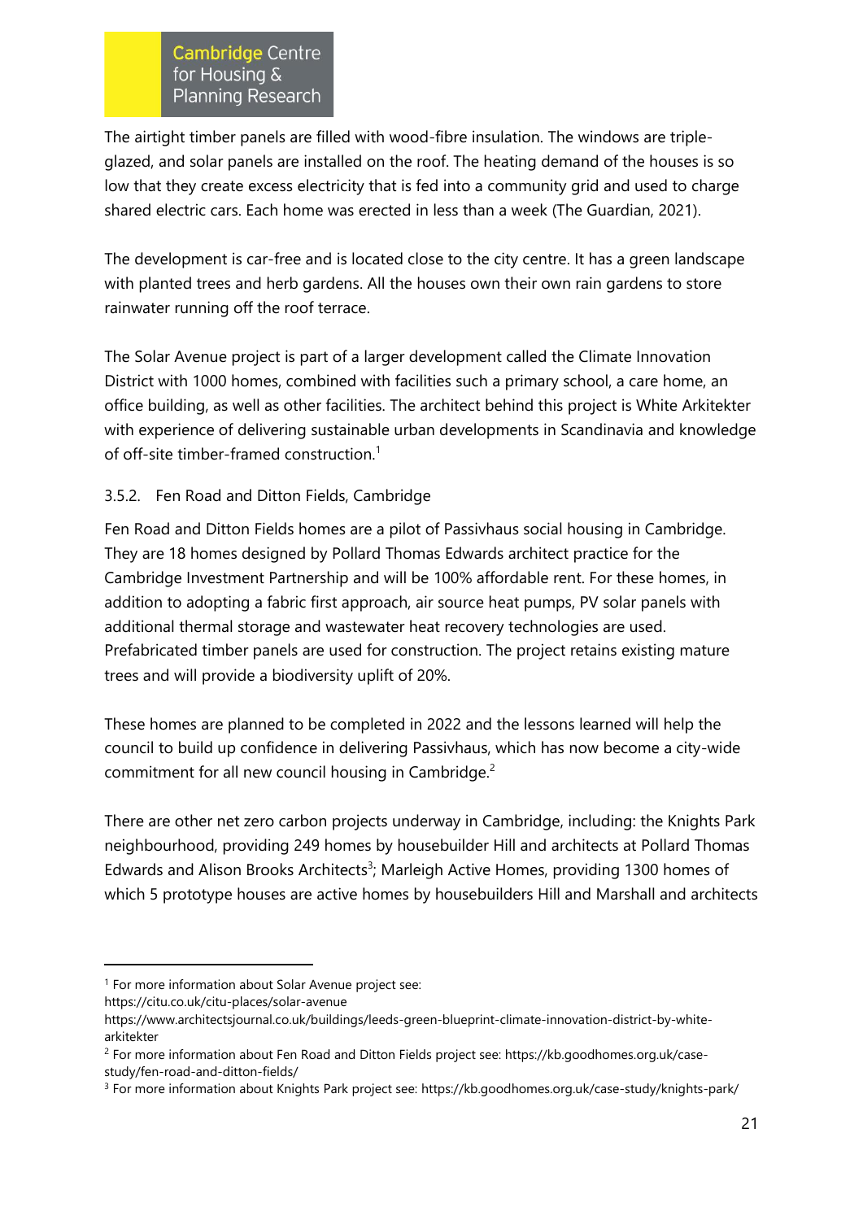The airtight timber panels are filled with wood-fibre insulation. The windows are triple-glazed, and solar panels are installed on the roof. The heating demand of the houses is so low that they create excess electricity that is fed into a community grid and used to charge shared electric cars. Each home was erected in less than a week (The Guardian, 2021).

The development is car-free and is located close to the city centre. It has a green landscape with planted trees and herb gardens. All the houses own their own rain gardens to store rainwater running off the roof terrace.

The Solar Avenue project is part of a larger development called the Climate Innovation District with 1000 homes, combined with facilities such a primary school, a care home, an office building, as well as other facilities. The architect behind this project is White Arkitekter with experience of delivering sustainable urban developments in Scandinavia and knowledge of off-site timber-framed construction.[1]

### 3.5.2. Fen Road and Ditton Fields, Cambridge

Fen Road and Ditton Fields homes are a pilot of Passivhaus social housing in Cambridge. They are 18 homes designed by Pollard Thomas Edwards architect practice for the Cambridge Investment Partnership and will be 100% affordable rent. For these homes, in addition to adopting a fabric first approach, air source heat pumps, PV solar panels with additional thermal storage and wastewater heat recovery technologies are used. Prefabricated timber panels are used for construction. The project retains existing mature trees and will provide a biodiversity uplift of 20%.

These homes are planned to be completed in 2022 and the lessons learned will help the council to build up confidence in delivering Passivhaus, which has now become a city-wide commitment for all new council housing in Cambridge.[2]

There are other net zero carbon projects underway in Cambridge, including: the Knights Park neighbourhood, providing 249 homes by housebuilder Hill and architects at Pollard Thomas Edwards and Alison Brooks Architects[3]; Marleigh Active Homes, providing 1300 homes of which 5 prototype houses are active homes by housebuilders Hill and Marshall and architects

---

[1] For more information about Solar Avenue project see:
https://citu.co.uk/citu-places/solar-avenue
https://www.architectsjournal.co.uk/buildings/leeds-green-blueprint-climate-innovation-district-by-white-arkitekter

[2] For more information about Fen Road and Ditton Fields project see: https://kb.goodhomes.org.uk/case-study/fen-road-and-ditton-fields/

[3] For more information about Knights Park project see: https://kb.goodhomes.org.uk/case-study/knights-park/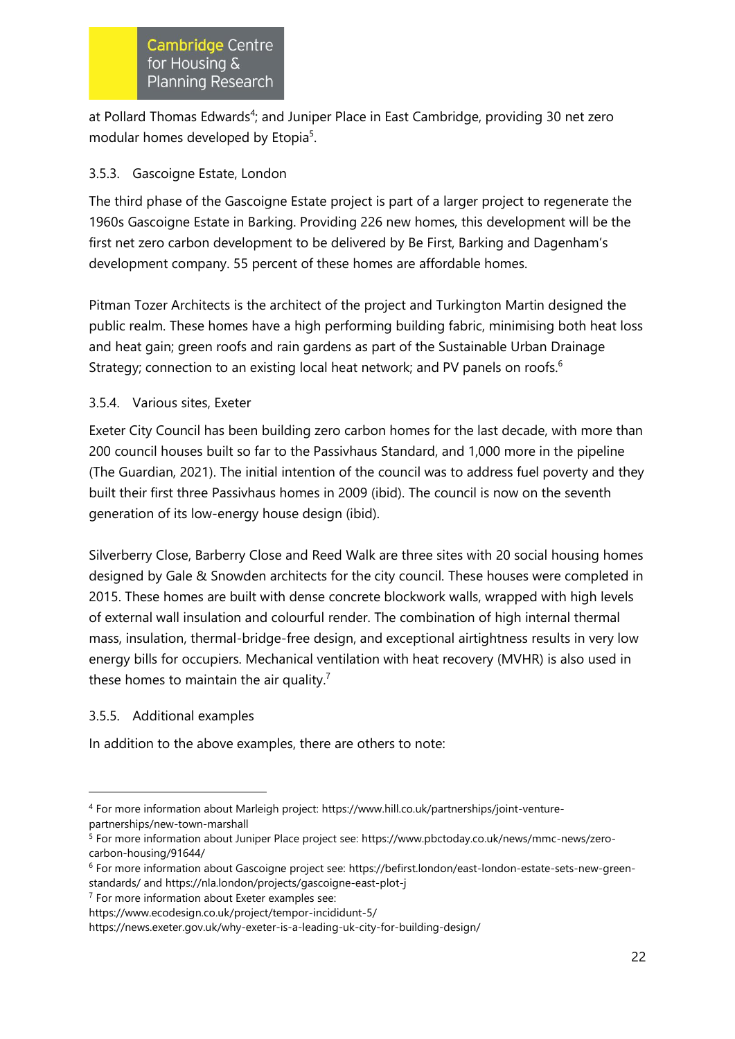at Pollard Thomas Edwards[4]; and Juniper Place in East Cambridge, providing 30 net zero modular homes developed by Etopia[5].

### 3.5.3. Gascoigne Estate, London

The third phase of the Gascoigne Estate project is part of a larger project to regenerate the 1960s Gascoigne Estate in Barking. Providing 226 new homes, this development will be the first net zero carbon development to be delivered by Be First, Barking and Dagenham's development company. 55 percent of these homes are affordable homes.

Pitman Tozer Architects is the architect of the project and Turkington Martin designed the public realm. These homes have a high performing building fabric, minimising both heat loss and heat gain; green roofs and rain gardens as part of the Sustainable Urban Drainage Strategy; connection to an existing local heat network; and PV panels on roofs.[6]

### 3.5.4. Various sites, Exeter

Exeter City Council has been building zero carbon homes for the last decade, with more than 200 council houses built so far to the Passivhaus Standard, and 1,000 more in the pipeline (The Guardian, 2021). The initial intention of the council was to address fuel poverty and they built their first three Passivhaus homes in 2009 (ibid). The council is now on the seventh generation of its low-energy house design (ibid).

Silverberry Close, Barberry Close and Reed Walk are three sites with 20 social housing homes designed by Gale & Snowden architects for the city council. These houses were completed in 2015. These homes are built with dense concrete blockwork walls, wrapped with high levels of external wall insulation and colourful render. The combination of high internal thermal mass, insulation, thermal-bridge-free design, and exceptional airtightness results in very low energy bills for occupiers. Mechanical ventilation with heat recovery (MVHR) is also used in these homes to maintain the air quality.[7]

### 3.5.5. Additional examples

In addition to the above examples, there are others to note:

---

[4] For more information about Marleigh project: https://www.hill.co.uk/partnerships/joint-venture-partnerships/new-town-marshall

[5] For more information about Juniper Place project see: https://www.pbctoday.co.uk/news/mmc-news/zero-carbon-housing/91644/

[6] For more information about Gascoigne project see: https://befirst.london/east-london-estate-sets-new-green-standards/ and https://nla.london/projects/gascoigne-east-plot-j

[7] For more information about Exeter examples see:
https://www.ecodesign.co.uk/project/tempor-incididunt-5/
https://news.exeter.gov.uk/why-exeter-is-a-leading-uk-city-for-building-design/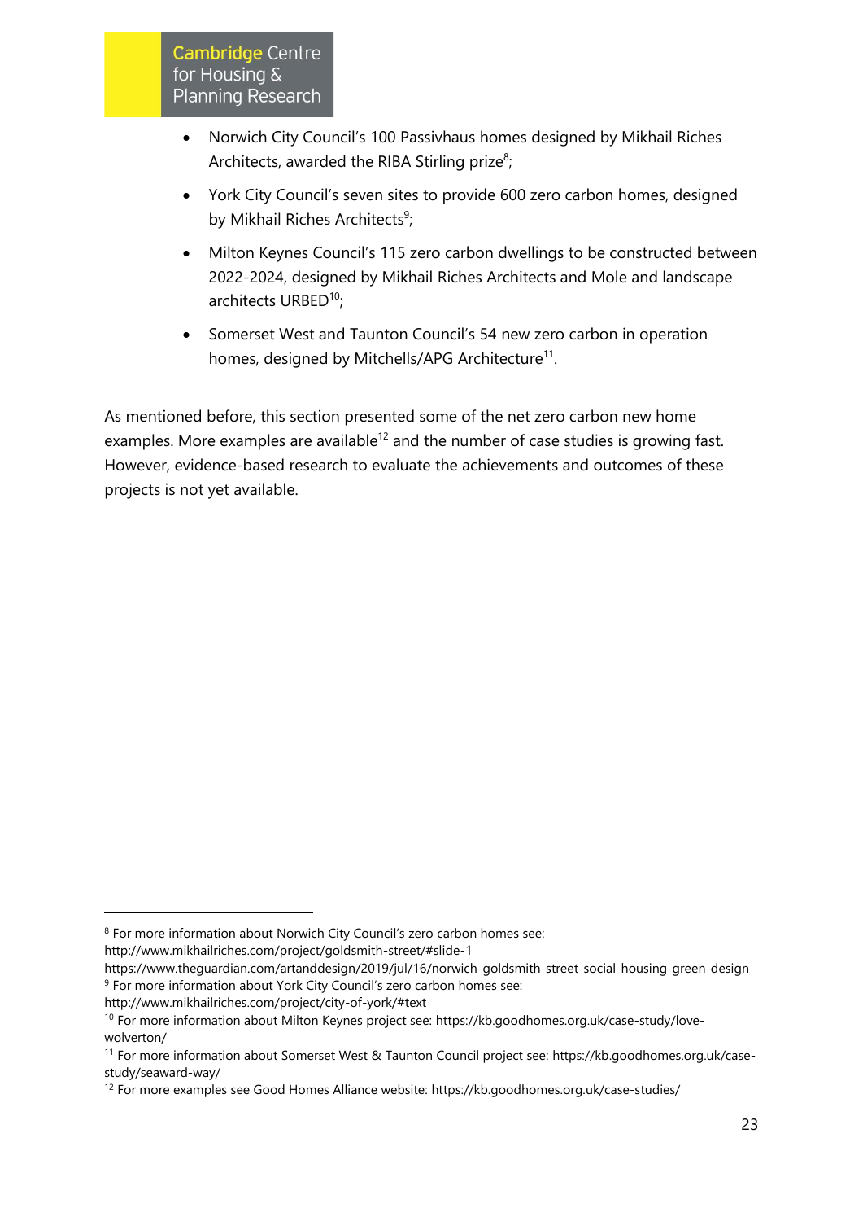- Norwich City Council's 100 Passivhaus homes designed by Mikhail Riches Architects, awarded the RIBA Stirling prize[8];
- York City Council's seven sites to provide 600 zero carbon homes, designed by Mikhail Riches Architects[9];
- Milton Keynes Council's 115 zero carbon dwellings to be constructed between 2022-2024, designed by Mikhail Riches Architects and Mole and landscape architects URBED[10];
- Somerset West and Taunton Council's 54 new zero carbon in operation homes, designed by Mitchells/APG Architecture[11].

As mentioned before, this section presented some of the net zero carbon new home examples. More examples are available[12] and the number of case studies is growing fast. However, evidence-based research to evaluate the achievements and outcomes of these projects is not yet available.

---

[8] For more information about Norwich City Council's zero carbon homes see: http://www.mikhailriches.com/project/goldsmith-street/#slide-1 https://www.theguardian.com/artanddesign/2019/jul/16/norwich-goldsmith-street-social-housing-green-design

[9] For more information about York City Council's zero carbon homes see: http://www.mikhailriches.com/project/city-of-york/#text

[10] For more information about Milton Keynes project see: https://kb.goodhomes.org.uk/case-study/love-wolverton/

[11] For more information about Somerset West & Taunton Council project see: https://kb.goodhomes.org.uk/case-study/seaward-way/

[12] For more examples see Good Homes Alliance website: https://kb.goodhomes.org.uk/case-studies/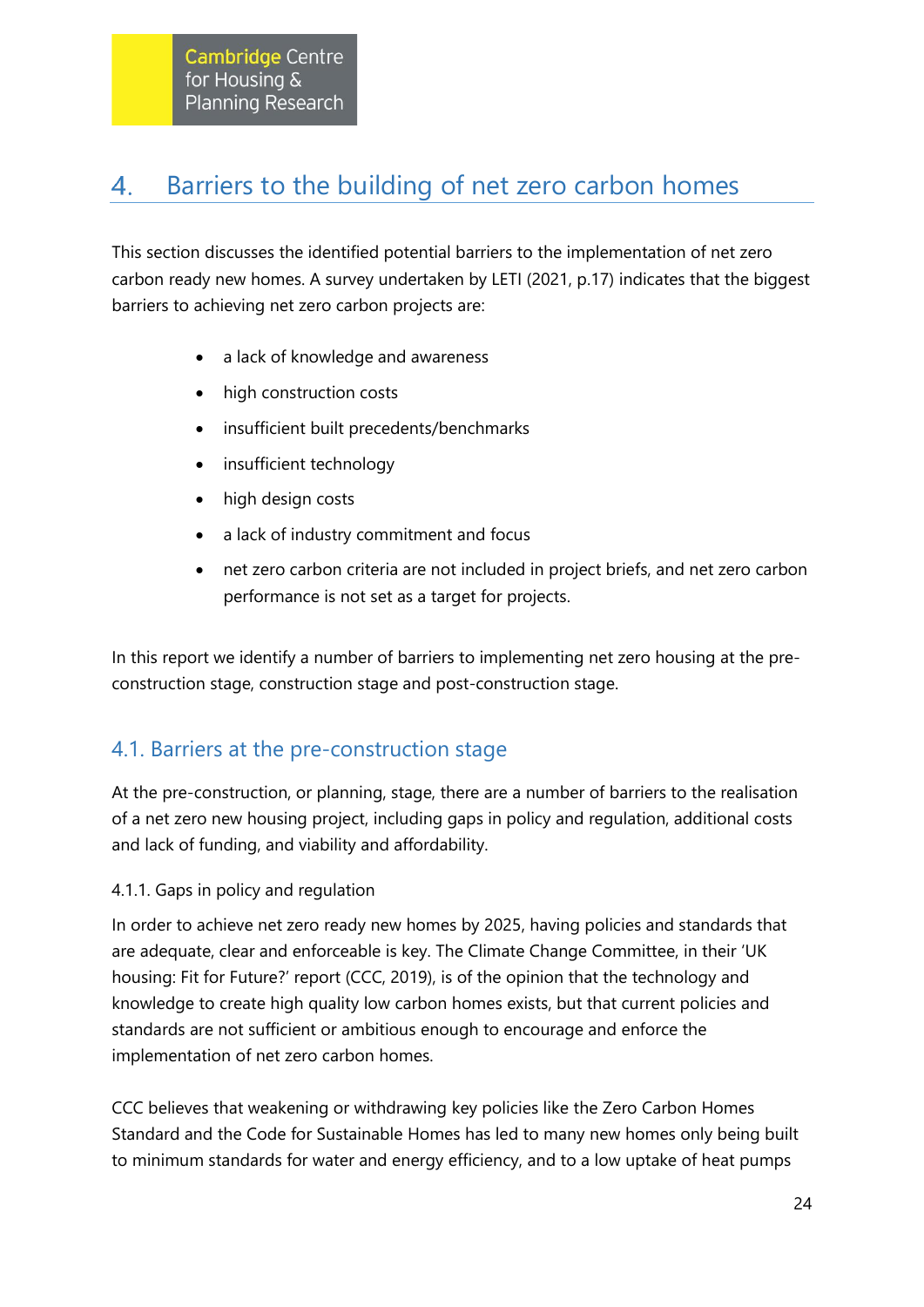# 4. Barriers to the building of net zero carbon homes

This section discusses the identified potential barriers to the implementation of net zero carbon ready new homes. A survey undertaken by LETI (2021, p.17) indicates that the biggest barriers to achieving net zero carbon projects are:

- a lack of knowledge and awareness
- high construction costs
- insufficient built precedents/benchmarks
- insufficient technology
- high design costs
- a lack of industry commitment and focus
- net zero carbon criteria are not included in project briefs, and net zero carbon performance is not set as a target for projects.

In this report we identify a number of barriers to implementing net zero housing at the pre-construction stage, construction stage and post-construction stage.

## 4.1. Barriers at the pre-construction stage

At the pre-construction, or planning, stage, there are a number of barriers to the realisation of a net zero new housing project, including gaps in policy and regulation, additional costs and lack of funding, and viability and affordability.

### 4.1.1. Gaps in policy and regulation

In order to achieve net zero ready new homes by 2025, having policies and standards that are adequate, clear and enforceable is key. The Climate Change Committee, in their 'UK housing: Fit for Future?' report (CCC, 2019), is of the opinion that the technology and knowledge to create high quality low carbon homes exists, but that current policies and standards are not sufficient or ambitious enough to encourage and enforce the implementation of net zero carbon homes.

CCC believes that weakening or withdrawing key policies like the Zero Carbon Homes Standard and the Code for Sustainable Homes has led to many new homes only being built to minimum standards for water and energy efficiency, and to a low uptake of heat pumps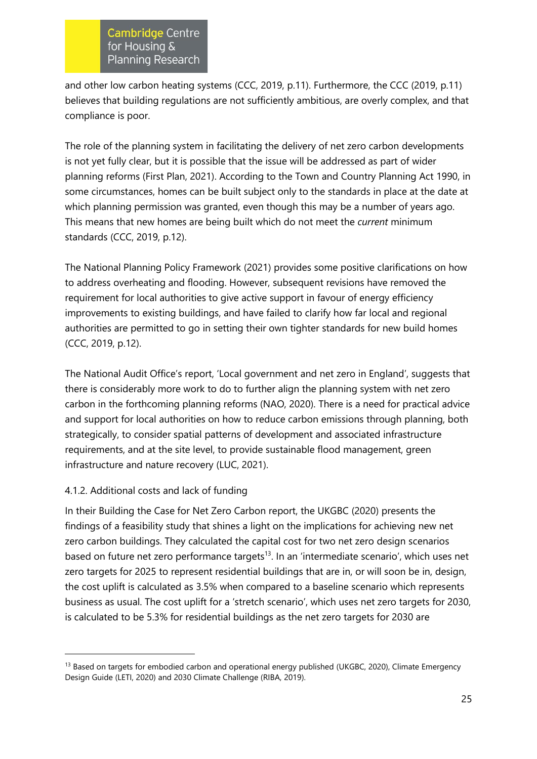and other low carbon heating systems (CCC, 2019, p.11). Furthermore, the CCC (2019, p.11) believes that building regulations are not sufficiently ambitious, are overly complex, and that compliance is poor.

The role of the planning system in facilitating the delivery of net zero carbon developments is not yet fully clear, but it is possible that the issue will be addressed as part of wider planning reforms (First Plan, 2021). According to the Town and Country Planning Act 1990, in some circumstances, homes can be built subject only to the standards in place at the date at which planning permission was granted, even though this may be a number of years ago. This means that new homes are being built which do not meet the *current* minimum standards (CCC, 2019, p.12).

The National Planning Policy Framework (2021) provides some positive clarifications on how to address overheating and flooding. However, subsequent revisions have removed the requirement for local authorities to give active support in favour of energy efficiency improvements to existing buildings, and have failed to clarify how far local and regional authorities are permitted to go in setting their own tighter standards for new build homes (CCC, 2019, p.12).

The National Audit Office's report, 'Local government and net zero in England', suggests that there is considerably more work to do to further align the planning system with net zero carbon in the forthcoming planning reforms (NAO, 2020). There is a need for practical advice and support for local authorities on how to reduce carbon emissions through planning, both strategically, to consider spatial patterns of development and associated infrastructure requirements, and at the site level, to provide sustainable flood management, green infrastructure and nature recovery (LUC, 2021).

#### 4.1.2. Additional costs and lack of funding

In their Building the Case for Net Zero Carbon report, the UKGBC (2020) presents the findings of a feasibility study that shines a light on the implications for achieving new net zero carbon buildings. They calculated the capital cost for two net zero design scenarios based on future net zero performance targets[13]. In an 'intermediate scenario', which uses net zero targets for 2025 to represent residential buildings that are in, or will soon be in, design, the cost uplift is calculated as 3.5% when compared to a baseline scenario which represents business as usual. The cost uplift for a 'stretch scenario', which uses net zero targets for 2030, is calculated to be 5.3% for residential buildings as the net zero targets for 2030 are

[13] Based on targets for embodied carbon and operational energy published (UKGBC, 2020), Climate Emergency Design Guide (LETI, 2020) and 2030 Climate Challenge (RIBA, 2019).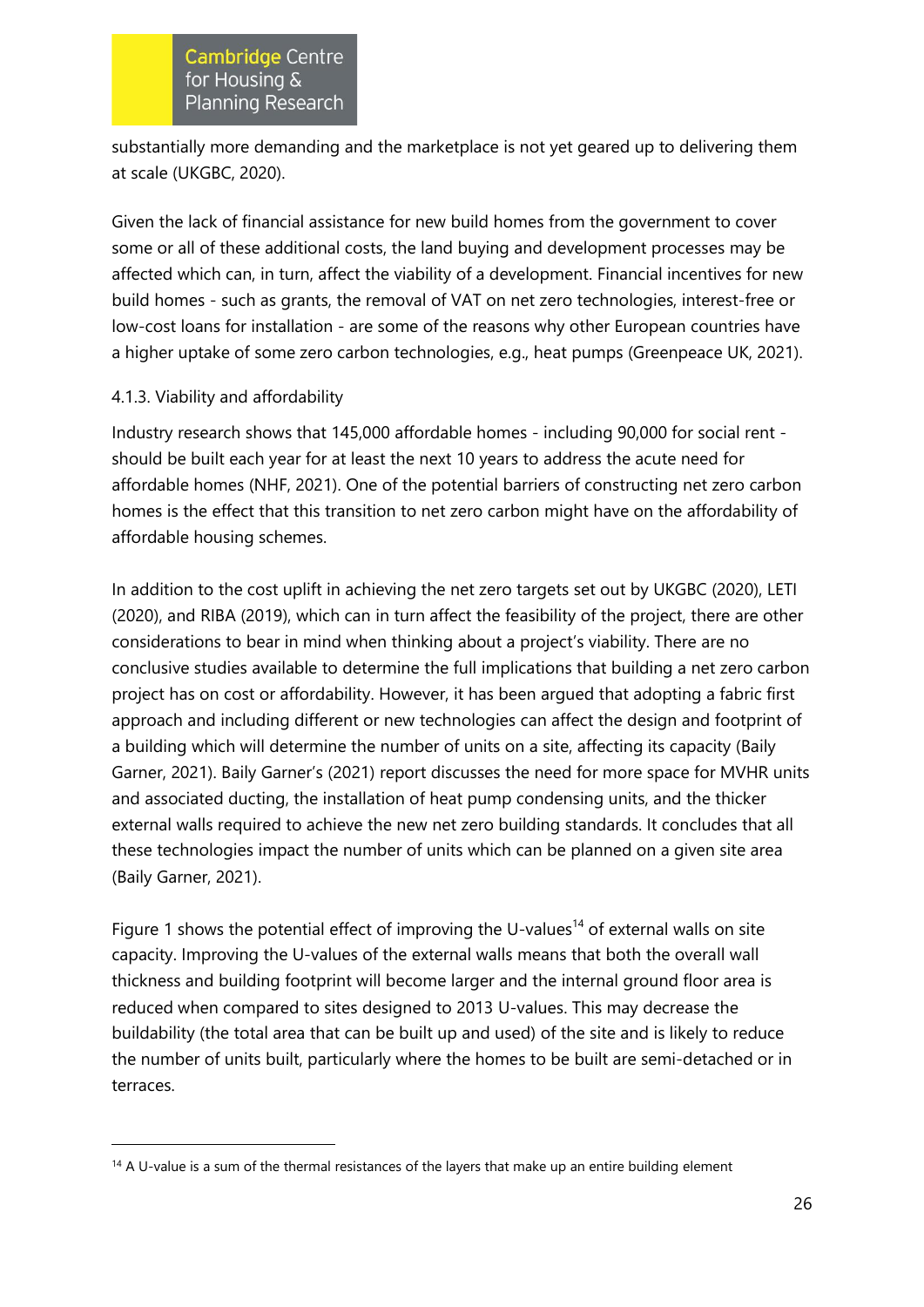substantially more demanding and the marketplace is not yet geared up to delivering them at scale (UKGBC, 2020).

Given the lack of financial assistance for new build homes from the government to cover some or all of these additional costs, the land buying and development processes may be affected which can, in turn, affect the viability of a development. Financial incentives for new build homes - such as grants, the removal of VAT on net zero technologies, interest-free or low-cost loans for installation - are some of the reasons why other European countries have a higher uptake of some zero carbon technologies, e.g., heat pumps (Greenpeace UK, 2021).

### 4.1.3. Viability and affordability

Industry research shows that 145,000 affordable homes - including 90,000 for social rent - should be built each year for at least the next 10 years to address the acute need for affordable homes (NHF, 2021). One of the potential barriers of constructing net zero carbon homes is the effect that this transition to net zero carbon might have on the affordability of affordable housing schemes.

In addition to the cost uplift in achieving the net zero targets set out by UKGBC (2020), LETI (2020), and RIBA (2019), which can in turn affect the feasibility of the project, there are other considerations to bear in mind when thinking about a project's viability. There are no conclusive studies available to determine the full implications that building a net zero carbon project has on cost or affordability. However, it has been argued that adopting a fabric first approach and including different or new technologies can affect the design and footprint of a building which will determine the number of units on a site, affecting its capacity (Baily Garner, 2021). Baily Garner's (2021) report discusses the need for more space for MVHR units and associated ducting, the installation of heat pump condensing units, and the thicker external walls required to achieve the new net zero building standards. It concludes that all these technologies impact the number of units which can be planned on a given site area (Baily Garner, 2021).

Figure 1 shows the potential effect of improving the U-values[14] of external walls on site capacity. Improving the U-values of the external walls means that both the overall wall thickness and building footprint will become larger and the internal ground floor area is reduced when compared to sites designed to 2013 U-values. This may decrease the buildability (the total area that can be built up and used) of the site and is likely to reduce the number of units built, particularly where the homes to be built are semi-detached or in terraces.

[14] A U-value is a sum of the thermal resistances of the layers that make up an entire building element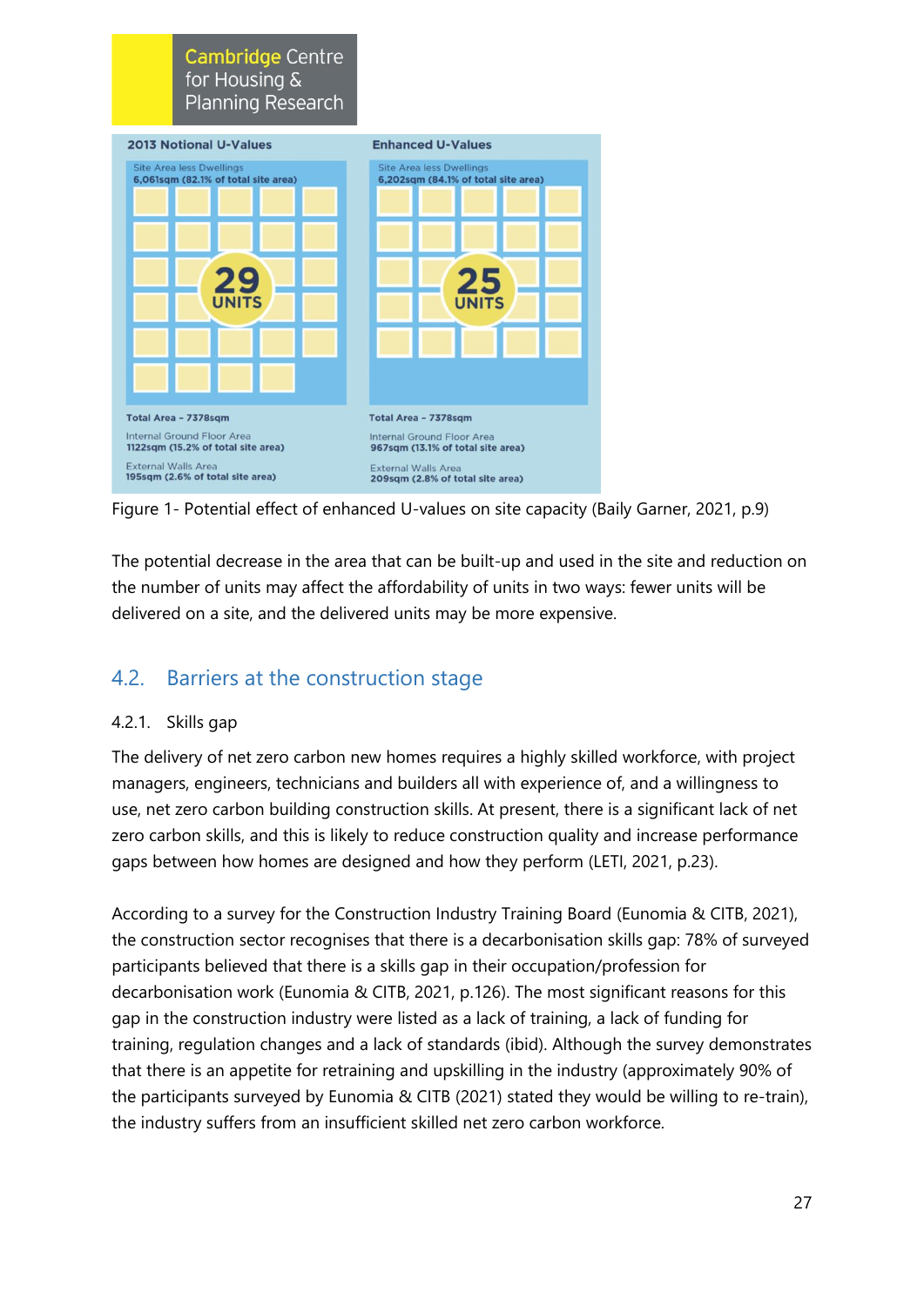**2013 Notional U-Values**

Site Area less Dwellings
6,061sqm (82.1% of total site area)

29 UNITS

Total Area - 7378sqm

Internal Ground Floor Area
1122sqm (15.2% of total site area)

External Walls Area
195sqm (2.6% of total site area)

**Enhanced U-Values**

Site Area less Dwellings
6,202sqm (84.1% of total site area)

25 UNITS

Total Area - 7378sqm

Internal Ground Floor Area
967sqm (13.1% of total site area)

External Walls Area
209sqm (2.8% of total site area)

Figure 1- Potential effect of enhanced U-values on site capacity (Baily Garner, 2021, p.9)

The potential decrease in the area that can be built-up and used in the site and reduction on the number of units may affect the affordability of units in two ways: fewer units will be delivered on a site, and the delivered units may be more expensive.

## 4.2. Barriers at the construction stage

### 4.2.1. Skills gap

The delivery of net zero carbon new homes requires a highly skilled workforce, with project managers, engineers, technicians and builders all with experience of, and a willingness to use, net zero carbon building construction skills. At present, there is a significant lack of net zero carbon skills, and this is likely to reduce construction quality and increase performance gaps between how homes are designed and how they perform (LETI, 2021, p.23).

According to a survey for the Construction Industry Training Board (Eunomia & CITB, 2021), the construction sector recognises that there is a decarbonisation skills gap: 78% of surveyed participants believed that there is a skills gap in their occupation/profession for decarbonisation work (Eunomia & CITB, 2021, p.126). The most significant reasons for this gap in the construction industry were listed as a lack of training, a lack of funding for training, regulation changes and a lack of standards (ibid). Although the survey demonstrates that there is an appetite for retraining and upskilling in the industry (approximately 90% of the participants surveyed by Eunomia & CITB (2021) stated they would be willing to re-train), the industry suffers from an insufficient skilled net zero carbon workforce.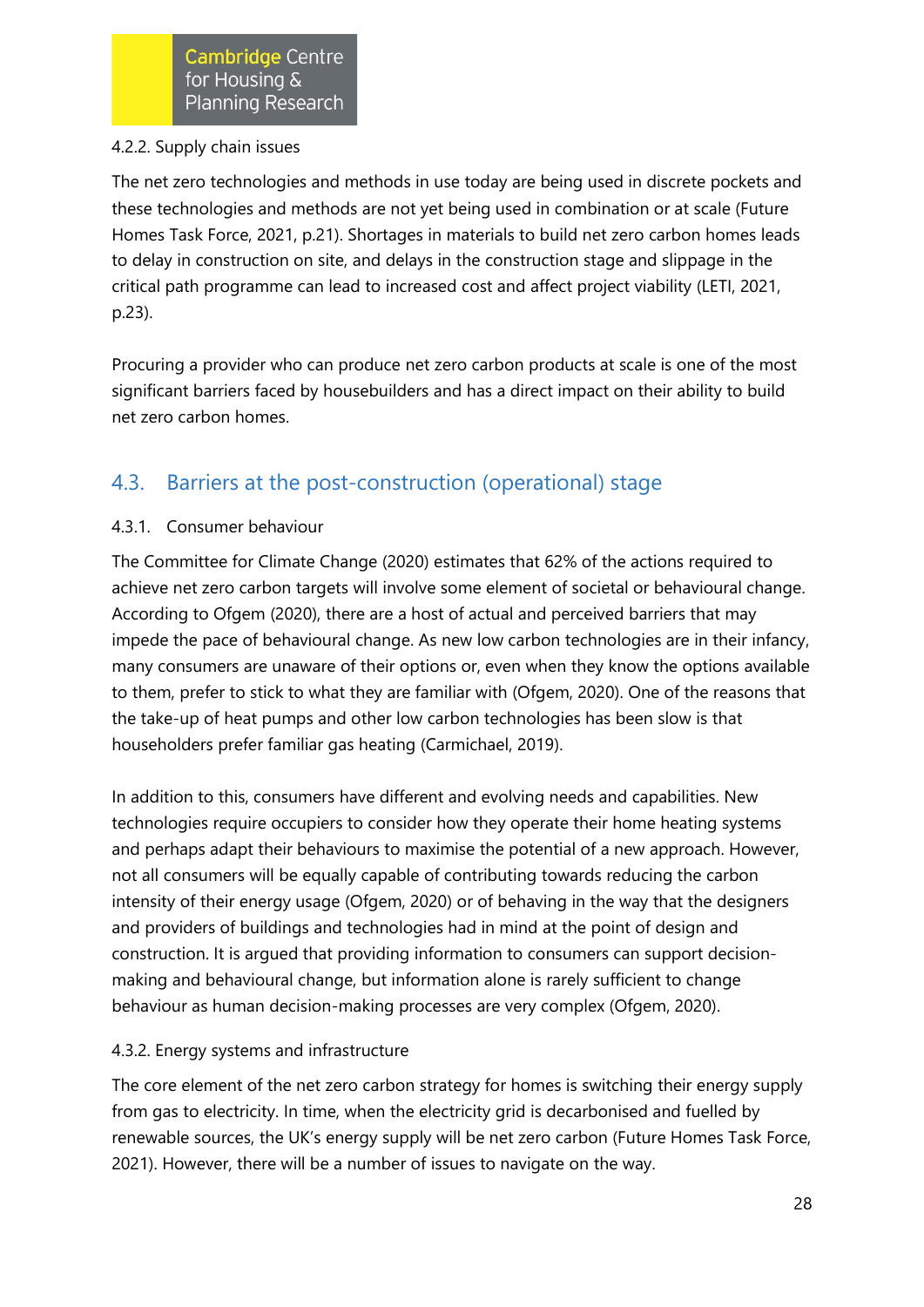#### 4.2.2. Supply chain issues

The net zero technologies and methods in use today are being used in discrete pockets and these technologies and methods are not yet being used in combination or at scale (Future Homes Task Force, 2021, p.21). Shortages in materials to build net zero carbon homes leads to delay in construction on site, and delays in the construction stage and slippage in the critical path programme can lead to increased cost and affect project viability (LETI, 2021, p.23).

Procuring a provider who can produce net zero carbon products at scale is one of the most significant barriers faced by housebuilders and has a direct impact on their ability to build net zero carbon homes.

### 4.3. Barriers at the post-construction (operational) stage

#### 4.3.1. Consumer behaviour

The Committee for Climate Change (2020) estimates that 62% of the actions required to achieve net zero carbon targets will involve some element of societal or behavioural change. According to Ofgem (2020), there are a host of actual and perceived barriers that may impede the pace of behavioural change. As new low carbon technologies are in their infancy, many consumers are unaware of their options or, even when they know the options available to them, prefer to stick to what they are familiar with (Ofgem, 2020). One of the reasons that the take-up of heat pumps and other low carbon technologies has been slow is that householders prefer familiar gas heating (Carmichael, 2019).

In addition to this, consumers have different and evolving needs and capabilities. New technologies require occupiers to consider how they operate their home heating systems and perhaps adapt their behaviours to maximise the potential of a new approach. However, not all consumers will be equally capable of contributing towards reducing the carbon intensity of their energy usage (Ofgem, 2020) or of behaving in the way that the designers and providers of buildings and technologies had in mind at the point of design and construction. It is argued that providing information to consumers can support decision-making and behavioural change, but information alone is rarely sufficient to change behaviour as human decision-making processes are very complex (Ofgem, 2020).

#### 4.3.2. Energy systems and infrastructure

The core element of the net zero carbon strategy for homes is switching their energy supply from gas to electricity. In time, when the electricity grid is decarbonised and fuelled by renewable sources, the UK's energy supply will be net zero carbon (Future Homes Task Force, 2021). However, there will be a number of issues to navigate on the way.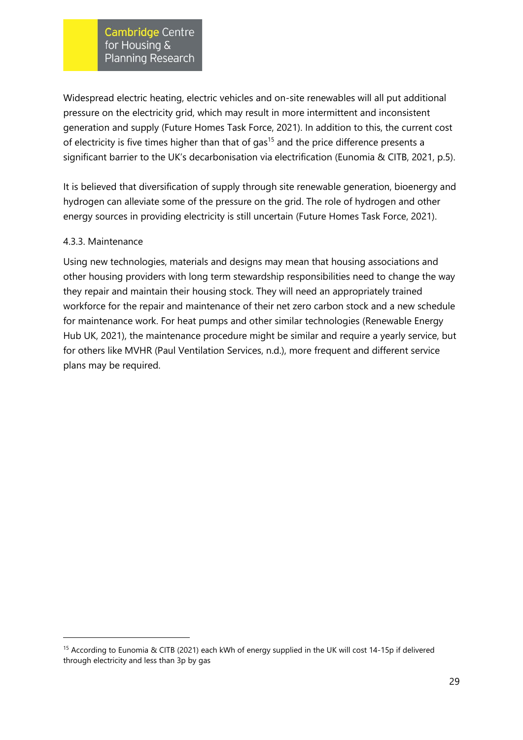Widespread electric heating, electric vehicles and on-site renewables will all put additional pressure on the electricity grid, which may result in more intermittent and inconsistent generation and supply (Future Homes Task Force, 2021). In addition to this, the current cost of electricity is five times higher than that of gas[15] and the price difference presents a significant barrier to the UK's decarbonisation via electrification (Eunomia & CITB, 2021, p.5).

It is believed that diversification of supply through site renewable generation, bioenergy and hydrogen can alleviate some of the pressure on the grid. The role of hydrogen and other energy sources in providing electricity is still uncertain (Future Homes Task Force, 2021).

#### 4.3.3. Maintenance

Using new technologies, materials and designs may mean that housing associations and other housing providers with long term stewardship responsibilities need to change the way they repair and maintain their housing stock. They will need an appropriately trained workforce for the repair and maintenance of their net zero carbon stock and a new schedule for maintenance work. For heat pumps and other similar technologies (Renewable Energy Hub UK, 2021), the maintenance procedure might be similar and require a yearly service, but for others like MVHR (Paul Ventilation Services, n.d.), more frequent and different service plans may be required.

---

[15] According to Eunomia & CITB (2021) each kWh of energy supplied in the UK will cost 14-15p if delivered through electricity and less than 3p by gas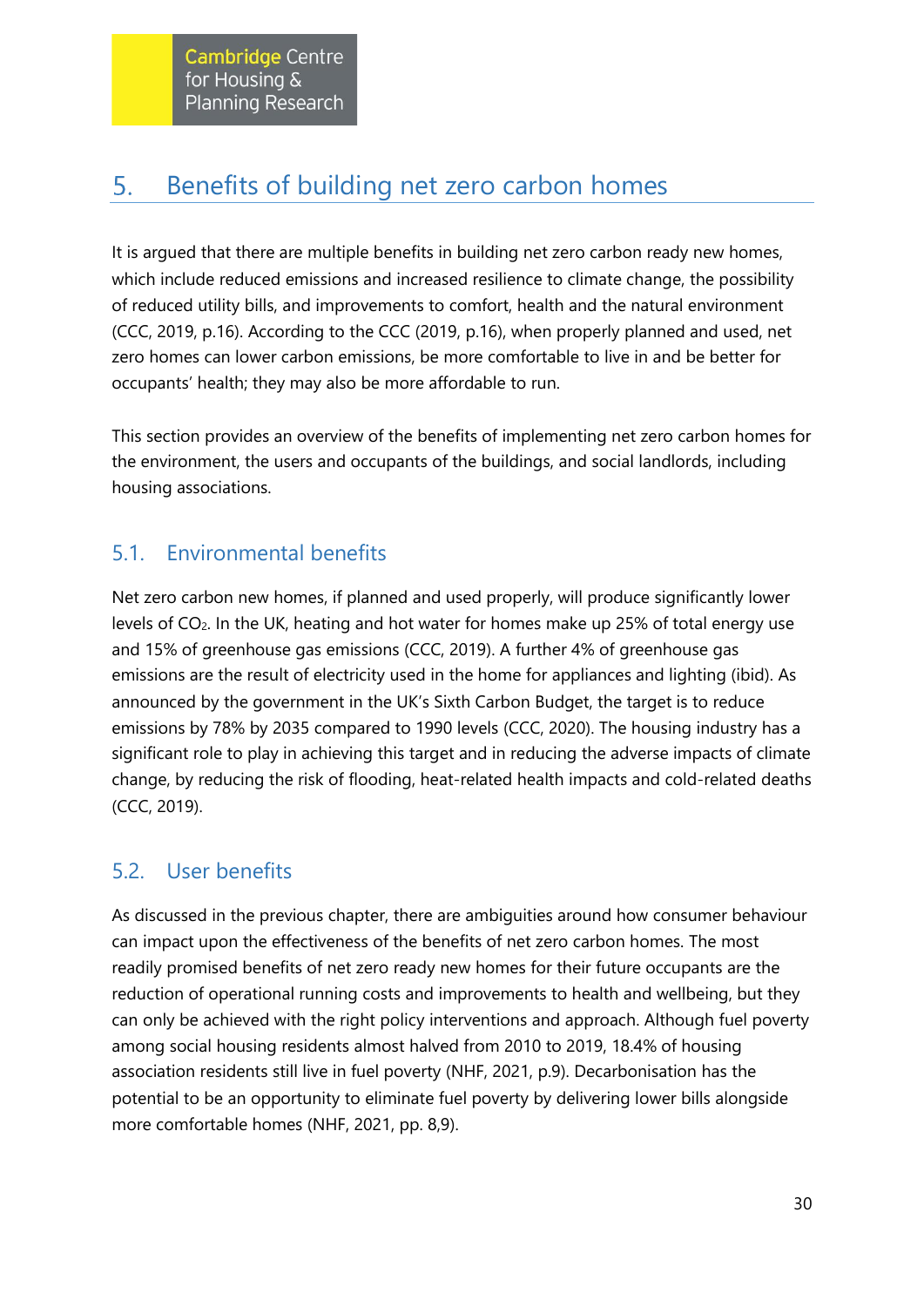## 5. Benefits of building net zero carbon homes

It is argued that there are multiple benefits in building net zero carbon ready new homes, which include reduced emissions and increased resilience to climate change, the possibility of reduced utility bills, and improvements to comfort, health and the natural environment (CCC, 2019, p.16). According to the CCC (2019, p.16), when properly planned and used, net zero homes can lower carbon emissions, be more comfortable to live in and be better for occupants' health; they may also be more affordable to run.

This section provides an overview of the benefits of implementing net zero carbon homes for the environment, the users and occupants of the buildings, and social landlords, including housing associations.

### 5.1. Environmental benefits

Net zero carbon new homes, if planned and used properly, will produce significantly lower levels of $CO_2$. In the UK, heating and hot water for homes make up 25% of total energy use and 15% of greenhouse gas emissions (CCC, 2019). A further 4% of greenhouse gas emissions are the result of electricity used in the home for appliances and lighting (ibid). As announced by the government in the UK's Sixth Carbon Budget, the target is to reduce emissions by 78% by 2035 compared to 1990 levels (CCC, 2020). The housing industry has a significant role to play in achieving this target and in reducing the adverse impacts of climate change, by reducing the risk of flooding, heat-related health impacts and cold-related deaths (CCC, 2019).

### 5.2. User benefits

As discussed in the previous chapter, there are ambiguities around how consumer behaviour can impact upon the effectiveness of the benefits of net zero carbon homes. The most readily promised benefits of net zero ready new homes for their future occupants are the reduction of operational running costs and improvements to health and wellbeing, but they can only be achieved with the right policy interventions and approach. Although fuel poverty among social housing residents almost halved from 2010 to 2019, 18.4% of housing association residents still live in fuel poverty (NHF, 2021, p.9). Decarbonisation has the potential to be an opportunity to eliminate fuel poverty by delivering lower bills alongside more comfortable homes (NHF, 2021, pp. 8,9).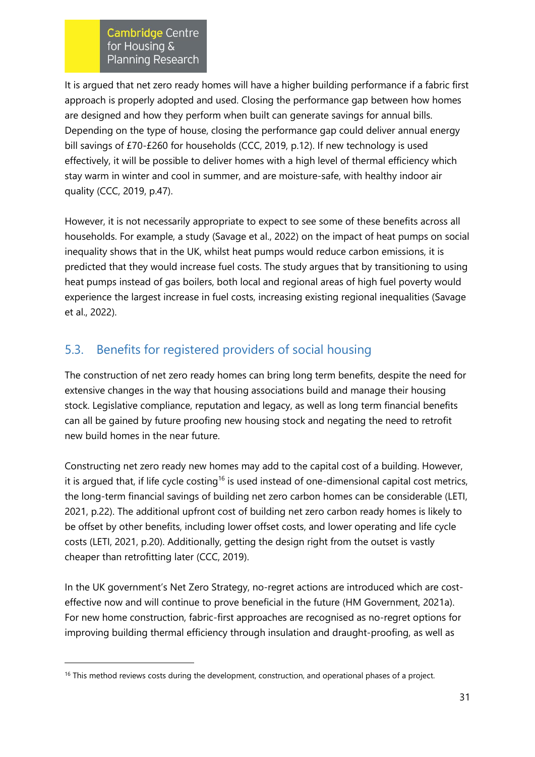It is argued that net zero ready homes will have a higher building performance if a fabric first approach is properly adopted and used. Closing the performance gap between how homes are designed and how they perform when built can generate savings for annual bills. Depending on the type of house, closing the performance gap could deliver annual energy bill savings of £70-£260 for households (CCC, 2019, p.12). If new technology is used effectively, it will be possible to deliver homes with a high level of thermal efficiency which stay warm in winter and cool in summer, and are moisture-safe, with healthy indoor air quality (CCC, 2019, p.47).

However, it is not necessarily appropriate to expect to see some of these benefits across all households. For example, a study (Savage et al., 2022) on the impact of heat pumps on social inequality shows that in the UK, whilst heat pumps would reduce carbon emissions, it is predicted that they would increase fuel costs. The study argues that by transitioning to using heat pumps instead of gas boilers, both local and regional areas of high fuel poverty would experience the largest increase in fuel costs, increasing existing regional inequalities (Savage et al., 2022).

## 5.3. Benefits for registered providers of social housing

The construction of net zero ready homes can bring long term benefits, despite the need for extensive changes in the way that housing associations build and manage their housing stock. Legislative compliance, reputation and legacy, as well as long term financial benefits can all be gained by future proofing new housing stock and negating the need to retrofit new build homes in the near future.

Constructing net zero ready new homes may add to the capital cost of a building. However, it is argued that, if life cycle costing[16] is used instead of one-dimensional capital cost metrics, the long-term financial savings of building net zero carbon homes can be considerable (LETI, 2021, p.22). The additional upfront cost of building net zero carbon ready homes is likely to be offset by other benefits, including lower offset costs, and lower operating and life cycle costs (LETI, 2021, p.20). Additionally, getting the design right from the outset is vastly cheaper than retrofitting later (CCC, 2019).

In the UK government's Net Zero Strategy, no-regret actions are introduced which are cost-effective now and will continue to prove beneficial in the future (HM Government, 2021a). For new home construction, fabric-first approaches are recognised as no-regret options for improving building thermal efficiency through insulation and draught-proofing, as well as

[16] This method reviews costs during the development, construction, and operational phases of a project.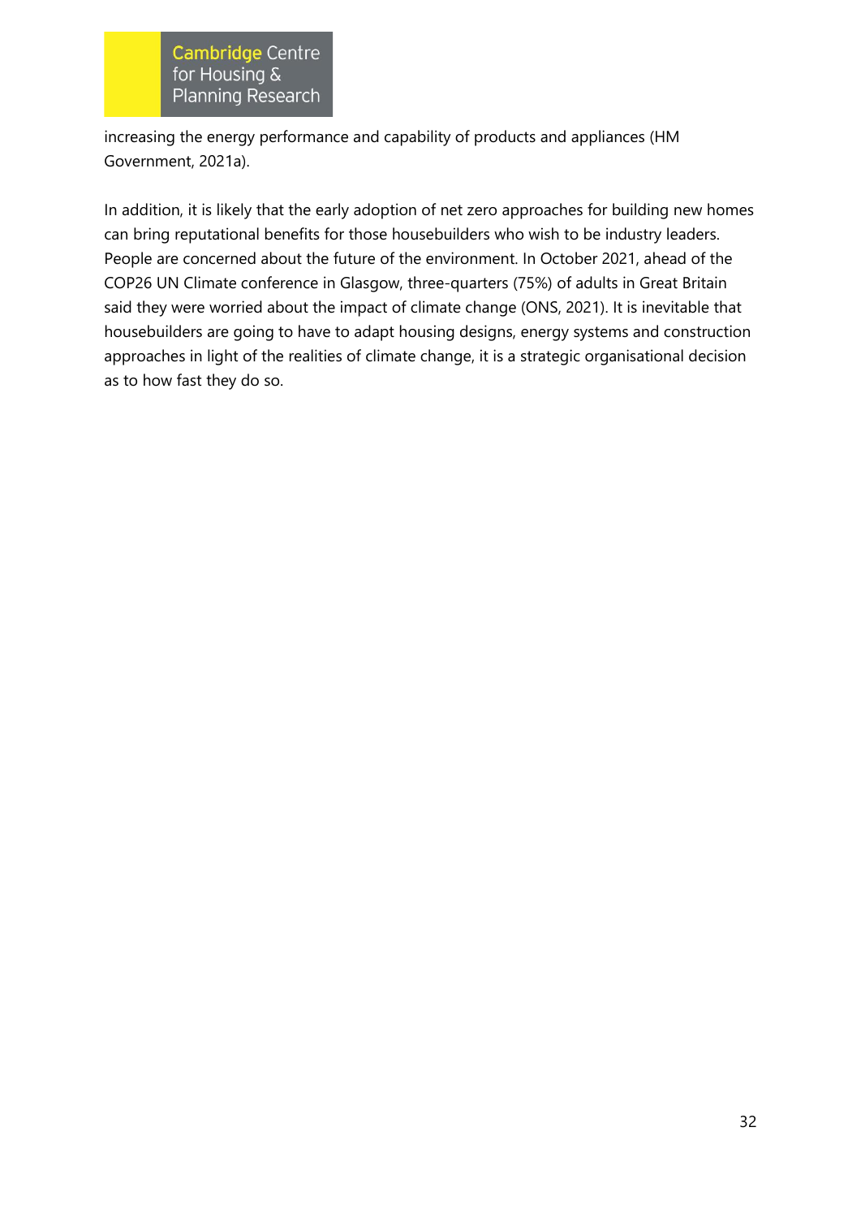increasing the energy performance and capability of products and appliances (HM Government, 2021a).

In addition, it is likely that the early adoption of net zero approaches for building new homes can bring reputational benefits for those housebuilders who wish to be industry leaders. People are concerned about the future of the environment. In October 2021, ahead of the COP26 UN Climate conference in Glasgow, three-quarters (75%) of adults in Great Britain said they were worried about the impact of climate change (ONS, 2021). It is inevitable that housebuilders are going to have to adapt housing designs, energy systems and construction approaches in light of the realities of climate change, it is a strategic organisational decision as to how fast they do so.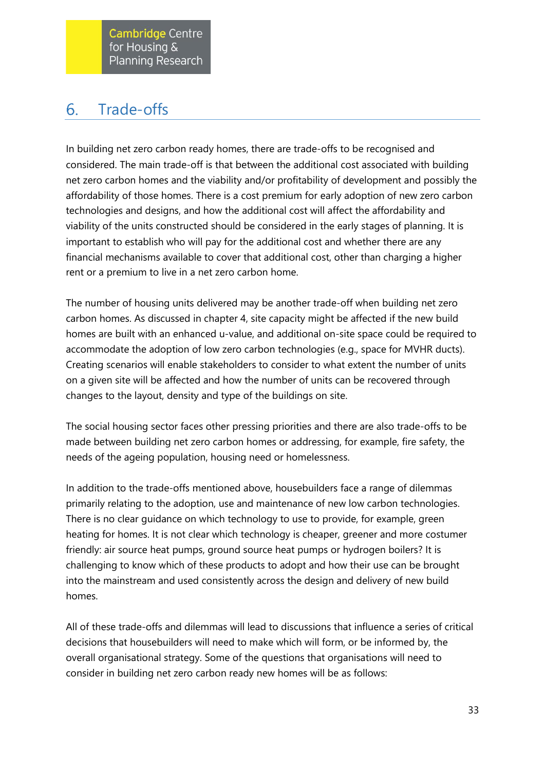# 6. Trade-offs

In building net zero carbon ready homes, there are trade-offs to be recognised and considered. The main trade-off is that between the additional cost associated with building net zero carbon homes and the viability and/or profitability of development and possibly the affordability of those homes. There is a cost premium for early adoption of new zero carbon technologies and designs, and how the additional cost will affect the affordability and viability of the units constructed should be considered in the early stages of planning. It is important to establish who will pay for the additional cost and whether there are any financial mechanisms available to cover that additional cost, other than charging a higher rent or a premium to live in a net zero carbon home.

The number of housing units delivered may be another trade-off when building net zero carbon homes. As discussed in chapter 4, site capacity might be affected if the new build homes are built with an enhanced u-value, and additional on-site space could be required to accommodate the adoption of low zero carbon technologies (e.g., space for MVHR ducts). Creating scenarios will enable stakeholders to consider to what extent the number of units on a given site will be affected and how the number of units can be recovered through changes to the layout, density and type of the buildings on site.

The social housing sector faces other pressing priorities and there are also trade-offs to be made between building net zero carbon homes or addressing, for example, fire safety, the needs of the ageing population, housing need or homelessness.

In addition to the trade-offs mentioned above, housebuilders face a range of dilemmas primarily relating to the adoption, use and maintenance of new low carbon technologies. There is no clear guidance on which technology to use to provide, for example, green heating for homes. It is not clear which technology is cheaper, greener and more costumer friendly: air source heat pumps, ground source heat pumps or hydrogen boilers? It is challenging to know which of these products to adopt and how their use can be brought into the mainstream and used consistently across the design and delivery of new build homes.

All of these trade-offs and dilemmas will lead to discussions that influence a series of critical decisions that housebuilders will need to make which will form, or be informed by, the overall organisational strategy. Some of the questions that organisations will need to consider in building net zero carbon ready new homes will be as follows: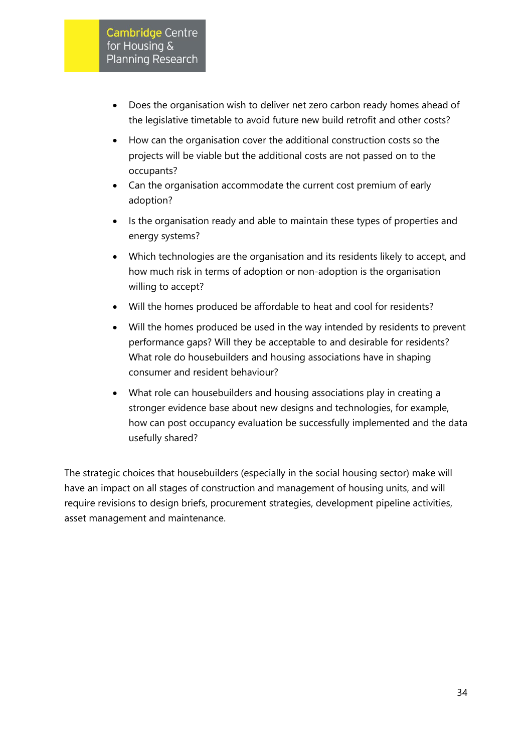- Does the organisation wish to deliver net zero carbon ready homes ahead of the legislative timetable to avoid future new build retrofit and other costs?
- How can the organisation cover the additional construction costs so the projects will be viable but the additional costs are not passed on to the occupants?
- Can the organisation accommodate the current cost premium of early adoption?
- Is the organisation ready and able to maintain these types of properties and energy systems?
- Which technologies are the organisation and its residents likely to accept, and how much risk in terms of adoption or non-adoption is the organisation willing to accept?
- Will the homes produced be affordable to heat and cool for residents?
- Will the homes produced be used in the way intended by residents to prevent performance gaps? Will they be acceptable to and desirable for residents? What role do housebuilders and housing associations have in shaping consumer and resident behaviour?
- What role can housebuilders and housing associations play in creating a stronger evidence base about new designs and technologies, for example, how can post occupancy evaluation be successfully implemented and the data usefully shared?

The strategic choices that housebuilders (especially in the social housing sector) make will have an impact on all stages of construction and management of housing units, and will require revisions to design briefs, procurement strategies, development pipeline activities, asset management and maintenance.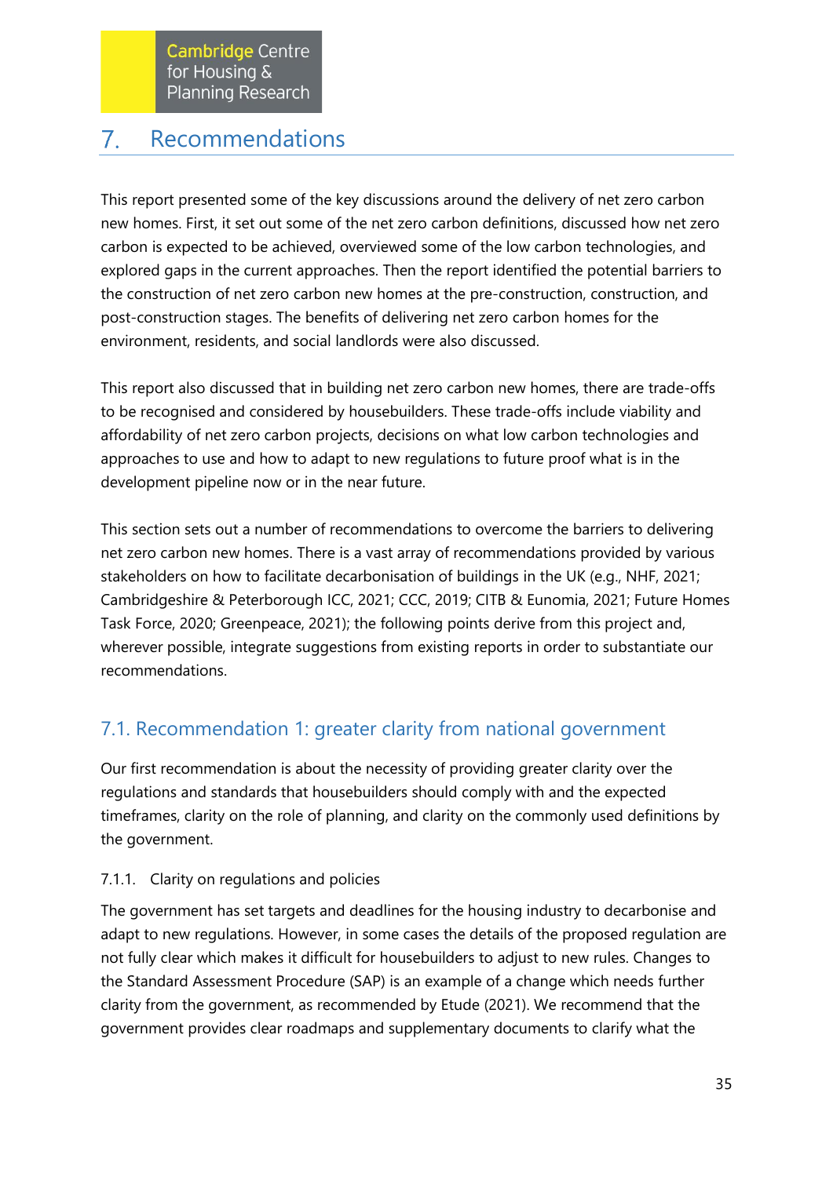# 7. Recommendations

This report presented some of the key discussions around the delivery of net zero carbon new homes. First, it set out some of the net zero carbon definitions, discussed how net zero carbon is expected to be achieved, overviewed some of the low carbon technologies, and explored gaps in the current approaches. Then the report identified the potential barriers to the construction of net zero carbon new homes at the pre-construction, construction, and post-construction stages. The benefits of delivering net zero carbon homes for the environment, residents, and social landlords were also discussed.

This report also discussed that in building net zero carbon new homes, there are trade-offs to be recognised and considered by housebuilders. These trade-offs include viability and affordability of net zero carbon projects, decisions on what low carbon technologies and approaches to use and how to adapt to new regulations to future proof what is in the development pipeline now or in the near future.

This section sets out a number of recommendations to overcome the barriers to delivering net zero carbon new homes. There is a vast array of recommendations provided by various stakeholders on how to facilitate decarbonisation of buildings in the UK (e.g., NHF, 2021; Cambridgeshire & Peterborough ICC, 2021; CCC, 2019; CITB & Eunomia, 2021; Future Homes Task Force, 2020; Greenpeace, 2021); the following points derive from this project and, wherever possible, integrate suggestions from existing reports in order to substantiate our recommendations.

## 7.1. Recommendation 1: greater clarity from national government

Our first recommendation is about the necessity of providing greater clarity over the regulations and standards that housebuilders should comply with and the expected timeframes, clarity on the role of planning, and clarity on the commonly used definitions by the government.

### 7.1.1. Clarity on regulations and policies

The government has set targets and deadlines for the housing industry to decarbonise and adapt to new regulations. However, in some cases the details of the proposed regulation are not fully clear which makes it difficult for housebuilders to adjust to new rules. Changes to the Standard Assessment Procedure (SAP) is an example of a change which needs further clarity from the government, as recommended by Etude (2021). We recommend that the government provides clear roadmaps and supplementary documents to clarify what the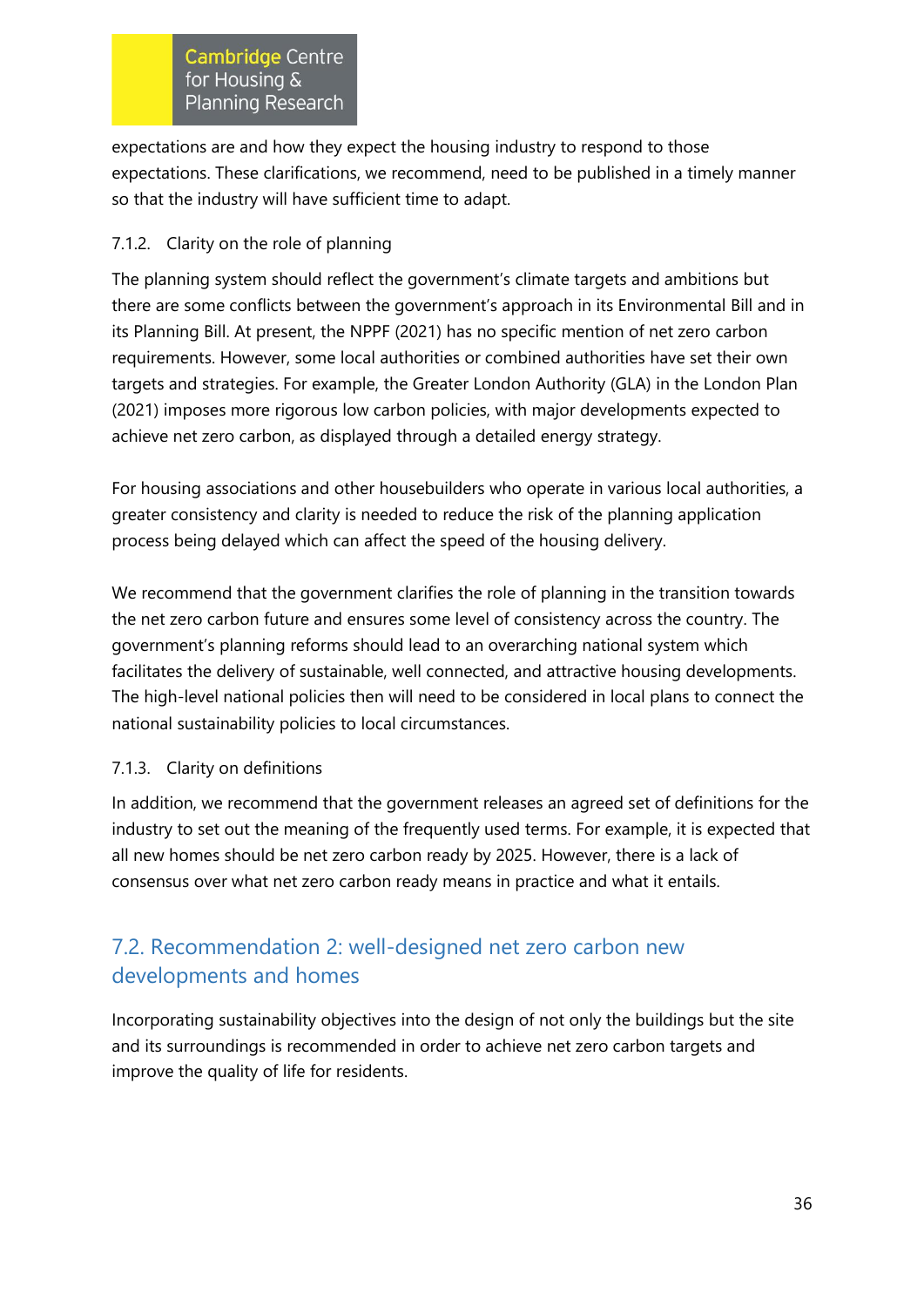expectations are and how they expect the housing industry to respond to those expectations. These clarifications, we recommend, need to be published in a timely manner so that the industry will have sufficient time to adapt.

#### 7.1.2. Clarity on the role of planning

The planning system should reflect the government's climate targets and ambitions but there are some conflicts between the government's approach in its Environmental Bill and in its Planning Bill. At present, the NPPF (2021) has no specific mention of net zero carbon requirements. However, some local authorities or combined authorities have set their own targets and strategies. For example, the Greater London Authority (GLA) in the London Plan (2021) imposes more rigorous low carbon policies, with major developments expected to achieve net zero carbon, as displayed through a detailed energy strategy.

For housing associations and other housebuilders who operate in various local authorities, a greater consistency and clarity is needed to reduce the risk of the planning application process being delayed which can affect the speed of the housing delivery.

We recommend that the government clarifies the role of planning in the transition towards the net zero carbon future and ensures some level of consistency across the country. The government's planning reforms should lead to an overarching national system which facilitates the delivery of sustainable, well connected, and attractive housing developments. The high-level national policies then will need to be considered in local plans to connect the national sustainability policies to local circumstances.

#### 7.1.3. Clarity on definitions

In addition, we recommend that the government releases an agreed set of definitions for the industry to set out the meaning of the frequently used terms. For example, it is expected that all new homes should be net zero carbon ready by 2025. However, there is a lack of consensus over what net zero carbon ready means in practice and what it entails.

## 7.2. Recommendation 2: well-designed net zero carbon new developments and homes

Incorporating sustainability objectives into the design of not only the buildings but the site and its surroundings is recommended in order to achieve net zero carbon targets and improve the quality of life for residents.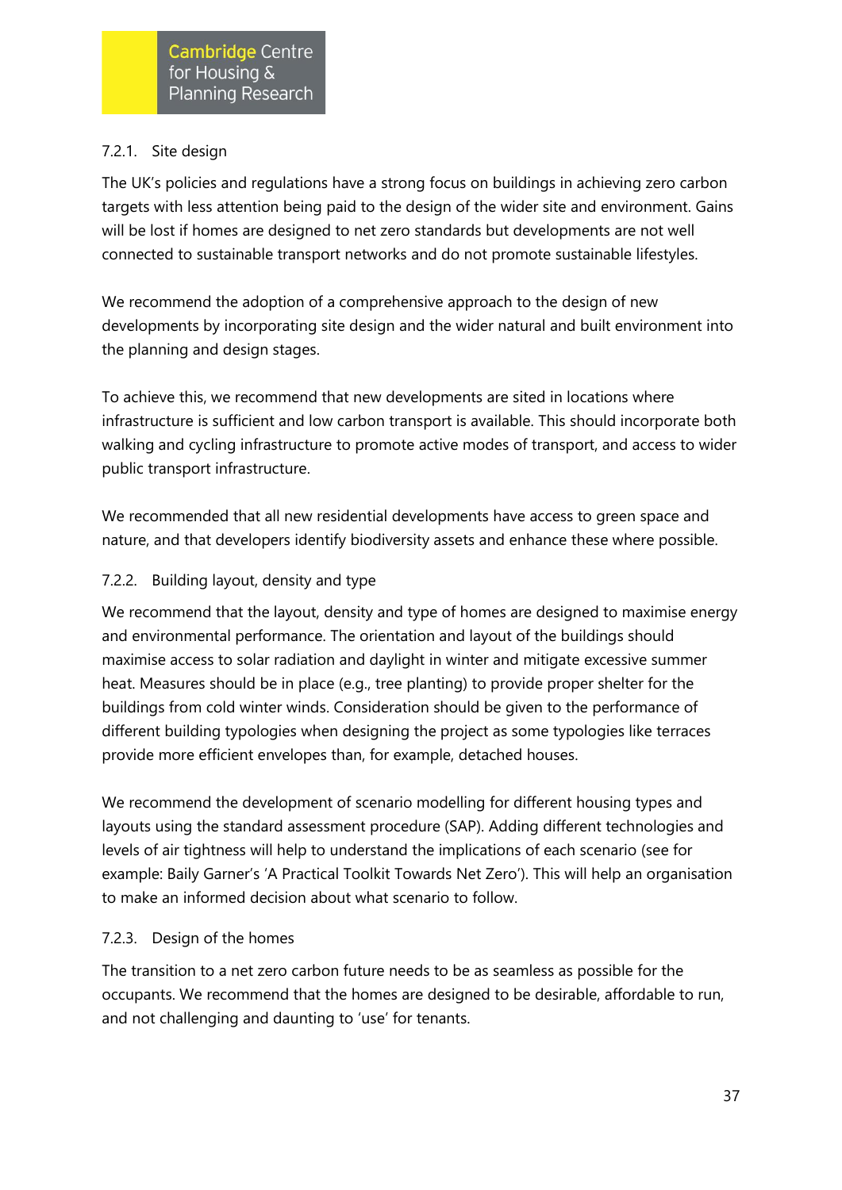### 7.2.1. Site design

The UK's policies and regulations have a strong focus on buildings in achieving zero carbon targets with less attention being paid to the design of the wider site and environment. Gains will be lost if homes are designed to net zero standards but developments are not well connected to sustainable transport networks and do not promote sustainable lifestyles.

We recommend the adoption of a comprehensive approach to the design of new developments by incorporating site design and the wider natural and built environment into the planning and design stages.

To achieve this, we recommend that new developments are sited in locations where infrastructure is sufficient and low carbon transport is available. This should incorporate both walking and cycling infrastructure to promote active modes of transport, and access to wider public transport infrastructure.

We recommended that all new residential developments have access to green space and nature, and that developers identify biodiversity assets and enhance these where possible.

### 7.2.2. Building layout, density and type

We recommend that the layout, density and type of homes are designed to maximise energy and environmental performance. The orientation and layout of the buildings should maximise access to solar radiation and daylight in winter and mitigate excessive summer heat. Measures should be in place (e.g., tree planting) to provide proper shelter for the buildings from cold winter winds. Consideration should be given to the performance of different building typologies when designing the project as some typologies like terraces provide more efficient envelopes than, for example, detached houses.

We recommend the development of scenario modelling for different housing types and layouts using the standard assessment procedure (SAP). Adding different technologies and levels of air tightness will help to understand the implications of each scenario (see for example: Baily Garner's 'A Practical Toolkit Towards Net Zero'). This will help an organisation to make an informed decision about what scenario to follow.

### 7.2.3. Design of the homes

The transition to a net zero carbon future needs to be as seamless as possible for the occupants. We recommend that the homes are designed to be desirable, affordable to run, and not challenging and daunting to 'use' for tenants.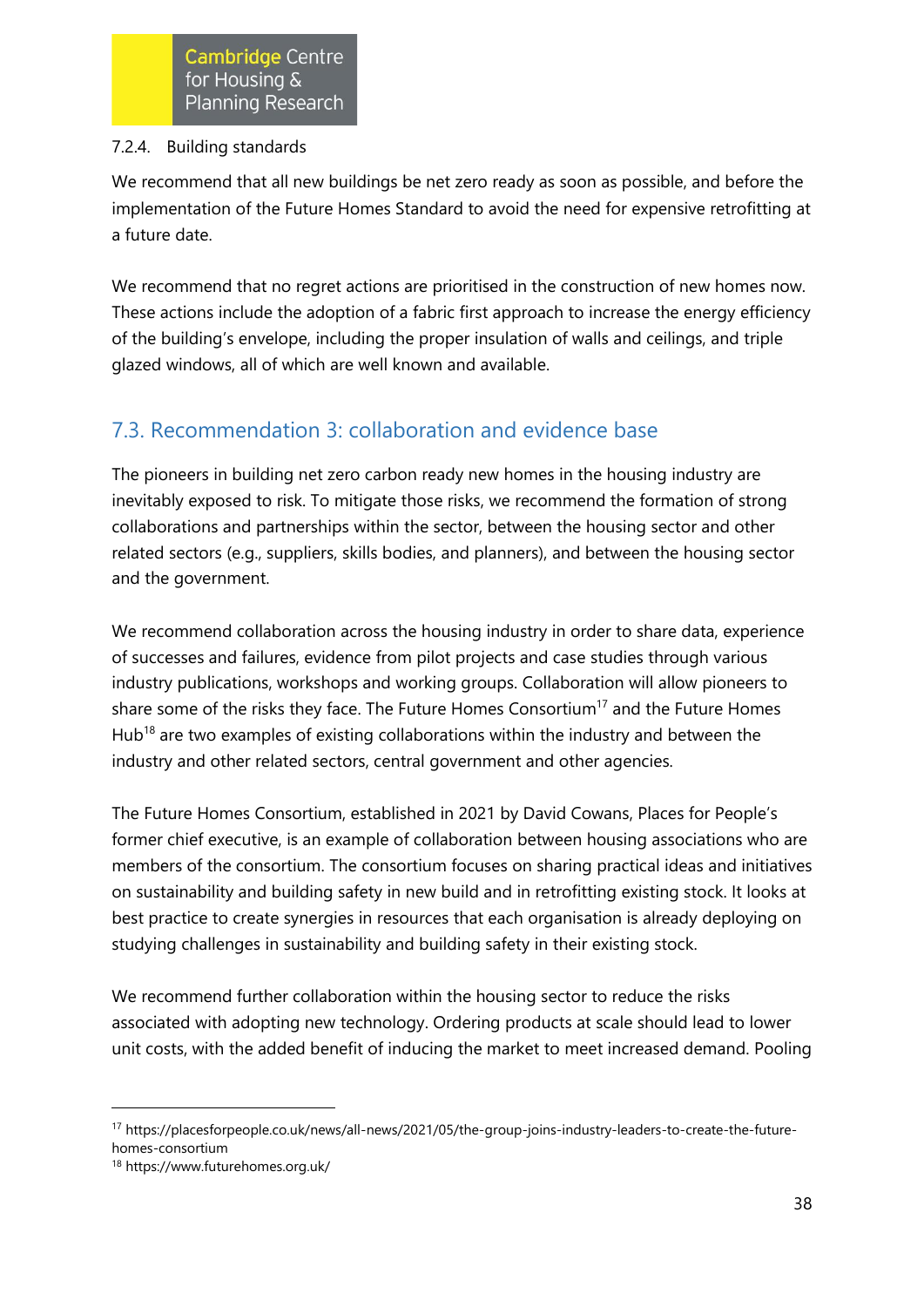#### 7.2.4. Building standards

We recommend that all new buildings be net zero ready as soon as possible, and before the implementation of the Future Homes Standard to avoid the need for expensive retrofitting at a future date.

We recommend that no regret actions are prioritised in the construction of new homes now. These actions include the adoption of a fabric first approach to increase the energy efficiency of the building's envelope, including the proper insulation of walls and ceilings, and triple glazed windows, all of which are well known and available.

## 7.3. Recommendation 3: collaboration and evidence base

The pioneers in building net zero carbon ready new homes in the housing industry are inevitably exposed to risk. To mitigate those risks, we recommend the formation of strong collaborations and partnerships within the sector, between the housing sector and other related sectors (e.g., suppliers, skills bodies, and planners), and between the housing sector and the government.

We recommend collaboration across the housing industry in order to share data, experience of successes and failures, evidence from pilot projects and case studies through various industry publications, workshops and working groups. Collaboration will allow pioneers to share some of the risks they face. The Future Homes Consortium[17] and the Future Homes Hub[18] are two examples of existing collaborations within the industry and between the industry and other related sectors, central government and other agencies.

The Future Homes Consortium, established in 2021 by David Cowans, Places for People's former chief executive, is an example of collaboration between housing associations who are members of the consortium. The consortium focuses on sharing practical ideas and initiatives on sustainability and building safety in new build and in retrofitting existing stock. It looks at best practice to create synergies in resources that each organisation is already deploying on studying challenges in sustainability and building safety in their existing stock.

We recommend further collaboration within the housing sector to reduce the risks associated with adopting new technology. Ordering products at scale should lead to lower unit costs, with the added benefit of inducing the market to meet increased demand. Pooling

[17] https://placesforpeople.co.uk/news/all-news/2021/05/the-group-joins-industry-leaders-to-create-the-future-homes-consortium

[18] https://www.futurehomes.org.uk/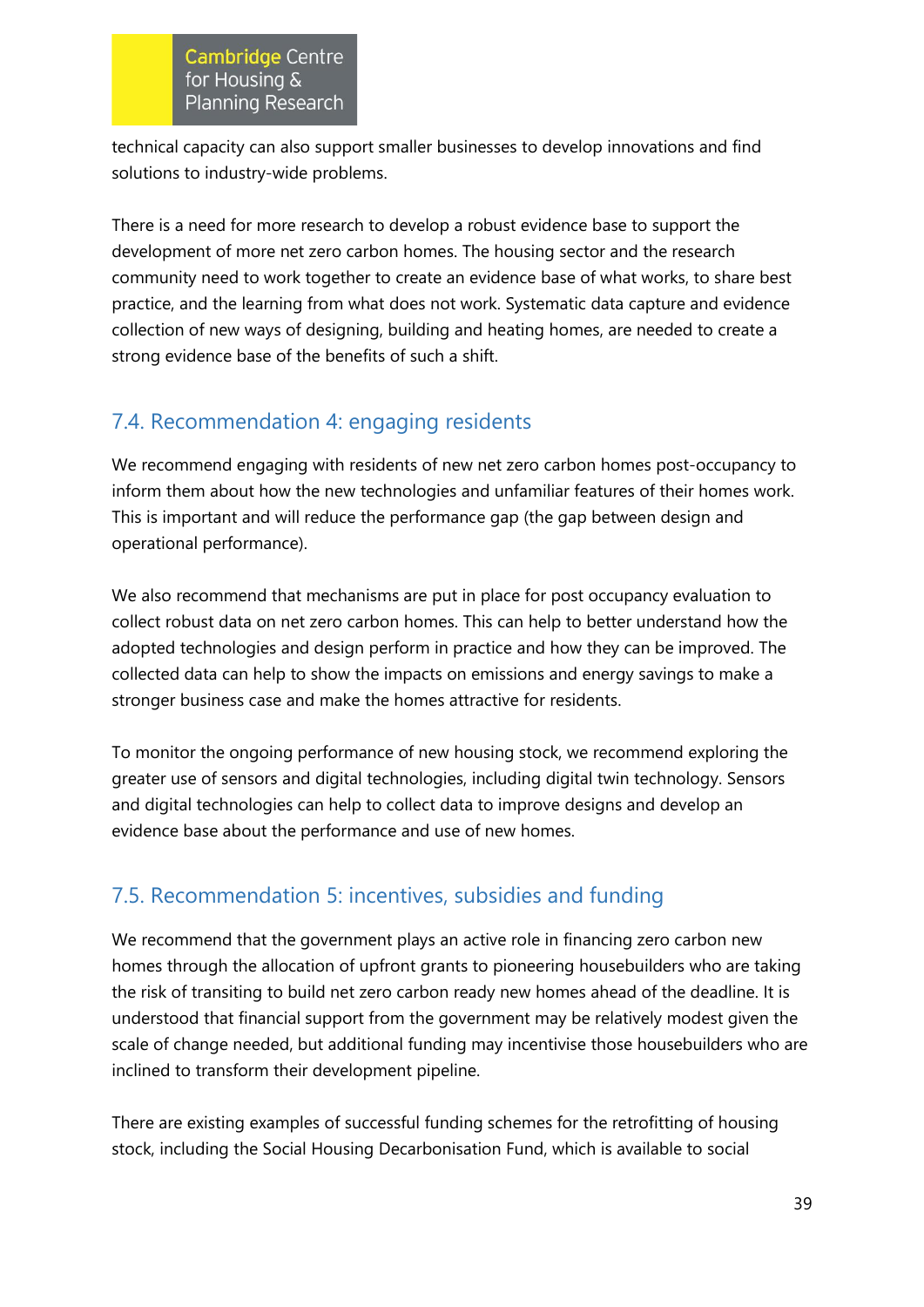technical capacity can also support smaller businesses to develop innovations and find solutions to industry-wide problems.

There is a need for more research to develop a robust evidence base to support the development of more net zero carbon homes. The housing sector and the research community need to work together to create an evidence base of what works, to share best practice, and the learning from what does not work. Systematic data capture and evidence collection of new ways of designing, building and heating homes, are needed to create a strong evidence base of the benefits of such a shift.

## 7.4. Recommendation 4: engaging residents

We recommend engaging with residents of new net zero carbon homes post-occupancy to inform them about how the new technologies and unfamiliar features of their homes work. This is important and will reduce the performance gap (the gap between design and operational performance).

We also recommend that mechanisms are put in place for post occupancy evaluation to collect robust data on net zero carbon homes. This can help to better understand how the adopted technologies and design perform in practice and how they can be improved. The collected data can help to show the impacts on emissions and energy savings to make a stronger business case and make the homes attractive for residents.

To monitor the ongoing performance of new housing stock, we recommend exploring the greater use of sensors and digital technologies, including digital twin technology. Sensors and digital technologies can help to collect data to improve designs and develop an evidence base about the performance and use of new homes.

## 7.5. Recommendation 5: incentives, subsidies and funding

We recommend that the government plays an active role in financing zero carbon new homes through the allocation of upfront grants to pioneering housebuilders who are taking the risk of transiting to build net zero carbon ready new homes ahead of the deadline. It is understood that financial support from the government may be relatively modest given the scale of change needed, but additional funding may incentivise those housebuilders who are inclined to transform their development pipeline.

There are existing examples of successful funding schemes for the retrofitting of housing stock, including the Social Housing Decarbonisation Fund, which is available to social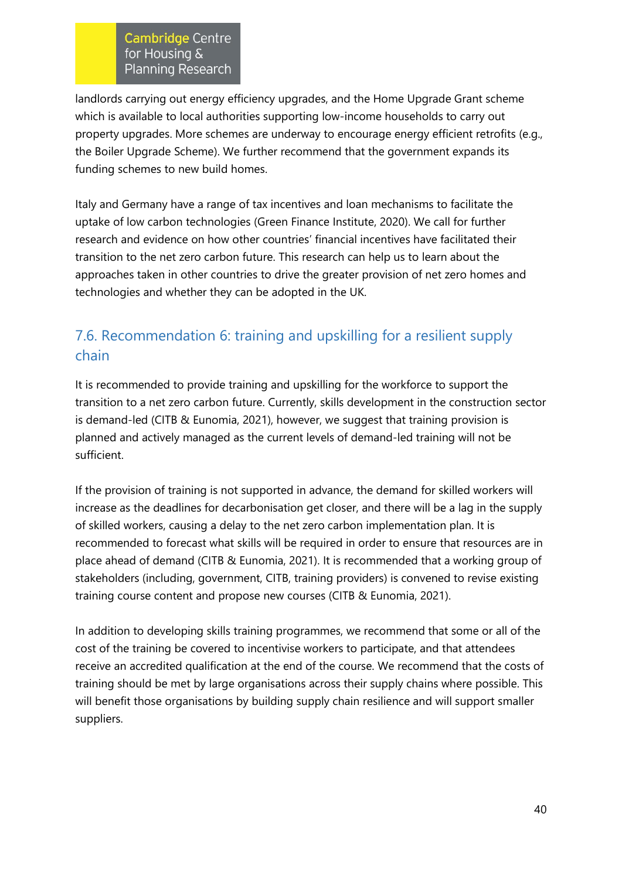landlords carrying out energy efficiency upgrades, and the Home Upgrade Grant scheme which is available to local authorities supporting low-income households to carry out property upgrades. More schemes are underway to encourage energy efficient retrofits (e.g., the Boiler Upgrade Scheme). We further recommend that the government expands its funding schemes to new build homes.

Italy and Germany have a range of tax incentives and loan mechanisms to facilitate the uptake of low carbon technologies (Green Finance Institute, 2020). We call for further research and evidence on how other countries' financial incentives have facilitated their transition to the net zero carbon future. This research can help us to learn about the approaches taken in other countries to drive the greater provision of net zero homes and technologies and whether they can be adopted in the UK.

## 7.6. Recommendation 6: training and upskilling for a resilient supply chain

It is recommended to provide training and upskilling for the workforce to support the transition to a net zero carbon future. Currently, skills development in the construction sector is demand-led (CITB & Eunomia, 2021), however, we suggest that training provision is planned and actively managed as the current levels of demand-led training will not be sufficient.

If the provision of training is not supported in advance, the demand for skilled workers will increase as the deadlines for decarbonisation get closer, and there will be a lag in the supply of skilled workers, causing a delay to the net zero carbon implementation plan. It is recommended to forecast what skills will be required in order to ensure that resources are in place ahead of demand (CITB & Eunomia, 2021). It is recommended that a working group of stakeholders (including, government, CITB, training providers) is convened to revise existing training course content and propose new courses (CITB & Eunomia, 2021).

In addition to developing skills training programmes, we recommend that some or all of the cost of the training be covered to incentivise workers to participate, and that attendees receive an accredited qualification at the end of the course. We recommend that the costs of training should be met by large organisations across their supply chains where possible. This will benefit those organisations by building supply chain resilience and will support smaller suppliers.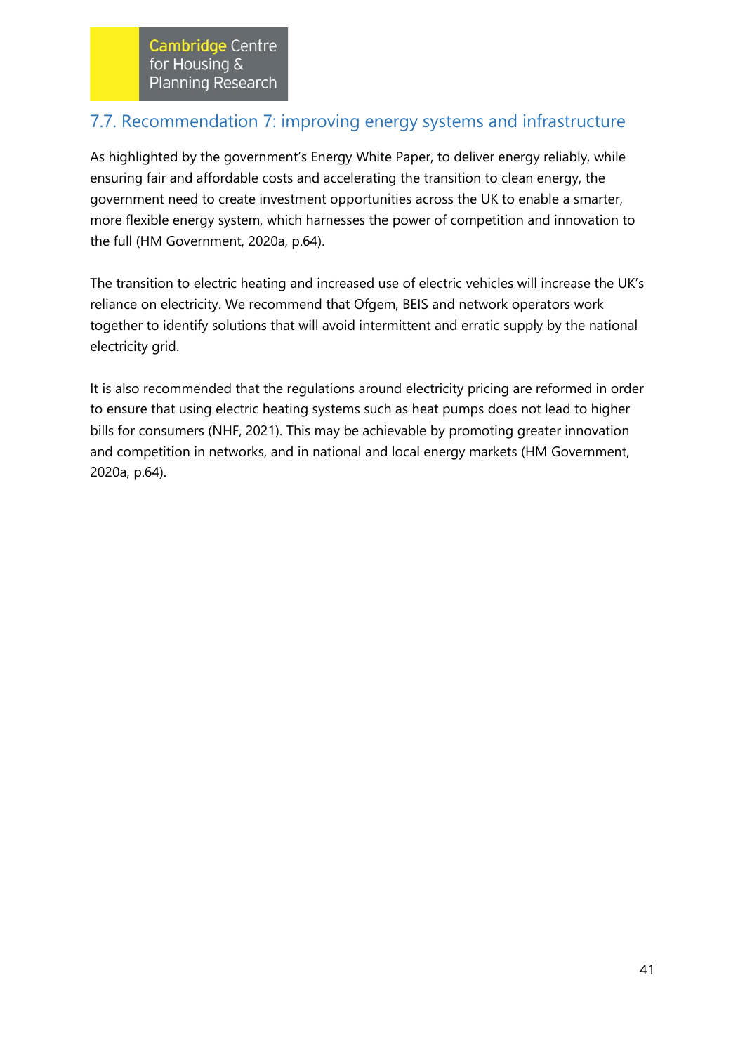## 7.7. Recommendation 7: improving energy systems and infrastructure

As highlighted by the government's Energy White Paper, to deliver energy reliably, while ensuring fair and affordable costs and accelerating the transition to clean energy, the government need to create investment opportunities across the UK to enable a smarter, more flexible energy system, which harnesses the power of competition and innovation to the full (HM Government, 2020a, p.64).

The transition to electric heating and increased use of electric vehicles will increase the UK's reliance on electricity. We recommend that Ofgem, BEIS and network operators work together to identify solutions that will avoid intermittent and erratic supply by the national electricity grid.

It is also recommended that the regulations around electricity pricing are reformed in order to ensure that using electric heating systems such as heat pumps does not lead to higher bills for consumers (NHF, 2021). This may be achievable by promoting greater innovation and competition in networks, and in national and local energy markets (HM Government, 2020a, p.64).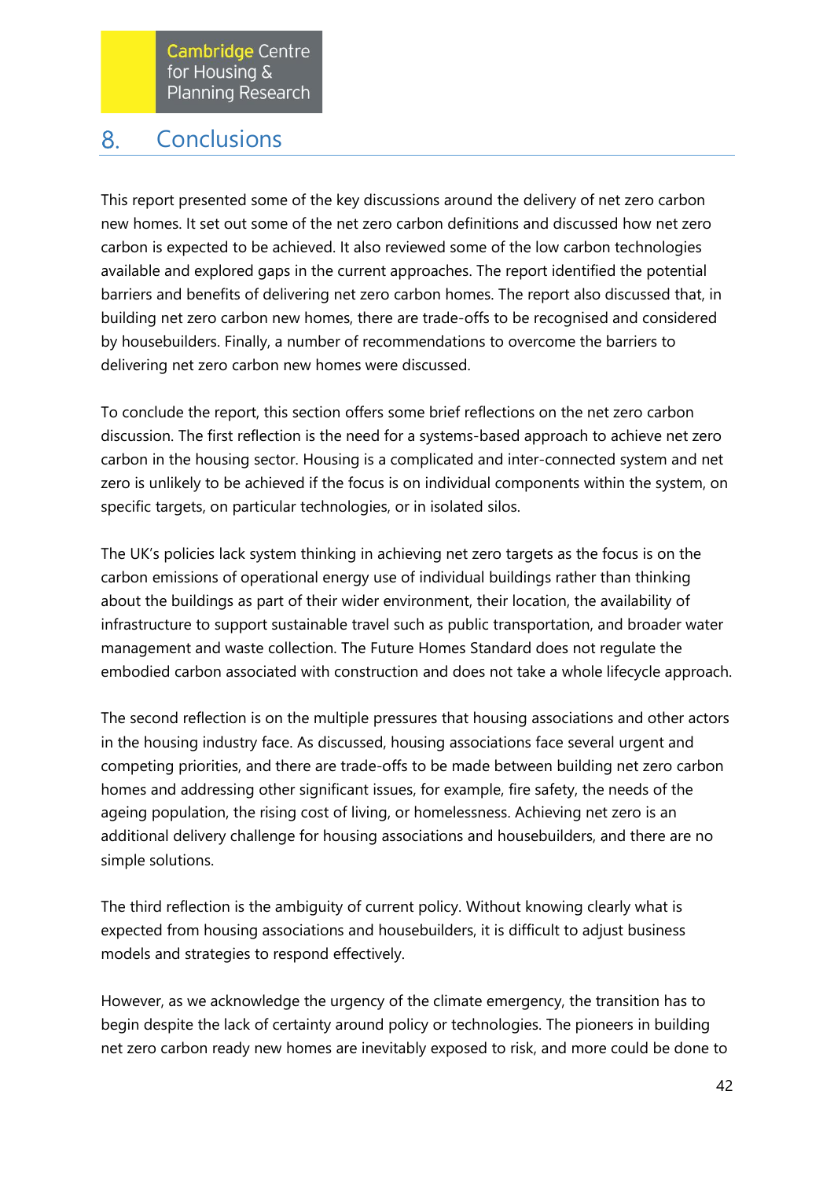# 8. Conclusions

This report presented some of the key discussions around the delivery of net zero carbon new homes. It set out some of the net zero carbon definitions and discussed how net zero carbon is expected to be achieved. It also reviewed some of the low carbon technologies available and explored gaps in the current approaches. The report identified the potential barriers and benefits of delivering net zero carbon homes. The report also discussed that, in building net zero carbon new homes, there are trade-offs to be recognised and considered by housebuilders. Finally, a number of recommendations to overcome the barriers to delivering net zero carbon new homes were discussed.

To conclude the report, this section offers some brief reflections on the net zero carbon discussion. The first reflection is the need for a systems-based approach to achieve net zero carbon in the housing sector. Housing is a complicated and inter-connected system and net zero is unlikely to be achieved if the focus is on individual components within the system, on specific targets, on particular technologies, or in isolated silos.

The UK's policies lack system thinking in achieving net zero targets as the focus is on the carbon emissions of operational energy use of individual buildings rather than thinking about the buildings as part of their wider environment, their location, the availability of infrastructure to support sustainable travel such as public transportation, and broader water management and waste collection. The Future Homes Standard does not regulate the embodied carbon associated with construction and does not take a whole lifecycle approach.

The second reflection is on the multiple pressures that housing associations and other actors in the housing industry face. As discussed, housing associations face several urgent and competing priorities, and there are trade-offs to be made between building net zero carbon homes and addressing other significant issues, for example, fire safety, the needs of the ageing population, the rising cost of living, or homelessness. Achieving net zero is an additional delivery challenge for housing associations and housebuilders, and there are no simple solutions.

The third reflection is the ambiguity of current policy. Without knowing clearly what is expected from housing associations and housebuilders, it is difficult to adjust business models and strategies to respond effectively.

However, as we acknowledge the urgency of the climate emergency, the transition has to begin despite the lack of certainty around policy or technologies. The pioneers in building net zero carbon ready new homes are inevitably exposed to risk, and more could be done to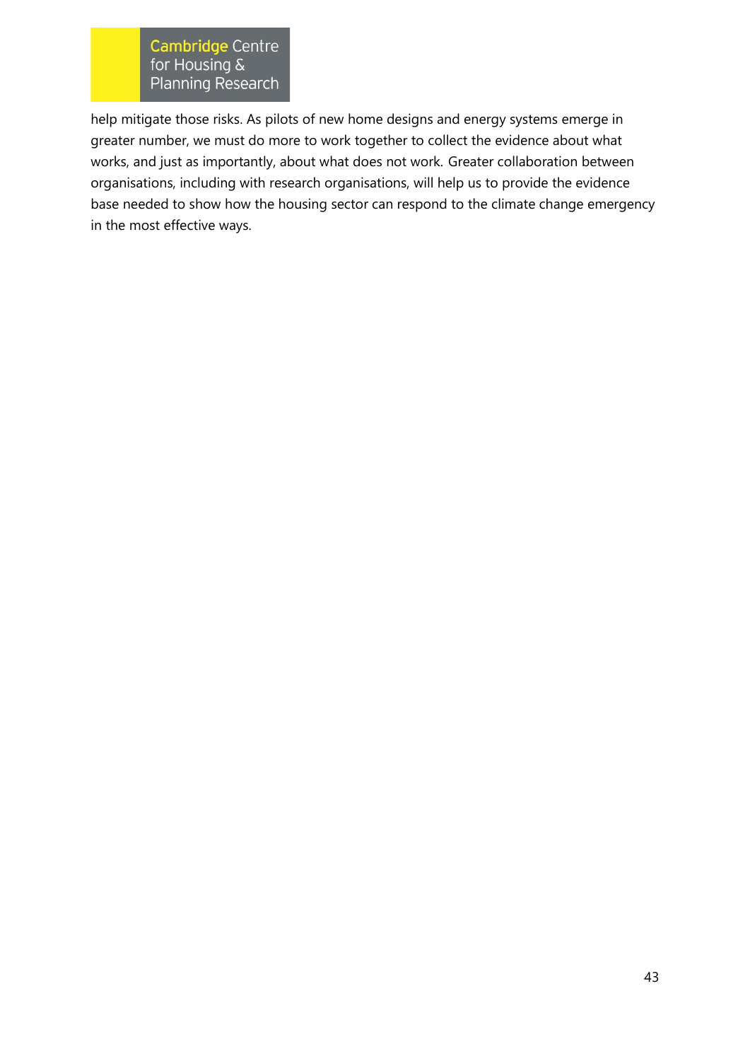help mitigate those risks. As pilots of new home designs and energy systems emerge in greater number, we must do more to work together to collect the evidence about what works, and just as importantly, about what does not work. Greater collaboration between organisations, including with research organisations, will help us to provide the evidence base needed to show how the housing sector can respond to the climate change emergency in the most effective ways.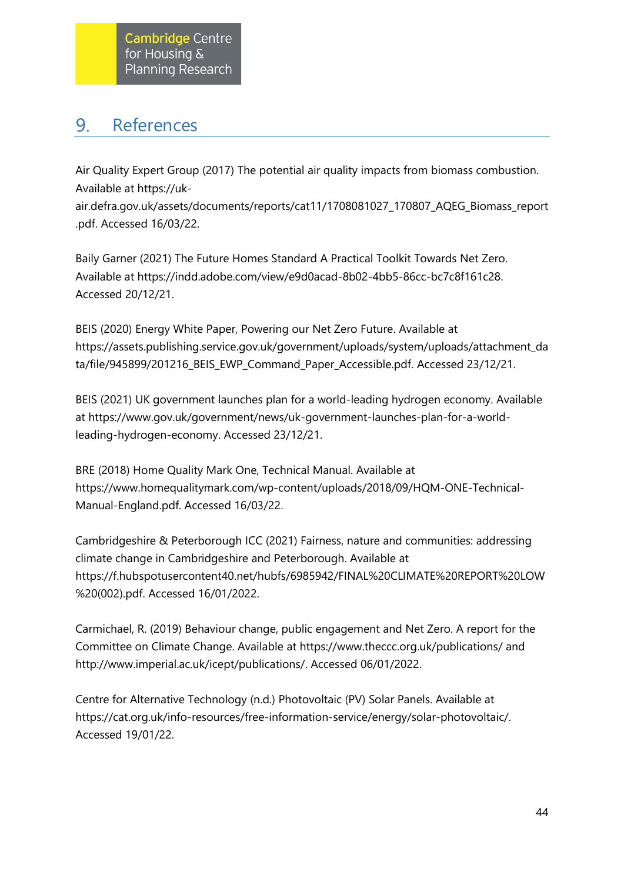## 9. References

Air Quality Expert Group (2017) The potential air quality impacts from biomass combustion. Available at https://uk-air.defra.gov.uk/assets/documents/reports/cat11/1708081027_170807_AQEG_Biomass_report.pdf. Accessed 16/03/22.

Baily Garner (2021) The Future Homes Standard A Practical Toolkit Towards Net Zero. Available at https://indd.adobe.com/view/e9d0acad-8b02-4bb5-86cc-bc7c8f161c28. Accessed 20/12/21.

BEIS (2020) Energy White Paper, Powering our Net Zero Future. Available at https://assets.publishing.service.gov.uk/government/uploads/system/uploads/attachment_data/file/945899/201216_BEIS_EWP_Command_Paper_Accessible.pdf. Accessed 23/12/21.

BEIS (2021) UK government launches plan for a world-leading hydrogen economy. Available at https://www.gov.uk/government/news/uk-government-launches-plan-for-a-world-leading-hydrogen-economy. Accessed 23/12/21.

BRE (2018) Home Quality Mark One, Technical Manual. Available at https://www.homequalitymark.com/wp-content/uploads/2018/09/HQM-ONE-Technical-Manual-England.pdf. Accessed 16/03/22.

Cambridgeshire & Peterborough ICC (2021) Fairness, nature and communities: addressing climate change in Cambridgeshire and Peterborough. Available at https://f.hubspotusercontent40.net/hubfs/6985942/FINAL%20CLIMATE%20REPORT%20LOW%20(002).pdf. Accessed 16/01/2022.

Carmichael, R. (2019) Behaviour change, public engagement and Net Zero. A report for the Committee on Climate Change. Available at https://www.theccc.org.uk/publications/ and http://www.imperial.ac.uk/icept/publications/. Accessed 06/01/2022.

Centre for Alternative Technology (n.d.) Photovoltaic (PV) Solar Panels. Available at https://cat.org.uk/info-resources/free-information-service/energy/solar-photovoltaic/. Accessed 19/01/22.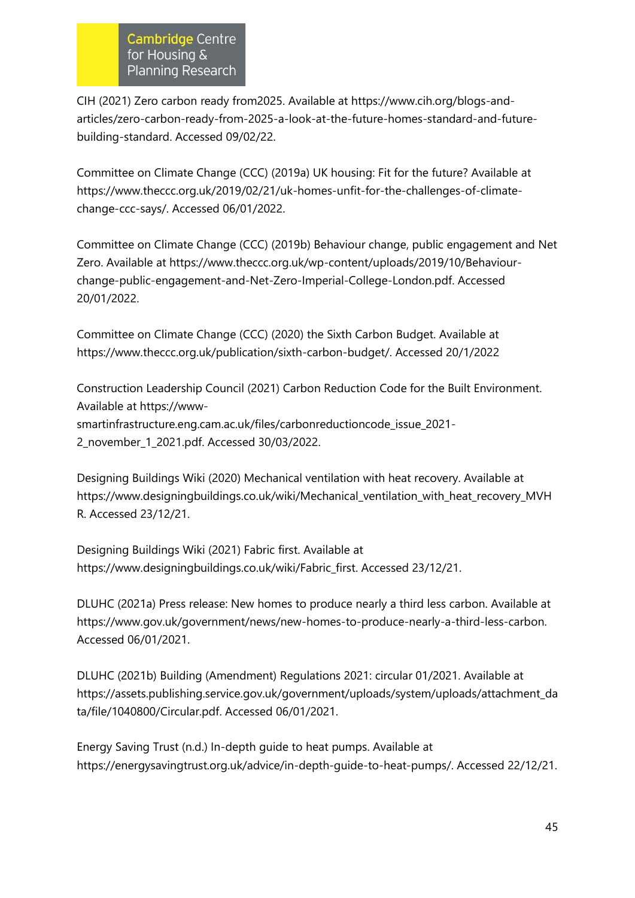CIH (2021) Zero carbon ready from2025. Available at https://www.cih.org/blogs-and-articles/zero-carbon-ready-from-2025-a-look-at-the-future-homes-standard-and-future-building-standard. Accessed 09/02/22.

Committee on Climate Change (CCC) (2019a) UK housing: Fit for the future? Available at https://www.theccc.org.uk/2019/02/21/uk-homes-unfit-for-the-challenges-of-climate-change-ccc-says/. Accessed 06/01/2022.

Committee on Climate Change (CCC) (2019b) Behaviour change, public engagement and Net Zero. Available at https://www.theccc.org.uk/wp-content/uploads/2019/10/Behaviour-change-public-engagement-and-Net-Zero-Imperial-College-London.pdf. Accessed 20/01/2022.

Committee on Climate Change (CCC) (2020) the Sixth Carbon Budget. Available at https://www.theccc.org.uk/publication/sixth-carbon-budget/. Accessed 20/1/2022

Construction Leadership Council (2021) Carbon Reduction Code for the Built Environment. Available at https://www-smartinfrastructure.eng.cam.ac.uk/files/carbonreductioncode_issue_2021-2_november_1_2021.pdf. Accessed 30/03/2022.

Designing Buildings Wiki (2020) Mechanical ventilation with heat recovery. Available at https://www.designingbuildings.co.uk/wiki/Mechanical_ventilation_with_heat_recovery_MVHR. Accessed 23/12/21.

Designing Buildings Wiki (2021) Fabric first. Available at https://www.designingbuildings.co.uk/wiki/Fabric_first. Accessed 23/12/21.

DLUHC (2021a) Press release: New homes to produce nearly a third less carbon. Available at https://www.gov.uk/government/news/new-homes-to-produce-nearly-a-third-less-carbon. Accessed 06/01/2021.

DLUHC (2021b) Building (Amendment) Regulations 2021: circular 01/2021. Available at https://assets.publishing.service.gov.uk/government/uploads/system/uploads/attachment_data/file/1040800/Circular.pdf. Accessed 06/01/2021.

Energy Saving Trust (n.d.) In-depth guide to heat pumps. Available at https://energysavingtrust.org.uk/advice/in-depth-guide-to-heat-pumps/. Accessed 22/12/21.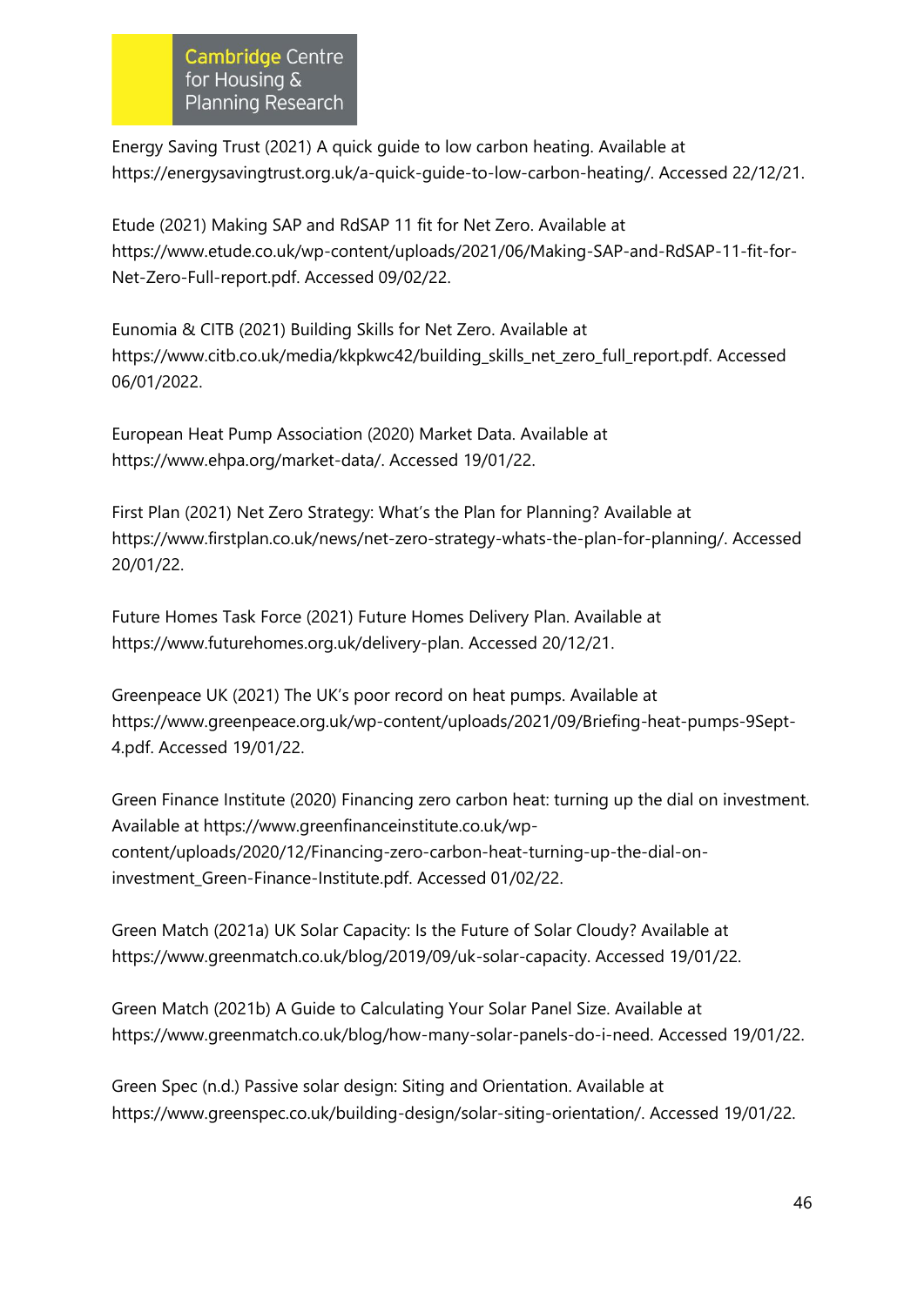Energy Saving Trust (2021) A quick guide to low carbon heating. Available at https://energysavingtrust.org.uk/a-quick-guide-to-low-carbon-heating/. Accessed 22/12/21.

Etude (2021) Making SAP and RdSAP 11 fit for Net Zero. Available at https://www.etude.co.uk/wp-content/uploads/2021/06/Making-SAP-and-RdSAP-11-fit-for-Net-Zero-Full-report.pdf. Accessed 09/02/22.

Eunomia & CITB (2021) Building Skills for Net Zero. Available at https://www.citb.co.uk/media/kkpkwc42/building_skills_net_zero_full_report.pdf. Accessed 06/01/2022.

European Heat Pump Association (2020) Market Data. Available at https://www.ehpa.org/market-data/. Accessed 19/01/22.

First Plan (2021) Net Zero Strategy: What's the Plan for Planning? Available at https://www.firstplan.co.uk/news/net-zero-strategy-whats-the-plan-for-planning/. Accessed 20/01/22.

Future Homes Task Force (2021) Future Homes Delivery Plan. Available at https://www.futurehomes.org.uk/delivery-plan. Accessed 20/12/21.

Greenpeace UK (2021) The UK's poor record on heat pumps. Available at https://www.greenpeace.org.uk/wp-content/uploads/2021/09/Briefing-heat-pumps-9Sept-4.pdf. Accessed 19/01/22.

Green Finance Institute (2020) Financing zero carbon heat: turning up the dial on investment. Available at https://www.greenfinanceinstitute.co.uk/wp-content/uploads/2020/12/Financing-zero-carbon-heat-turning-up-the-dial-on-investment_Green-Finance-Institute.pdf. Accessed 01/02/22.

Green Match (2021a) UK Solar Capacity: Is the Future of Solar Cloudy? Available at https://www.greenmatch.co.uk/blog/2019/09/uk-solar-capacity. Accessed 19/01/22.

Green Match (2021b) A Guide to Calculating Your Solar Panel Size. Available at https://www.greenmatch.co.uk/blog/how-many-solar-panels-do-i-need. Accessed 19/01/22.

Green Spec (n.d.) Passive solar design: Siting and Orientation. Available at https://www.greenspec.co.uk/building-design/solar-siting-orientation/. Accessed 19/01/22.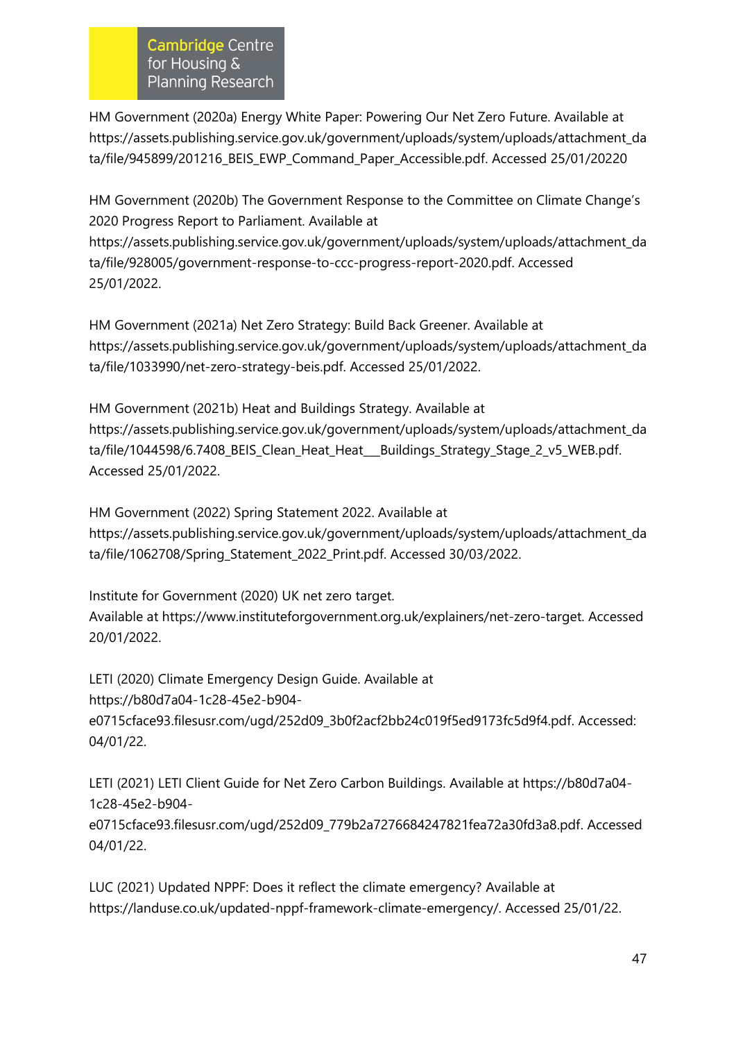HM Government (2020a) Energy White Paper: Powering Our Net Zero Future. Available at https://assets.publishing.service.gov.uk/government/uploads/system/uploads/attachment_data/file/945899/201216_BEIS_EWP_Command_Paper_Accessible.pdf. Accessed 25/01/20220

HM Government (2020b) The Government Response to the Committee on Climate Change's 2020 Progress Report to Parliament. Available at https://assets.publishing.service.gov.uk/government/uploads/system/uploads/attachment_data/file/928005/government-response-to-ccc-progress-report-2020.pdf. Accessed 25/01/2022.

HM Government (2021a) Net Zero Strategy: Build Back Greener. Available at https://assets.publishing.service.gov.uk/government/uploads/system/uploads/attachment_data/file/1033990/net-zero-strategy-beis.pdf. Accessed 25/01/2022.

HM Government (2021b) Heat and Buildings Strategy. Available at https://assets.publishing.service.gov.uk/government/uploads/system/uploads/attachment_data/file/1044598/6.7408_BEIS_Clean_Heat_Heat___Buildings_Strategy_Stage_2_v5_WEB.pdf. Accessed 25/01/2022.

HM Government (2022) Spring Statement 2022. Available at https://assets.publishing.service.gov.uk/government/uploads/system/uploads/attachment_data/file/1062708/Spring_Statement_2022_Print.pdf. Accessed 30/03/2022.

Institute for Government (2020) UK net zero target. Available at https://www.instituteforgovernment.org.uk/explainers/net-zero-target. Accessed 20/01/2022.

LETI (2020) Climate Emergency Design Guide. Available at https://b80d7a04-1c28-45e2-b904-e0715cface93.filesusr.com/ugd/252d09_3b0f2acf2bb24c019f5ed9173fc5d9f4.pdf. Accessed: 04/01/22.

LETI (2021) LETI Client Guide for Net Zero Carbon Buildings. Available at https://b80d7a04-1c28-45e2-b904-e0715cface93.filesusr.com/ugd/252d09_779b2a7276684247821fea72a30fd3a8.pdf. Accessed 04/01/22.

LUC (2021) Updated NPPF: Does it reflect the climate emergency? Available at https://landuse.co.uk/updated-nppf-framework-climate-emergency/. Accessed 25/01/22.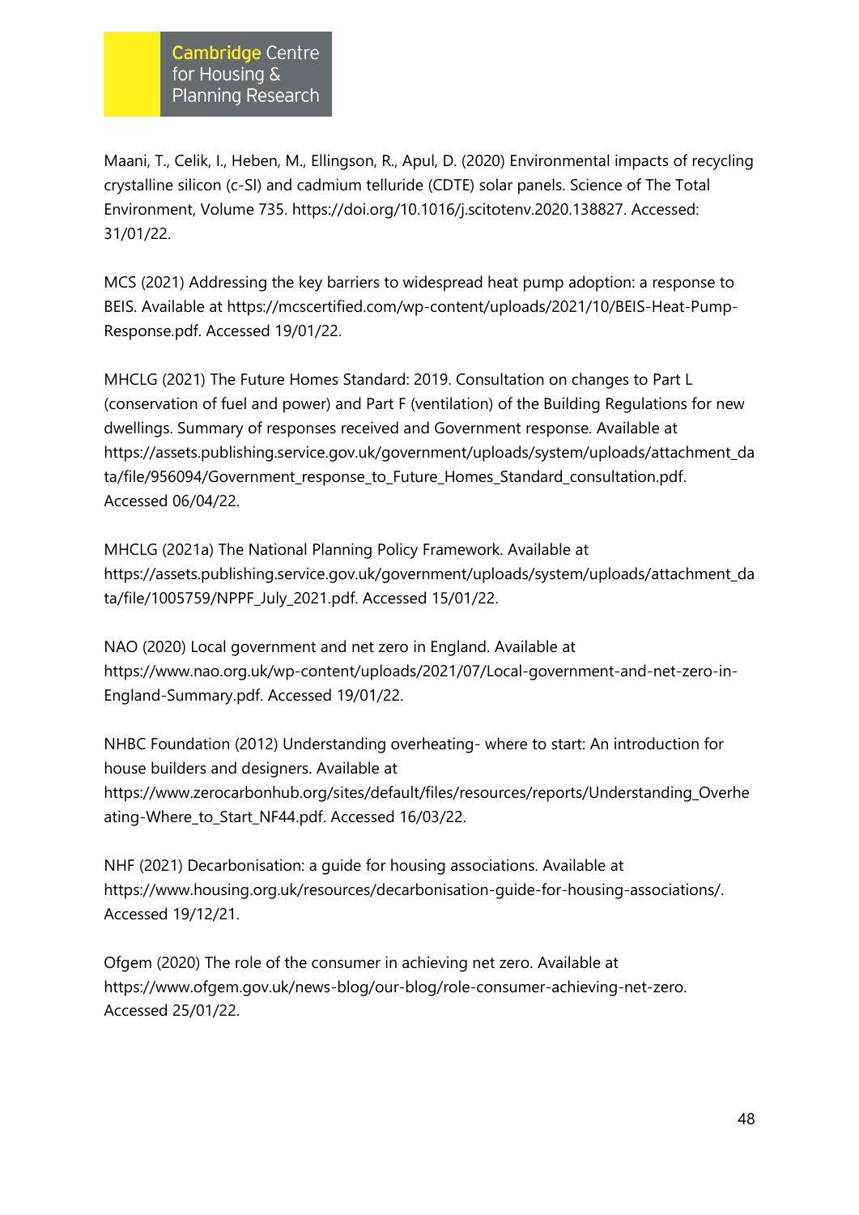Maani, T., Celik, I., Heben, M., Ellingson, R., Apul, D. (2020) Environmental impacts of recycling crystalline silicon (c-SI) and cadmium telluride (CDTE) solar panels. Science of The Total Environment, Volume 735. https://doi.org/10.1016/j.scitotenv.2020.138827. Accessed: 31/01/22.

MCS (2021) Addressing the key barriers to widespread heat pump adoption: a response to BEIS. Available at https://mcscertified.com/wp-content/uploads/2021/10/BEIS-Heat-Pump-Response.pdf. Accessed 19/01/22.

MHCLG (2021) The Future Homes Standard: 2019. Consultation on changes to Part L (conservation of fuel and power) and Part F (ventilation) of the Building Regulations for new dwellings. Summary of responses received and Government response. Available at https://assets.publishing.service.gov.uk/government/uploads/system/uploads/attachment_data/file/956094/Government_response_to_Future_Homes_Standard_consultation.pdf. Accessed 06/04/22.

MHCLG (2021a) The National Planning Policy Framework. Available at https://assets.publishing.service.gov.uk/government/uploads/system/uploads/attachment_data/file/1005759/NPPF_July_2021.pdf. Accessed 15/01/22.

NAO (2020) Local government and net zero in England. Available at https://www.nao.org.uk/wp-content/uploads/2021/07/Local-government-and-net-zero-in-England-Summary.pdf. Accessed 19/01/22.

NHBC Foundation (2012) Understanding overheating- where to start: An introduction for house builders and designers. Available at https://www.zerocarbonhub.org/sites/default/files/resources/reports/Understanding_Overheating-Where_to_Start_NF44.pdf. Accessed 16/03/22.

NHF (2021) Decarbonisation: a guide for housing associations. Available at https://www.housing.org.uk/resources/decarbonisation-guide-for-housing-associations/. Accessed 19/12/21.

Ofgem (2020) The role of the consumer in achieving net zero. Available at https://www.ofgem.gov.uk/news-blog/our-blog/role-consumer-achieving-net-zero. Accessed 25/01/22.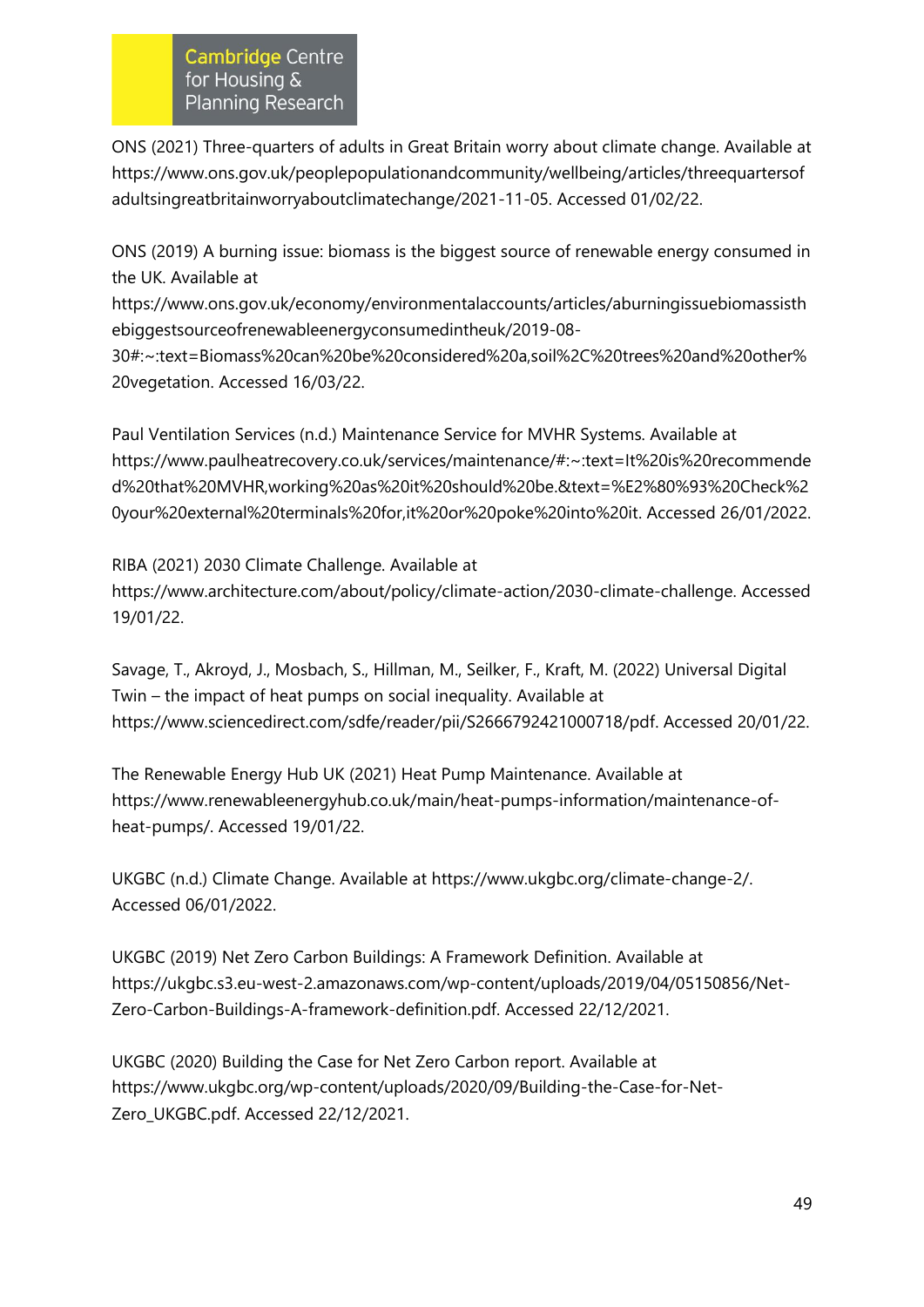ONS (2021) Three-quarters of adults in Great Britain worry about climate change. Available at https://www.ons.gov.uk/peoplepopulationandcommunity/wellbeing/articles/threequartersofadultsingreatbritainworryaboutclimatechange/2021-11-05. Accessed 01/02/22.

ONS (2019) A burning issue: biomass is the biggest source of renewable energy consumed in the UK. Available at https://www.ons.gov.uk/economy/environmentalaccounts/articles/aburningissuebiomassisthebiggestsourceofrenewableenergyconsumedintheuk/2019-08-30#:~:text=Biomass%20can%20be%20considered%20a,soil%2C%20trees%20and%20other%20vegetation. Accessed 16/03/22.

Paul Ventilation Services (n.d.) Maintenance Service for MVHR Systems. Available at https://www.paulheatrecovery.co.uk/services/maintenance/#:~:text=It%20is%20recommended%20that%20MVHR,working%20as%20it%20should%20be.&text=%E2%80%93%20Check%20your%20external%20terminals%20for,it%20or%20poke%20into%20it. Accessed 26/01/2022.

RIBA (2021) 2030 Climate Challenge. Available at https://www.architecture.com/about/policy/climate-action/2030-climate-challenge. Accessed 19/01/22.

Savage, T., Akroyd, J., Mosbach, S., Hillman, M., Seilker, F., Kraft, M. (2022) Universal Digital Twin – the impact of heat pumps on social inequality. Available at https://www.sciencedirect.com/sdfe/reader/pii/S2666792421000718/pdf. Accessed 20/01/22.

The Renewable Energy Hub UK (2021) Heat Pump Maintenance. Available at https://www.renewableenergyhub.co.uk/main/heat-pumps-information/maintenance-of-heat-pumps/. Accessed 19/01/22.

UKGBC (n.d.) Climate Change. Available at https://www.ukgbc.org/climate-change-2/. Accessed 06/01/2022.

UKGBC (2019) Net Zero Carbon Buildings: A Framework Definition. Available at https://ukgbc.s3.eu-west-2.amazonaws.com/wp-content/uploads/2019/04/05150856/Net-Zero-Carbon-Buildings-A-framework-definition.pdf. Accessed 22/12/2021.

UKGBC (2020) Building the Case for Net Zero Carbon report. Available at https://www.ukgbc.org/wp-content/uploads/2020/09/Building-the-Case-for-Net-Zero_UKGBC.pdf. Accessed 22/12/2021.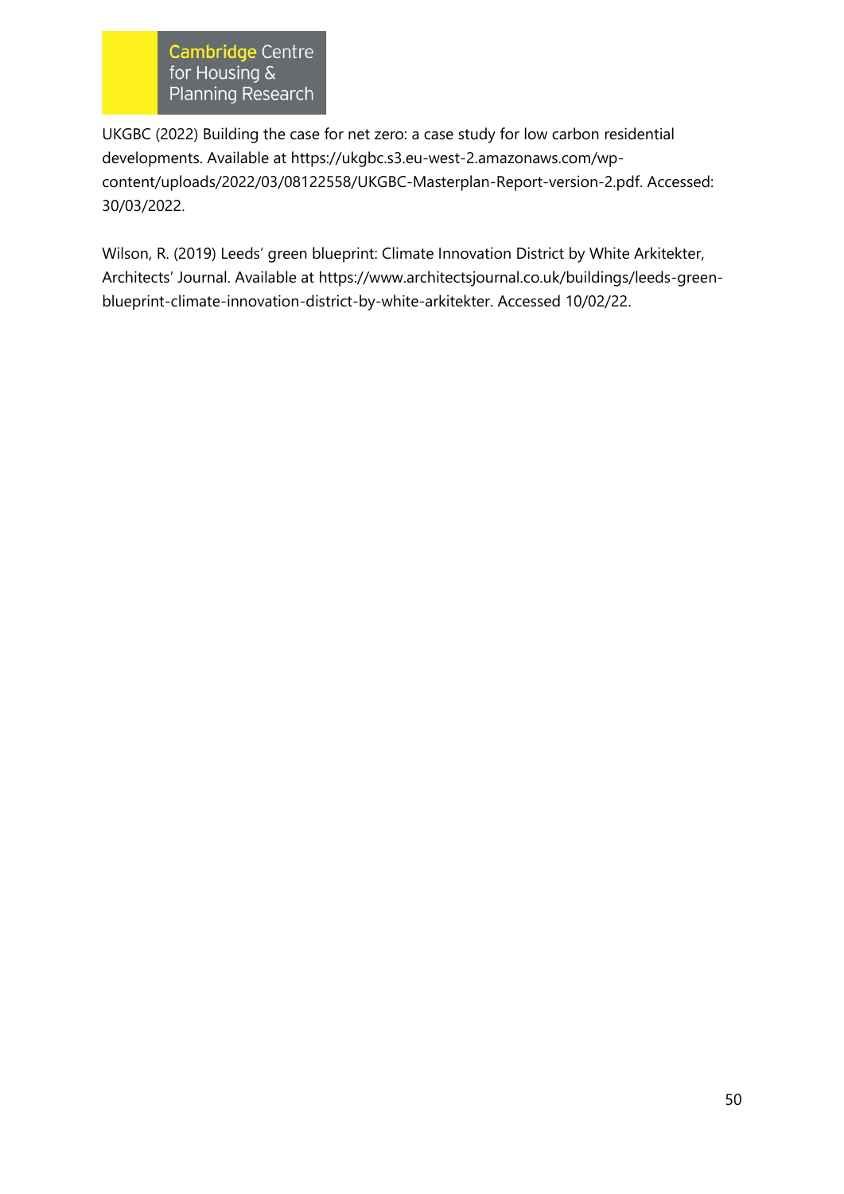UKGBC (2022) Building the case for net zero: a case study for low carbon residential developments. Available at https://ukgbc.s3.eu-west-2.amazonaws.com/wp-content/uploads/2022/03/08122558/UKGBC-Masterplan-Report-version-2.pdf. Accessed: 30/03/2022.

Wilson, R. (2019) Leeds' green blueprint: Climate Innovation District by White Arkitekter, Architects' Journal. Available at https://www.architectsjournal.co.uk/buildings/leeds-green-blueprint-climate-innovation-district-by-white-arkitekter. Accessed 10/02/22.